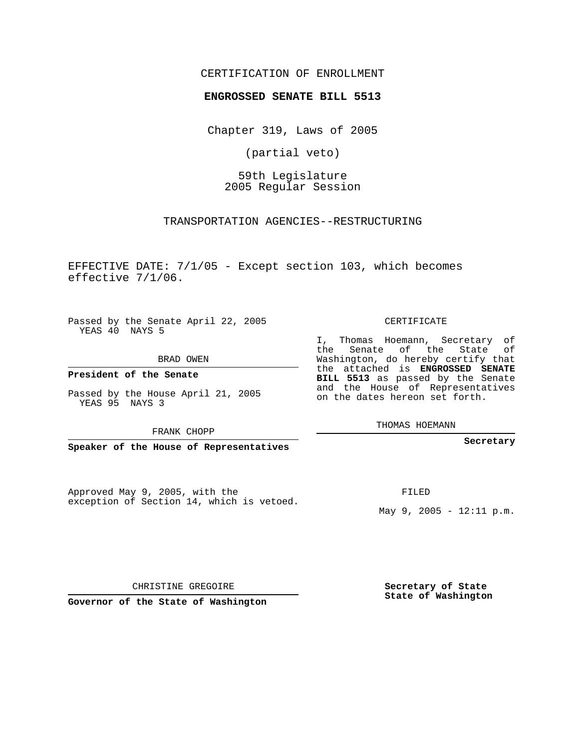CERTIFICATION OF ENROLLMENT

**ENGROSSED SENATE BILL 5513**

Chapter 319, Laws of 2005

(partial veto)

59th Legislature
2005 Regular Session

TRANSPORTATION AGENCIES--RESTRUCTURING

EFFECTIVE DATE: 7/1/05 - Except section 103, which becomes effective 7/1/06.

Passed by the Senate April 22, 2005
YEAS 40 NAYS 5

BRAD OWEN

**President of the Senate**

Passed by the House April 21, 2005
YEAS 95 NAYS 3

FRANK CHOPP

**Speaker of the House of Representatives**

CERTIFICATE

I, Thomas Hoemann, Secretary of the Senate of the State of Washington, do hereby certify that the attached is **ENGROSSED SENATE BILL 5513** as passed by the Senate and the House of Representatives on the dates hereon set forth.

THOMAS HOEMANN

**Secretary**

Approved May 9, 2005, with the exception of Section 14, which is vetoed.

FILED

May 9, 2005 - 12:11 p.m.

CHRISTINE GREGOIRE

**Governor of the State of Washington**

**Secretary of State State of Washington**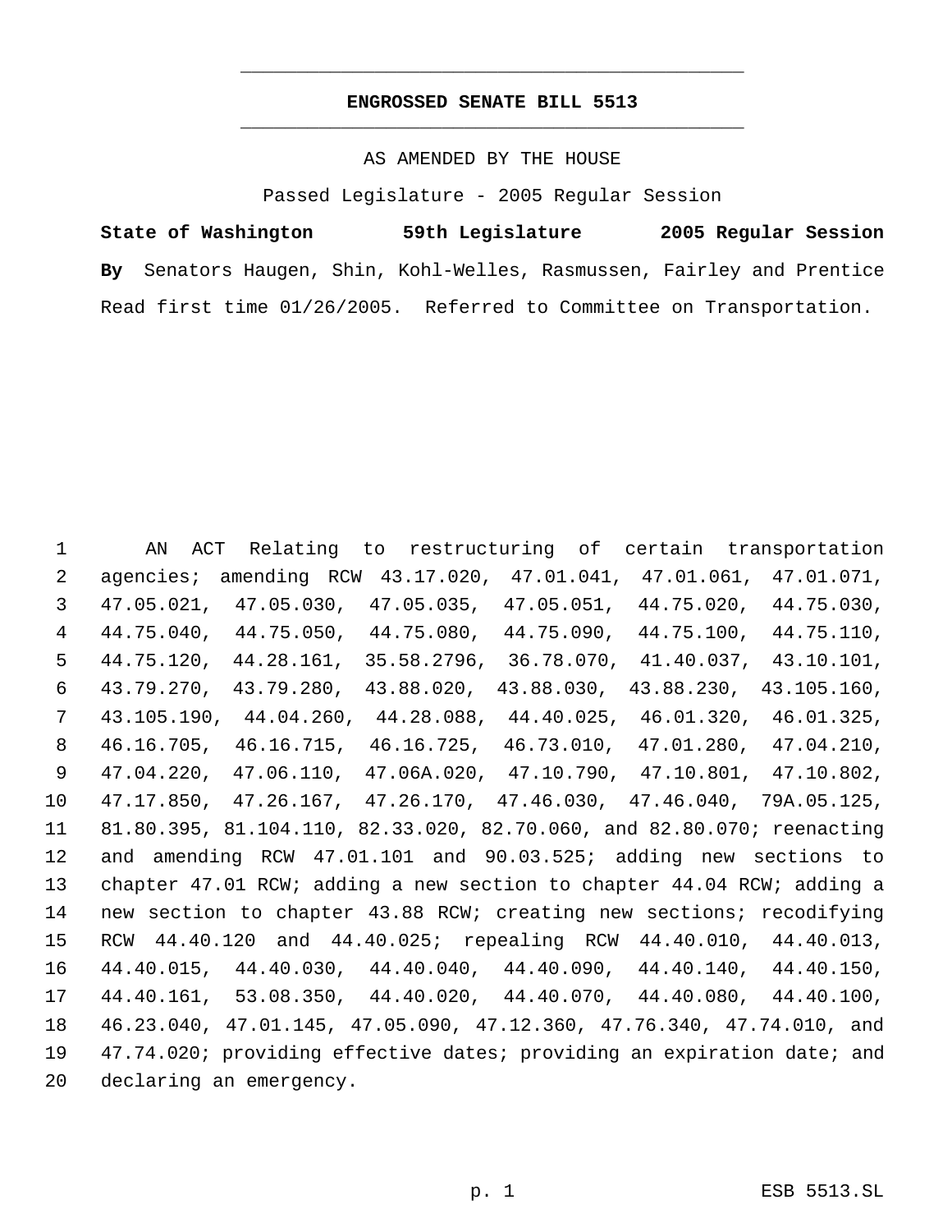# ENGROSSED SENATE BILL 5513

AS AMENDED BY THE HOUSE

Passed Legislature - 2005 Regular Session

**State of Washington 59th Legislature 2005 Regular Session**

**By** Senators Haugen, Shin, Kohl-Welles, Rasmussen, Fairley and Prentice

Read first time 01/26/2005. Referred to Committee on Transportation.

AN ACT Relating to restructuring of certain transportation agencies; amending RCW 43.17.020, 47.01.041, 47.01.061, 47.01.071, 47.05.021, 47.05.030, 47.05.035, 47.05.051, 44.75.020, 44.75.030, 44.75.040, 44.75.050, 44.75.080, 44.75.090, 44.75.100, 44.75.110, 44.75.120, 44.28.161, 35.58.2796, 36.78.070, 41.40.037, 43.10.101, 43.79.270, 43.79.280, 43.88.020, 43.88.030, 43.88.230, 43.105.160, 43.105.190, 44.04.260, 44.28.088, 44.40.025, 46.01.320, 46.01.325, 46.16.705, 46.16.715, 46.16.725, 46.73.010, 47.01.280, 47.04.210, 47.04.220, 47.06.110, 47.06A.020, 47.10.790, 47.10.801, 47.10.802, 47.17.850, 47.26.167, 47.26.170, 47.46.030, 47.46.040, 79A.05.125, 81.80.395, 81.104.110, 82.33.020, 82.70.060, and 82.80.070; reenacting and amending RCW 47.01.101 and 90.03.525; adding new sections to chapter 47.01 RCW; adding a new section to chapter 44.04 RCW; adding a new section to chapter 43.88 RCW; creating new sections; recodifying RCW 44.40.120 and 44.40.025; repealing RCW 44.40.010, 44.40.013, 44.40.015, 44.40.030, 44.40.040, 44.40.090, 44.40.140, 44.40.150, 44.40.161, 53.08.350, 44.40.020, 44.40.070, 44.40.080, 44.40.100, 46.23.040, 47.01.145, 47.05.090, 47.12.360, 47.76.340, 47.74.010, and 47.74.020; providing effective dates; providing an expiration date; and declaring an emergency.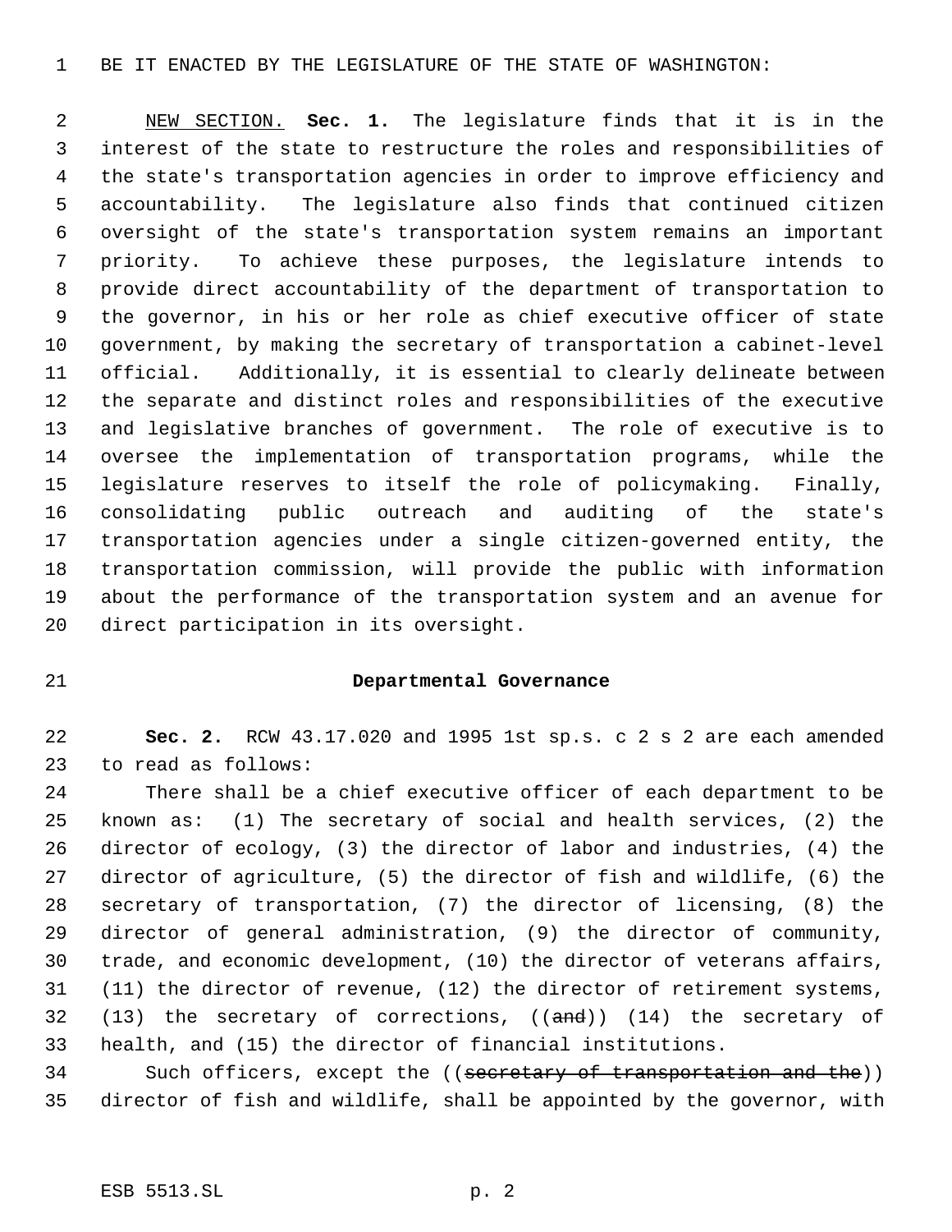BE IT ENACTED BY THE LEGISLATURE OF THE STATE OF WASHINGTON:

NEW SECTION. **Sec. 1.** The legislature finds that it is in the interest of the state to restructure the roles and responsibilities of the state's transportation agencies in order to improve efficiency and accountability. The legislature also finds that continued citizen oversight of the state's transportation system remains an important priority. To achieve these purposes, the legislature intends to provide direct accountability of the department of transportation to the governor, in his or her role as chief executive officer of state government, by making the secretary of transportation a cabinet-level official. Additionally, it is essential to clearly delineate between the separate and distinct roles and responsibilities of the executive and legislative branches of government. The role of executive is to oversee the implementation of transportation programs, while the legislature reserves to itself the role of policymaking. Finally, consolidating public outreach and auditing of the state's transportation agencies under a single citizen-governed entity, the transportation commission, will provide the public with information about the performance of the transportation system and an avenue for direct participation in its oversight.

## Departmental Governance

**Sec. 2.** RCW 43.17.020 and 1995 1st sp.s. c 2 s 2 are each amended to read as follows:

There shall be a chief executive officer of each department to be known as: (1) The secretary of social and health services, (2) the director of ecology, (3) the director of labor and industries, (4) the director of agriculture, (5) the director of fish and wildlife, (6) the secretary of transportation, (7) the director of licensing, (8) the director of general administration, (9) the director of community, trade, and economic development, (10) the director of veterans affairs, (11) the director of revenue, (12) the director of retirement systems, (13) the secretary of corrections, ((~~and~~)) (14) the secretary of health, and (15) the director of financial institutions.

Such officers, except the ((~~secretary of transportation and the~~)) director of fish and wildlife, shall be appointed by the governor, with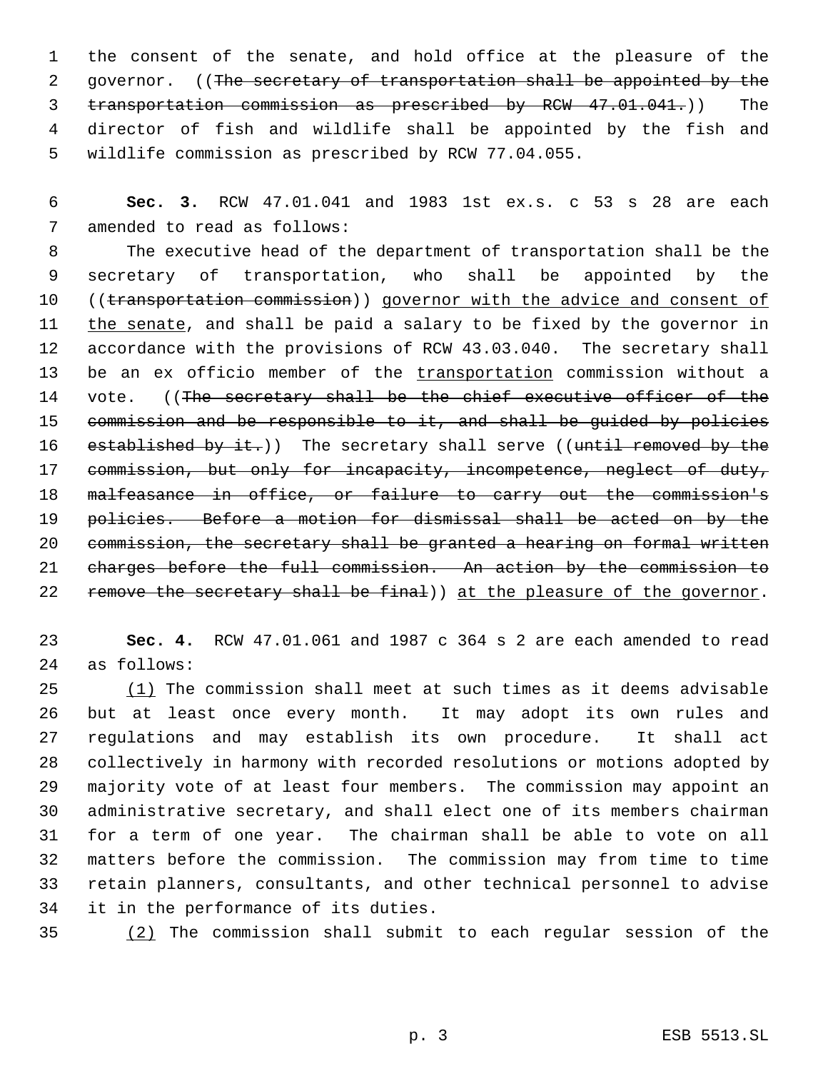the consent of the senate, and hold office at the pleasure of the governor. ((~~The secretary of transportation shall be appointed by the transportation commission as prescribed by RCW 47.01.041.~~)) The director of fish and wildlife shall be appointed by the fish and wildlife commission as prescribed by RCW 77.04.055.

**Sec. 3.** RCW 47.01.041 and 1983 1st ex.s. c 53 s 28 are each amended to read as follows:

The executive head of the department of transportation shall be the secretary of transportation, who shall be appointed by the ((~~transportation commission~~)) <u>governor with the advice and consent of the senate</u>, and shall be paid a salary to be fixed by the governor in accordance with the provisions of RCW 43.03.040. The secretary shall be an ex officio member of the <u>transportation</u> commission without a vote. ((~~The secretary shall be the chief executive officer of the commission and be responsible to it, and shall be guided by policies established by it.~~)) The secretary shall serve ((~~until removed by the commission, but only for incapacity, incompetence, neglect of duty, malfeasance in office, or failure to carry out the commission's policies. Before a motion for dismissal shall be acted on by the commission, the secretary shall be granted a hearing on formal written charges before the full commission. An action by the commission to remove the secretary shall be final~~)) <u>at the pleasure of the governor</u>.

**Sec. 4.** RCW 47.01.061 and 1987 c 364 s 2 are each amended to read as follows:

<u>(1)</u> The commission shall meet at such times as it deems advisable but at least once every month. It may adopt its own rules and regulations and may establish its own procedure. It shall act collectively in harmony with recorded resolutions or motions adopted by majority vote of at least four members. The commission may appoint an administrative secretary, and shall elect one of its members chairman for a term of one year. The chairman shall be able to vote on all matters before the commission. The commission may from time to time retain planners, consultants, and other technical personnel to advise it in the performance of its duties.

<u>(2)</u> The commission shall submit to each regular session of the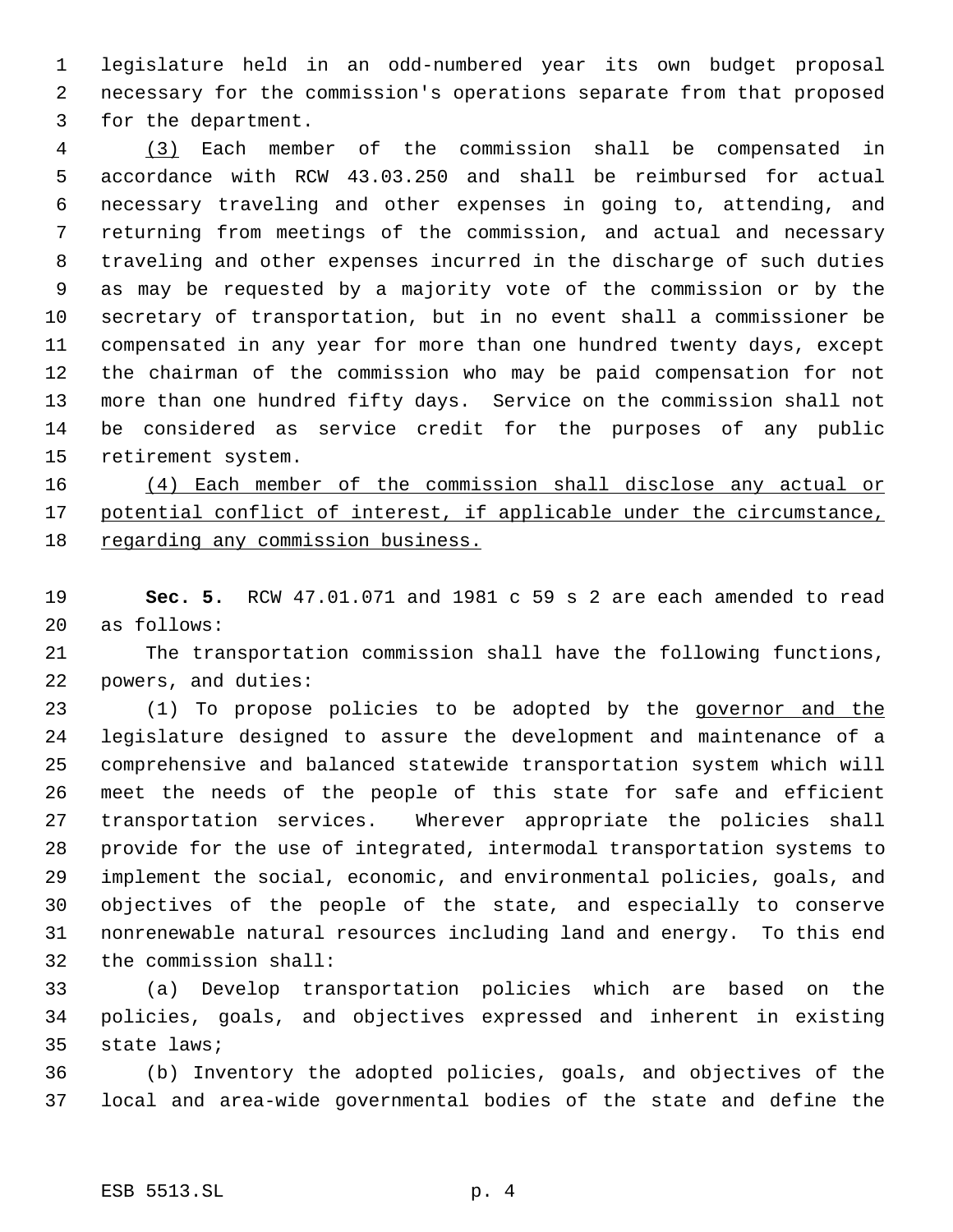legislature held in an odd-numbered year its own budget proposal necessary for the commission's operations separate from that proposed for the department.

(3) Each member of the commission shall be compensated in accordance with RCW 43.03.250 and shall be reimbursed for actual necessary traveling and other expenses in going to, attending, and returning from meetings of the commission, and actual and necessary traveling and other expenses incurred in the discharge of such duties as may be requested by a majority vote of the commission or by the secretary of transportation, but in no event shall a commissioner be compensated in any year for more than one hundred twenty days, except the chairman of the commission who may be paid compensation for not more than one hundred fifty days. Service on the commission shall not be considered as service credit for the purposes of any public retirement system.

(4) Each member of the commission shall disclose any actual or potential conflict of interest, if applicable under the circumstance, regarding any commission business.

**Sec. 5.** RCW 47.01.071 and 1981 c 59 s 2 are each amended to read as follows:

The transportation commission shall have the following functions, powers, and duties:

(1) To propose policies to be adopted by the governor and the legislature designed to assure the development and maintenance of a comprehensive and balanced statewide transportation system which will meet the needs of the people of this state for safe and efficient transportation services. Wherever appropriate the policies shall provide for the use of integrated, intermodal transportation systems to implement the social, economic, and environmental policies, goals, and objectives of the people of the state, and especially to conserve nonrenewable natural resources including land and energy. To this end the commission shall:

(a) Develop transportation policies which are based on the policies, goals, and objectives expressed and inherent in existing state laws;

(b) Inventory the adopted policies, goals, and objectives of the local and area-wide governmental bodies of the state and define the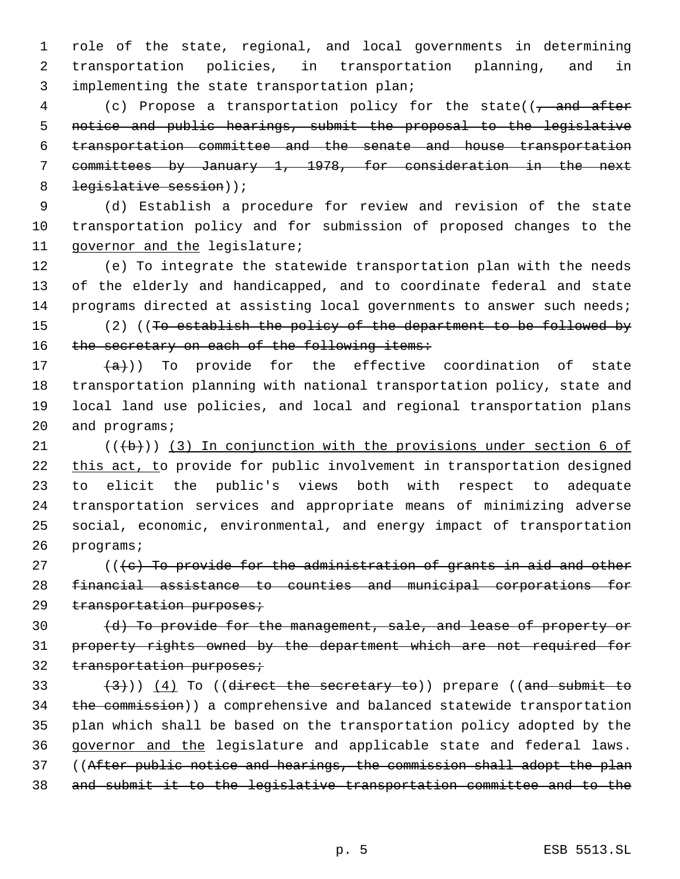role of the state, regional, and local governments in determining transportation policies, in transportation planning, and in implementing the state transportation plan;

(c) Propose a transportation policy for the state((~~, and after notice and public hearings, submit the proposal to the legislative transportation committee and the senate and house transportation committees by January 1, 1978, for consideration in the next legislative session~~));

(d) Establish a procedure for review and revision of the state transportation policy and for submission of proposed changes to the <u>governor and the</u> legislature;

(e) To integrate the statewide transportation plan with the needs of the elderly and handicapped, and to coordinate federal and state programs directed at assisting local governments to answer such needs;

(2) ((~~To establish the policy of the department to be followed by the secretary on each of the following items:~~

~~(a)~~)) To provide for the effective coordination of state transportation planning with national transportation policy, state and local land use policies, and local and regional transportation plans and programs;

((~~(b)~~)) <u>(3) In conjunction with the provisions under section 6 of this act, t</u>o provide for public involvement in transportation designed to elicit the public's views both with respect to adequate transportation services and appropriate means of minimizing adverse social, economic, environmental, and energy impact of transportation programs;

((~~(c) To provide for the administration of grants in aid and other financial assistance to counties and municipal corporations for transportation purposes;~~

~~(d) To provide for the management, sale, and lease of property or property rights owned by the department which are not required for transportation purposes;~~

~~(3)~~)) <u>(4)</u> To ((~~direct the secretary to~~)) prepare ((~~and submit to the commission~~)) a comprehensive and balanced statewide transportation plan which shall be based on the transportation policy adopted by the <u>governor and the</u> legislature and applicable state and federal laws. ((~~After public notice and hearings, the commission shall adopt the plan and submit it to the legislative transportation committee and to the~~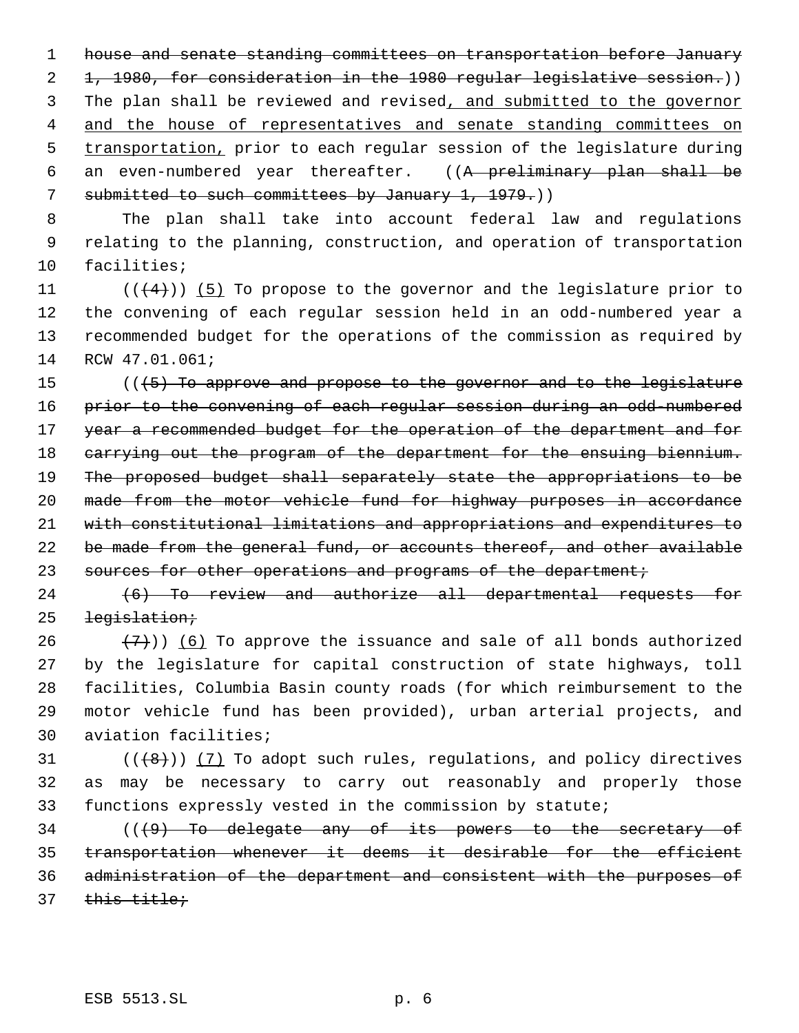house and senate standing committees on transportation before January 1, 1980, for consideration in the 1980 regular legislative session.)) The plan shall be reviewed and revised, and submitted to the governor and the house of representatives and senate standing committees on transportation, prior to each regular session of the legislature during an even-numbered year thereafter. ((A preliminary plan shall be submitted to such committees by January 1, 1979.))

The plan shall take into account federal law and regulations relating to the planning, construction, and operation of transportation facilities;

(((4))) (5) To propose to the governor and the legislature prior to the convening of each regular session held in an odd-numbered year a recommended budget for the operations of the commission as required by RCW 47.01.061;

(((5) To approve and propose to the governor and to the legislature prior to the convening of each regular session during an odd-numbered year a recommended budget for the operation of the department and for carrying out the program of the department for the ensuing biennium. The proposed budget shall separately state the appropriations to be made from the motor vehicle fund for highway purposes in accordance with constitutional limitations and appropriations and expenditures to be made from the general fund, or accounts thereof, and other available sources for other operations and programs of the department;

(6) To review and authorize all departmental requests for legislation;

(7))) (6) To approve the issuance and sale of all bonds authorized by the legislature for capital construction of state highways, toll facilities, Columbia Basin county roads (for which reimbursement to the motor vehicle fund has been provided), urban arterial projects, and aviation facilities;

(((8))) (7) To adopt such rules, regulations, and policy directives as may be necessary to carry out reasonably and properly those functions expressly vested in the commission by statute;

(((9) To delegate any of its powers to the secretary of transportation whenever it deems it desirable for the efficient administration of the department and consistent with the purposes of this title;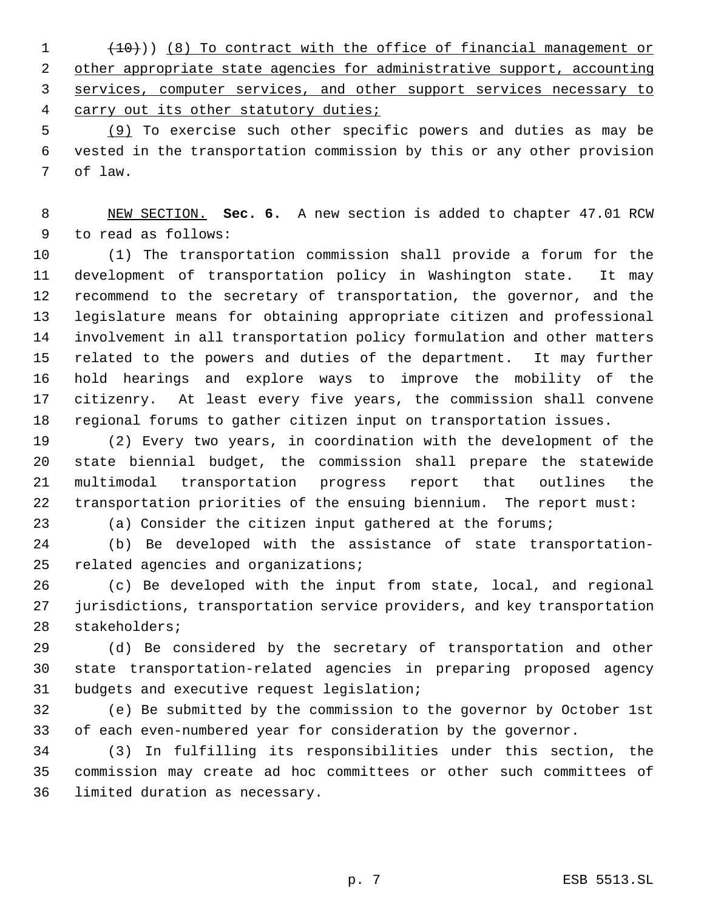((~~(10)~~)) <u>(8) To contract with the office of financial management or other appropriate state agencies for administrative support, accounting services, computer services, and other support services necessary to carry out its other statutory duties;</u>

<u>(9)</u> To exercise such other specific powers and duties as may be vested in the transportation commission by this or any other provision of law.

<u>NEW SECTION.</u> **Sec. 6.** A new section is added to chapter 47.01 RCW to read as follows:

(1) The transportation commission shall provide a forum for the development of transportation policy in Washington state. It may recommend to the secretary of transportation, the governor, and the legislature means for obtaining appropriate citizen and professional involvement in all transportation policy formulation and other matters related to the powers and duties of the department. It may further hold hearings and explore ways to improve the mobility of the citizenry. At least every five years, the commission shall convene regional forums to gather citizen input on transportation issues.

(2) Every two years, in coordination with the development of the state biennial budget, the commission shall prepare the statewide multimodal transportation progress report that outlines the transportation priorities of the ensuing biennium. The report must:

(a) Consider the citizen input gathered at the forums;

(b) Be developed with the assistance of state transportation-related agencies and organizations;

(c) Be developed with the input from state, local, and regional jurisdictions, transportation service providers, and key transportation stakeholders;

(d) Be considered by the secretary of transportation and other state transportation-related agencies in preparing proposed agency budgets and executive request legislation;

(e) Be submitted by the commission to the governor by October 1st of each even-numbered year for consideration by the governor.

(3) In fulfilling its responsibilities under this section, the commission may create ad hoc committees or other such committees of limited duration as necessary.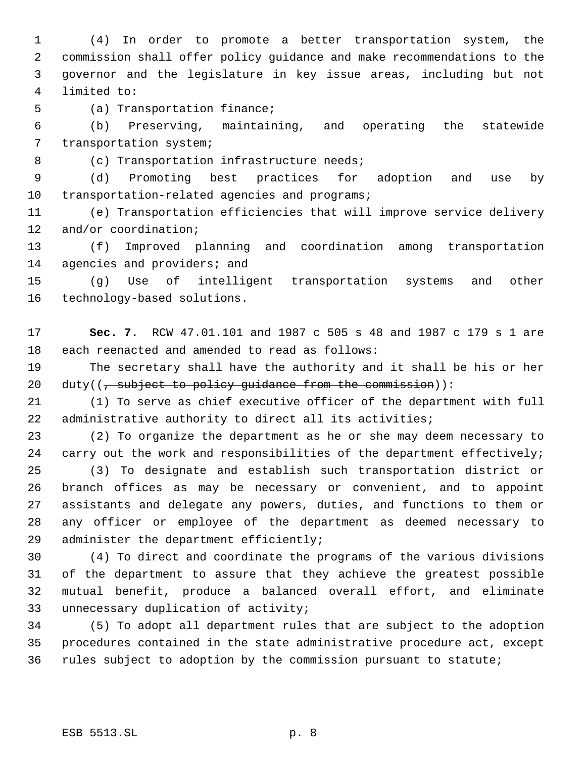(4) In order to promote a better transportation system, the commission shall offer policy guidance and make recommendations to the governor and the legislature in key issue areas, including but not limited to:

(a) Transportation finance;

(b) Preserving, maintaining, and operating the statewide transportation system;

(c) Transportation infrastructure needs;

(d) Promoting best practices for adoption and use by transportation-related agencies and programs;

(e) Transportation efficiencies that will improve service delivery and/or coordination;

(f) Improved planning and coordination among transportation agencies and providers; and

(g) Use of intelligent transportation systems and other technology-based solutions.

**Sec. 7.** RCW 47.01.101 and 1987 c 505 s 48 and 1987 c 179 s 1 are each reenacted and amended to read as follows:

The secretary shall have the authority and it shall be his or her duty((~~, subject to policy guidance from the commission~~)):

(1) To serve as chief executive officer of the department with full administrative authority to direct all its activities;

(2) To organize the department as he or she may deem necessary to carry out the work and responsibilities of the department effectively;

(3) To designate and establish such transportation district or branch offices as may be necessary or convenient, and to appoint assistants and delegate any powers, duties, and functions to them or any officer or employee of the department as deemed necessary to administer the department efficiently;

(4) To direct and coordinate the programs of the various divisions of the department to assure that they achieve the greatest possible mutual benefit, produce a balanced overall effort, and eliminate unnecessary duplication of activity;

(5) To adopt all department rules that are subject to the adoption procedures contained in the state administrative procedure act, except rules subject to adoption by the commission pursuant to statute;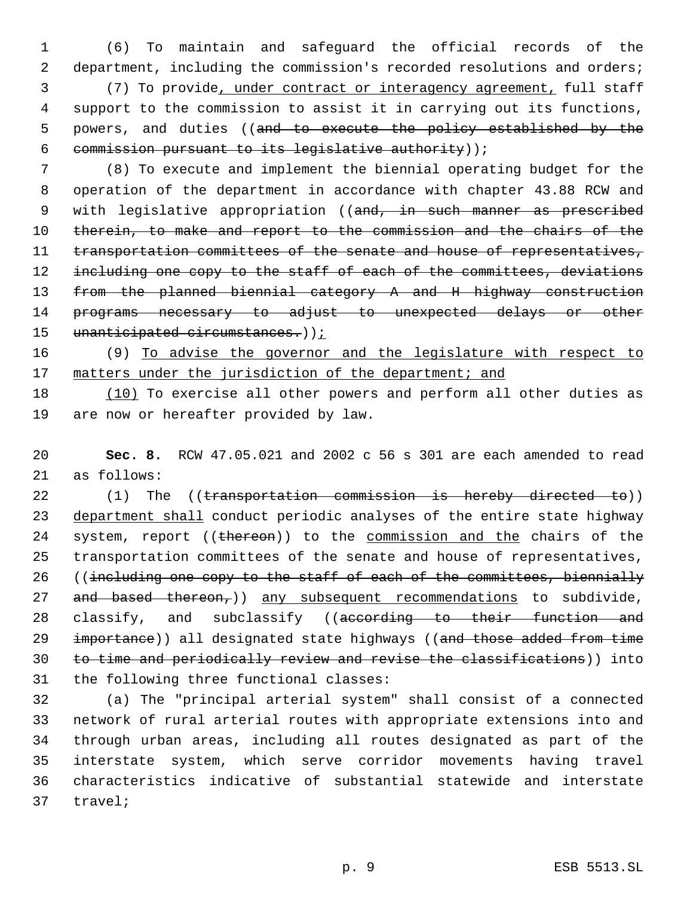(6) To maintain and safeguard the official records of the department, including the commission's recorded resolutions and orders;

(7) To provide, under contract or interagency agreement, full staff support to the commission to assist it in carrying out its functions, powers, and duties ((and to execute the policy established by the commission pursuant to its legislative authority));

(8) To execute and implement the biennial operating budget for the operation of the department in accordance with chapter 43.88 RCW and with legislative appropriation ((and, in such manner as prescribed therein, to make and report to the commission and the chairs of the transportation committees of the senate and house of representatives, including one copy to the staff of each of the committees, deviations from the planned biennial category A and H highway construction programs necessary to adjust to unexpected delays or other unanticipated circumstances.));

(9) To advise the governor and the legislature with respect to matters under the jurisdiction of the department; and

(10) To exercise all other powers and perform all other duties as are now or hereafter provided by law.

**Sec. 8.** RCW 47.05.021 and 2002 c 56 s 301 are each amended to read as follows:

(1) The ((transportation commission is hereby directed to)) department shall conduct periodic analyses of the entire state highway system, report ((thereon)) to the commission and the chairs of the transportation committees of the senate and house of representatives, ((including one copy to the staff of each of the committees, biennially and based thereon,)) any subsequent recommendations to subdivide, classify, and subclassify ((according to their function and importance)) all designated state highways ((and those added from time to time and periodically review and revise the classifications)) into the following three functional classes:

(a) The "principal arterial system" shall consist of a connected network of rural arterial routes with appropriate extensions into and through urban areas, including all routes designated as part of the interstate system, which serve corridor movements having travel characteristics indicative of substantial statewide and interstate travel;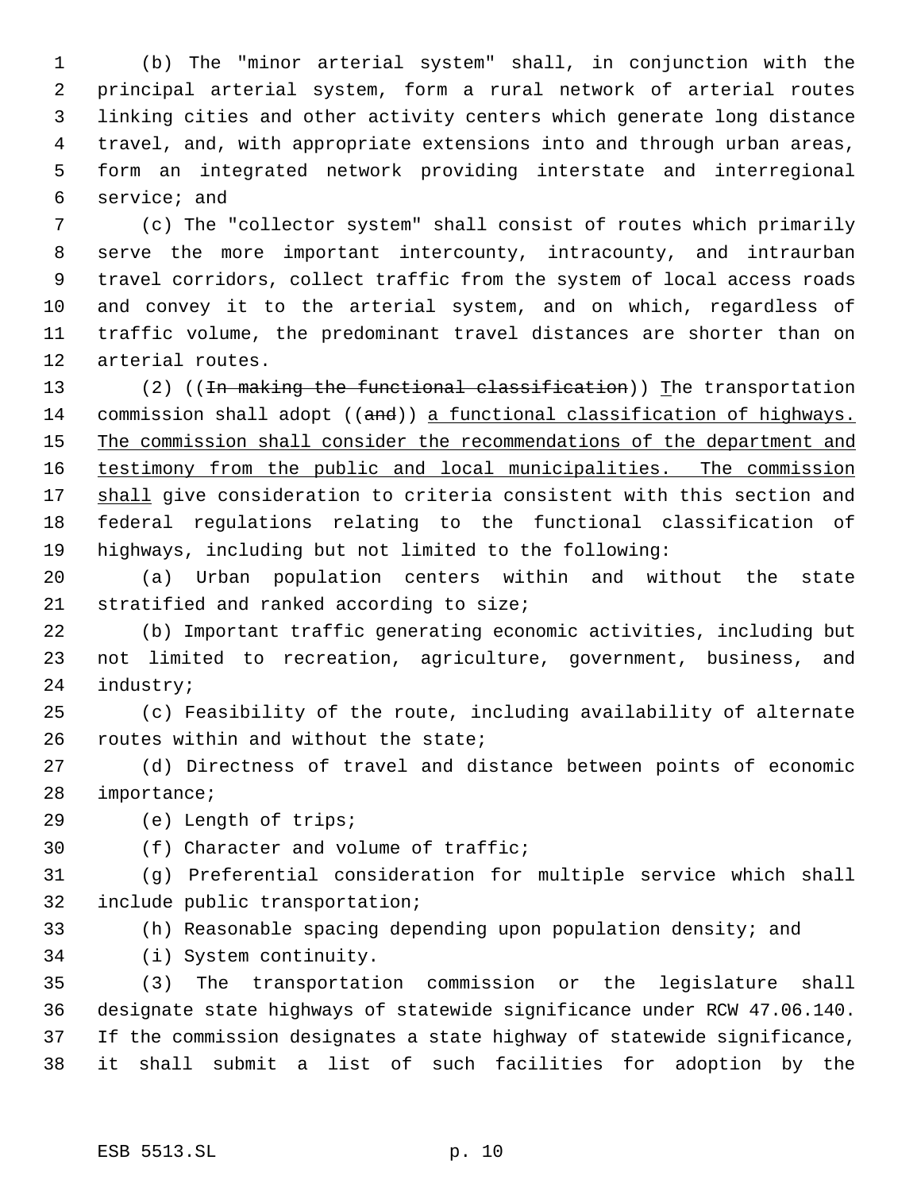(b) The "minor arterial system" shall, in conjunction with the principal arterial system, form a rural network of arterial routes linking cities and other activity centers which generate long distance travel, and, with appropriate extensions into and through urban areas, form an integrated network providing interstate and interregional service; and

(c) The "collector system" shall consist of routes which primarily serve the more important intercounty, intracounty, and intraurban travel corridors, collect traffic from the system of local access roads and convey it to the arterial system, and on which, regardless of traffic volume, the predominant travel distances are shorter than on arterial routes.

(2) ((~~In making the functional classification~~)) The transportation commission shall adopt ((~~and~~)) a functional classification of highways. The commission shall consider the recommendations of the department and testimony from the public and local municipalities. The commission shall give consideration to criteria consistent with this section and federal regulations relating to the functional classification of highways, including but not limited to the following:

(a) Urban population centers within and without the state stratified and ranked according to size;

(b) Important traffic generating economic activities, including but not limited to recreation, agriculture, government, business, and industry;

(c) Feasibility of the route, including availability of alternate routes within and without the state;

(d) Directness of travel and distance between points of economic importance;

(e) Length of trips;

(f) Character and volume of traffic;

(g) Preferential consideration for multiple service which shall include public transportation;

(h) Reasonable spacing depending upon population density; and

(i) System continuity.

(3) The transportation commission or the legislature shall designate state highways of statewide significance under RCW 47.06.140. If the commission designates a state highway of statewide significance, it shall submit a list of such facilities for adoption by the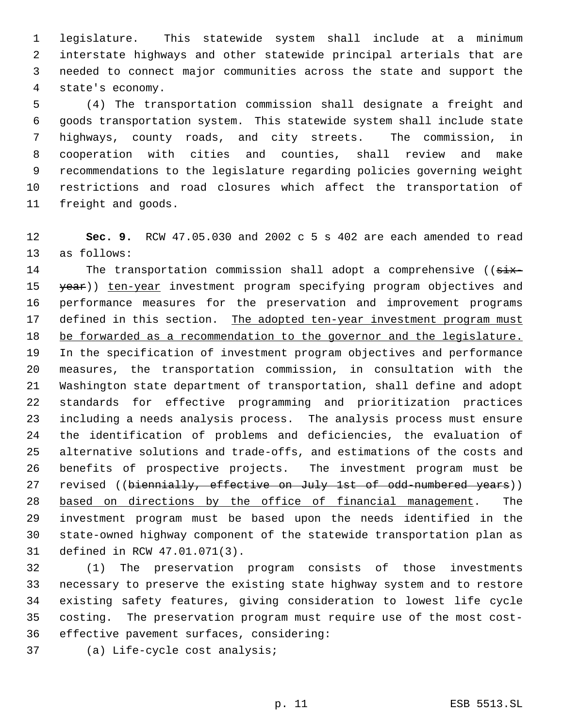legislature. This statewide system shall include at a minimum interstate highways and other statewide principal arterials that are needed to connect major communities across the state and support the state's economy.

(4) The transportation commission shall designate a freight and goods transportation system. This statewide system shall include state highways, county roads, and city streets. The commission, in cooperation with cities and counties, shall review and make recommendations to the legislature regarding policies governing weight restrictions and road closures which affect the transportation of freight and goods.

**Sec. 9.** RCW 47.05.030 and 2002 c 5 s 402 are each amended to read as follows:

The transportation commission shall adopt a comprehensive ((~~six-year~~)) ten-year investment program specifying program objectives and performance measures for the preservation and improvement programs defined in this section. The adopted ten-year investment program must be forwarded as a recommendation to the governor and the legislature. In the specification of investment program objectives and performance measures, the transportation commission, in consultation with the Washington state department of transportation, shall define and adopt standards for effective programming and prioritization practices including a needs analysis process. The analysis process must ensure the identification of problems and deficiencies, the evaluation of alternative solutions and trade-offs, and estimations of the costs and benefits of prospective projects. The investment program must be revised ((~~biennially, effective on July 1st of odd-numbered years~~)) based on directions by the office of financial management. The investment program must be based upon the needs identified in the state-owned highway component of the statewide transportation plan as defined in RCW 47.01.071(3).

(1) The preservation program consists of those investments necessary to preserve the existing state highway system and to restore existing safety features, giving consideration to lowest life cycle costing. The preservation program must require use of the most cost-effective pavement surfaces, considering:

(a) Life-cycle cost analysis;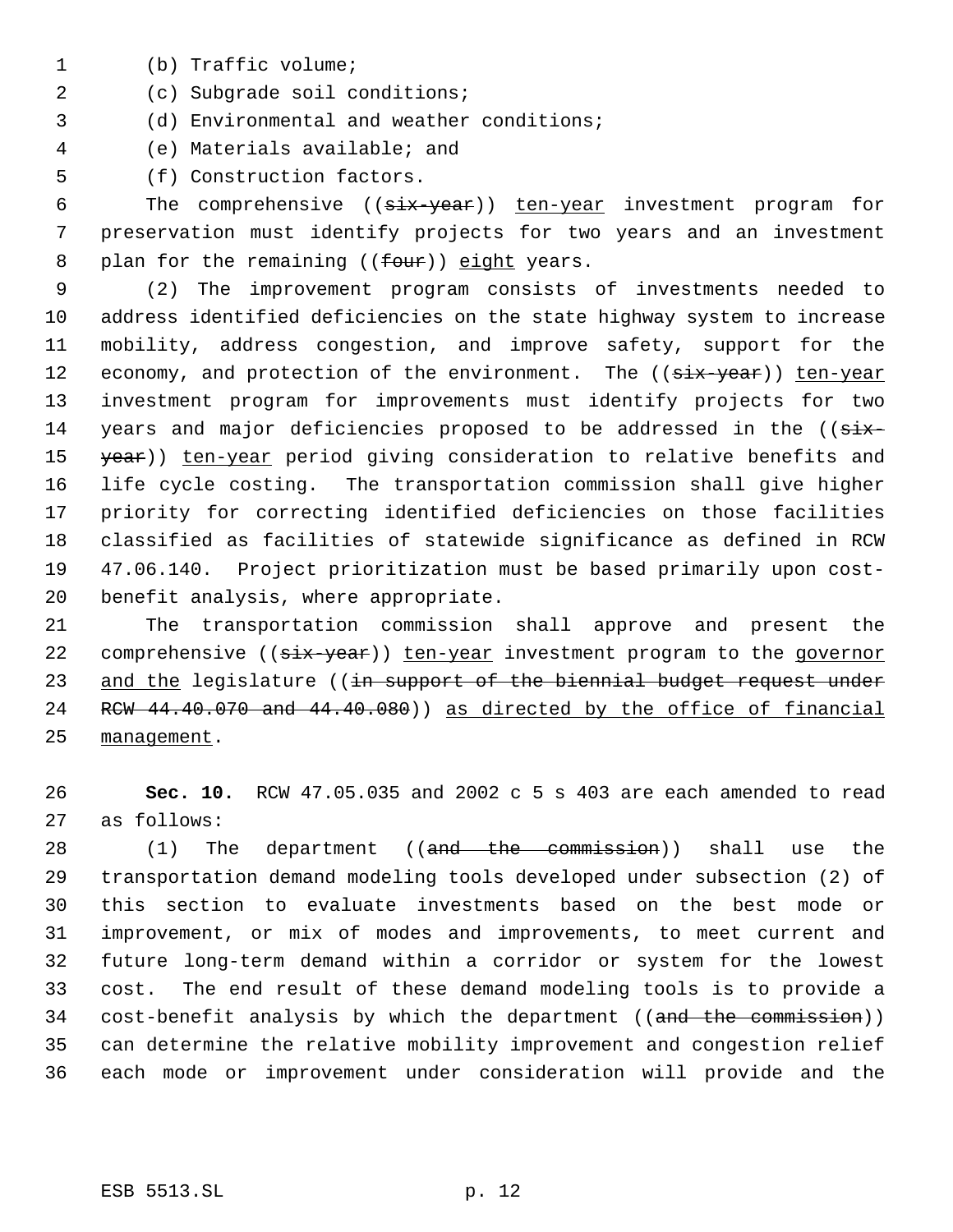(b) Traffic volume;

(c) Subgrade soil conditions;

(d) Environmental and weather conditions;

(e) Materials available; and

(f) Construction factors.

The comprehensive ((~~six-year~~)) ten-year investment program for preservation must identify projects for two years and an investment plan for the remaining ((~~four~~)) eight years.

(2) The improvement program consists of investments needed to address identified deficiencies on the state highway system to increase mobility, address congestion, and improve safety, support for the economy, and protection of the environment. The ((~~six-year~~)) ten-year investment program for improvements must identify projects for two years and major deficiencies proposed to be addressed in the ((~~six-year~~)) ten-year period giving consideration to relative benefits and life cycle costing. The transportation commission shall give higher priority for correcting identified deficiencies on those facilities classified as facilities of statewide significance as defined in RCW 47.06.140. Project prioritization must be based primarily upon cost-benefit analysis, where appropriate.

The transportation commission shall approve and present the comprehensive ((~~six-year~~)) ten-year investment program to the governor and the legislature ((~~in support of the biennial budget request under RCW 44.40.070 and 44.40.080~~)) as directed by the office of financial management.

**Sec. 10.** RCW 47.05.035 and 2002 c 5 s 403 are each amended to read as follows:

(1) The department ((~~and the commission~~)) shall use the transportation demand modeling tools developed under subsection (2) of this section to evaluate investments based on the best mode or improvement, or mix of modes and improvements, to meet current and future long-term demand within a corridor or system for the lowest cost. The end result of these demand modeling tools is to provide a cost-benefit analysis by which the department ((~~and the commission~~)) can determine the relative mobility improvement and congestion relief each mode or improvement under consideration will provide and the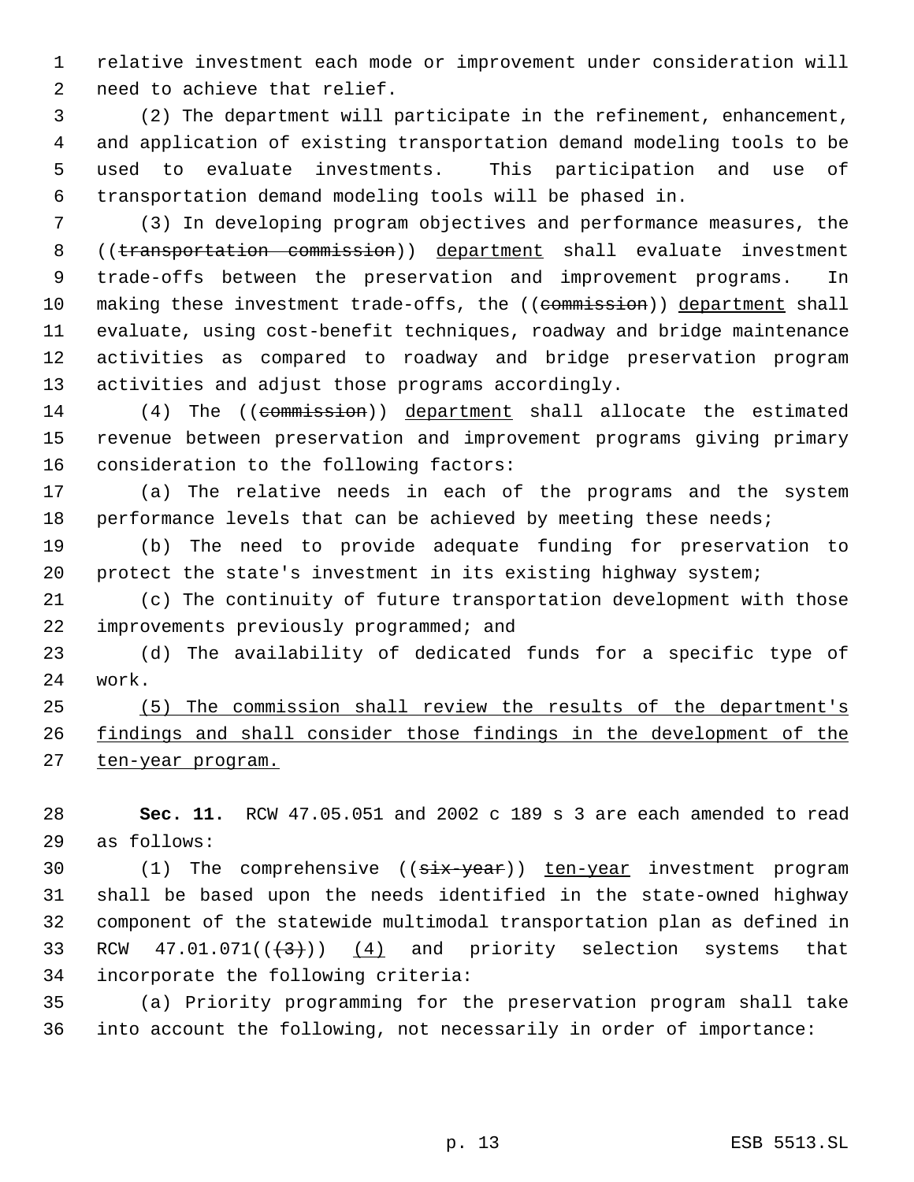relative investment each mode or improvement under consideration will need to achieve that relief.

(2) The department will participate in the refinement, enhancement, and application of existing transportation demand modeling tools to be used to evaluate investments. This participation and use of transportation demand modeling tools will be phased in.

(3) In developing program objectives and performance measures, the ((~~transportation commission~~)) <u>department</u> shall evaluate investment trade-offs between the preservation and improvement programs. In making these investment trade-offs, the ((~~commission~~)) <u>department</u> shall evaluate, using cost-benefit techniques, roadway and bridge maintenance activities as compared to roadway and bridge preservation program activities and adjust those programs accordingly.

(4) The ((~~commission~~)) <u>department</u> shall allocate the estimated revenue between preservation and improvement programs giving primary consideration to the following factors:

(a) The relative needs in each of the programs and the system performance levels that can be achieved by meeting these needs;

(b) The need to provide adequate funding for preservation to protect the state's investment in its existing highway system;

(c) The continuity of future transportation development with those improvements previously programmed; and

(d) The availability of dedicated funds for a specific type of work.

<u>(5) The commission shall review the results of the department's findings and shall consider those findings in the development of the ten-year program.</u>

**Sec. 11.** RCW 47.05.051 and 2002 c 189 s 3 are each amended to read as follows:

(1) The comprehensive ((~~six-year~~)) <u>ten-year</u> investment program shall be based upon the needs identified in the state-owned highway component of the statewide multimodal transportation plan as defined in RCW 47.01.071((~~(3)~~)) <u>(4)</u> and priority selection systems that incorporate the following criteria:

(a) Priority programming for the preservation program shall take into account the following, not necessarily in order of importance: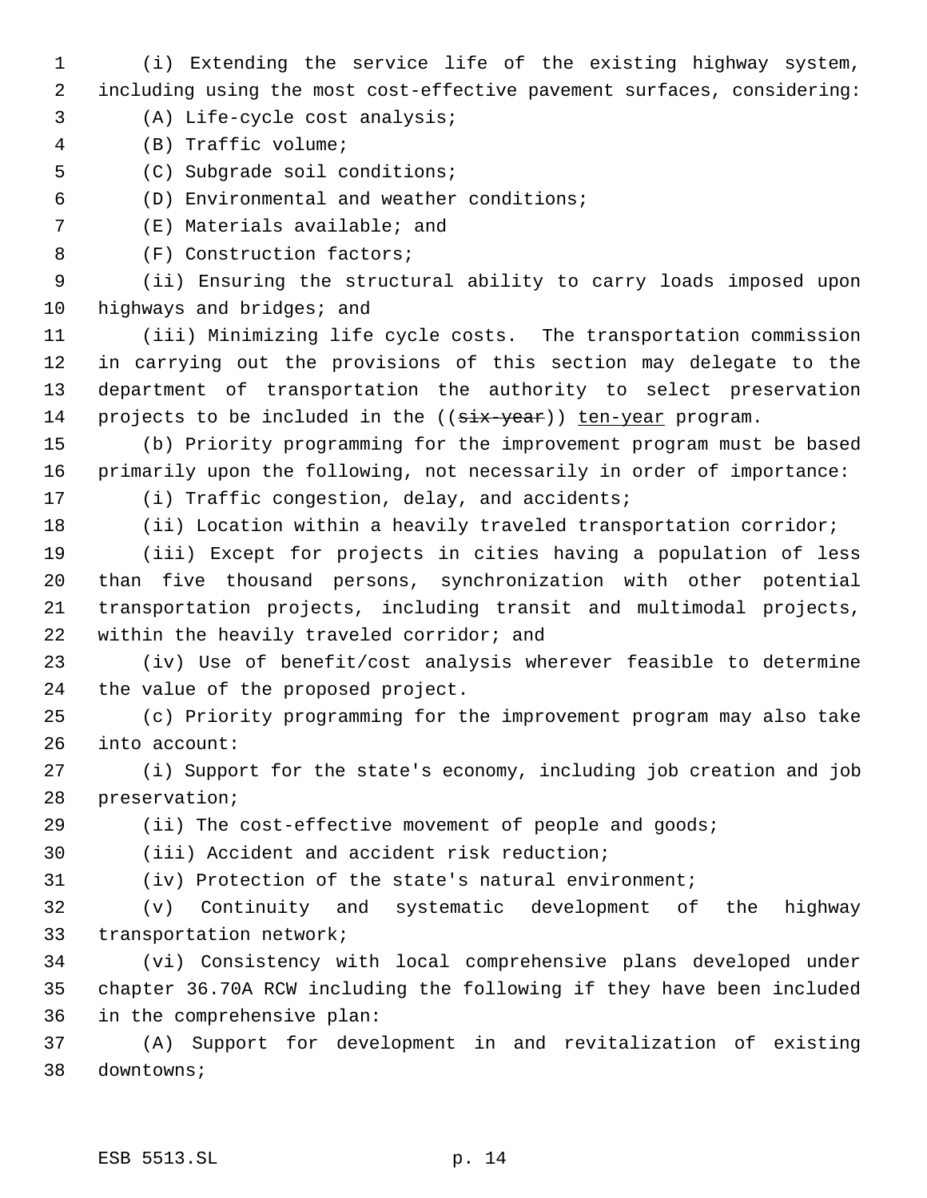(i) Extending the service life of the existing highway system, including using the most cost-effective pavement surfaces, considering:

(A) Life-cycle cost analysis;

(B) Traffic volume;

(C) Subgrade soil conditions;

(D) Environmental and weather conditions;

(E) Materials available; and

(F) Construction factors;

(ii) Ensuring the structural ability to carry loads imposed upon highways and bridges; and

(iii) Minimizing life cycle costs. The transportation commission in carrying out the provisions of this section may delegate to the department of transportation the authority to select preservation projects to be included in the ((~~six-year~~)) <u>ten-year</u> program.

(b) Priority programming for the improvement program must be based primarily upon the following, not necessarily in order of importance:

(i) Traffic congestion, delay, and accidents;

(ii) Location within a heavily traveled transportation corridor;

(iii) Except for projects in cities having a population of less than five thousand persons, synchronization with other potential transportation projects, including transit and multimodal projects, within the heavily traveled corridor; and

(iv) Use of benefit/cost analysis wherever feasible to determine the value of the proposed project.

(c) Priority programming for the improvement program may also take into account:

(i) Support for the state's economy, including job creation and job preservation;

(ii) The cost-effective movement of people and goods;

(iii) Accident and accident risk reduction;

(iv) Protection of the state's natural environment;

(v) Continuity and systematic development of the highway transportation network;

(vi) Consistency with local comprehensive plans developed under chapter 36.70A RCW including the following if they have been included in the comprehensive plan:

(A) Support for development in and revitalization of existing downtowns;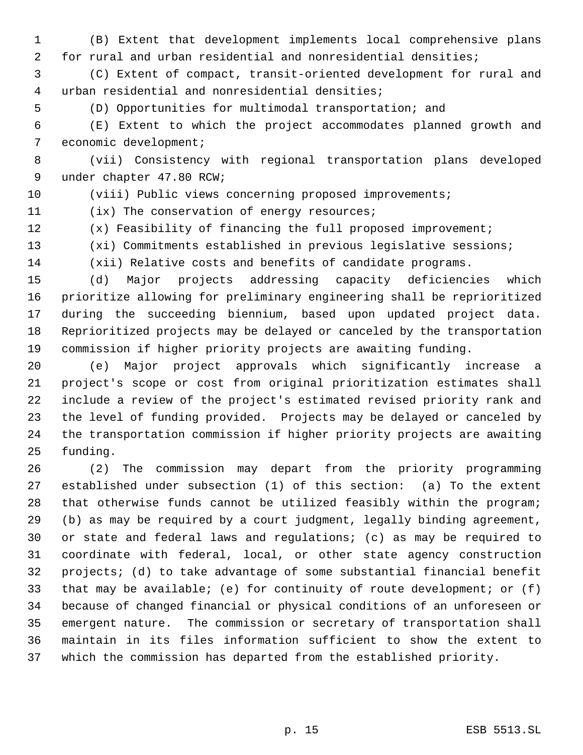(B) Extent that development implements local comprehensive plans for rural and urban residential and nonresidential densities;

(C) Extent of compact, transit-oriented development for rural and urban residential and nonresidential densities;

(D) Opportunities for multimodal transportation; and

(E) Extent to which the project accommodates planned growth and economic development;

(vii) Consistency with regional transportation plans developed under chapter 47.80 RCW;

(viii) Public views concerning proposed improvements;

(ix) The conservation of energy resources;

(x) Feasibility of financing the full proposed improvement;

(xi) Commitments established in previous legislative sessions;

(xii) Relative costs and benefits of candidate programs.

(d) Major projects addressing capacity deficiencies which prioritize allowing for preliminary engineering shall be reprioritized during the succeeding biennium, based upon updated project data. Reprioritized projects may be delayed or canceled by the transportation commission if higher priority projects are awaiting funding.

(e) Major project approvals which significantly increase a project's scope or cost from original prioritization estimates shall include a review of the project's estimated revised priority rank and the level of funding provided. Projects may be delayed or canceled by the transportation commission if higher priority projects are awaiting funding.

(2) The commission may depart from the priority programming established under subsection (1) of this section: (a) To the extent that otherwise funds cannot be utilized feasibly within the program; (b) as may be required by a court judgment, legally binding agreement, or state and federal laws and regulations; (c) as may be required to coordinate with federal, local, or other state agency construction projects; (d) to take advantage of some substantial financial benefit that may be available; (e) for continuity of route development; or (f) because of changed financial or physical conditions of an unforeseen or emergent nature. The commission or secretary of transportation shall maintain in its files information sufficient to show the extent to which the commission has departed from the established priority.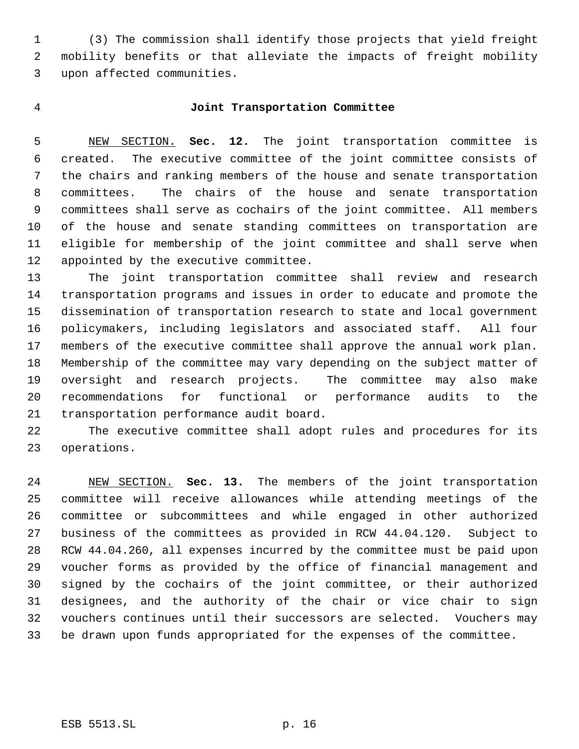(3) The commission shall identify those projects that yield freight mobility benefits or that alleviate the impacts of freight mobility upon affected communities.

## Joint Transportation Committee

NEW SECTION. **Sec. 12.** The joint transportation committee is created. The executive committee of the joint committee consists of the chairs and ranking members of the house and senate transportation committees. The chairs of the house and senate transportation committees shall serve as cochairs of the joint committee. All members of the house and senate standing committees on transportation are eligible for membership of the joint committee and shall serve when appointed by the executive committee.

The joint transportation committee shall review and research transportation programs and issues in order to educate and promote the dissemination of transportation research to state and local government policymakers, including legislators and associated staff. All four members of the executive committee shall approve the annual work plan. Membership of the committee may vary depending on the subject matter of oversight and research projects. The committee may also make recommendations for functional or performance audits to the transportation performance audit board.

The executive committee shall adopt rules and procedures for its operations.

NEW SECTION. **Sec. 13.** The members of the joint transportation committee will receive allowances while attending meetings of the committee or subcommittees and while engaged in other authorized business of the committees as provided in RCW 44.04.120. Subject to RCW 44.04.260, all expenses incurred by the committee must be paid upon voucher forms as provided by the office of financial management and signed by the cochairs of the joint committee, or their authorized designees, and the authority of the chair or vice chair to sign vouchers continues until their successors are selected. Vouchers may be drawn upon funds appropriated for the expenses of the committee.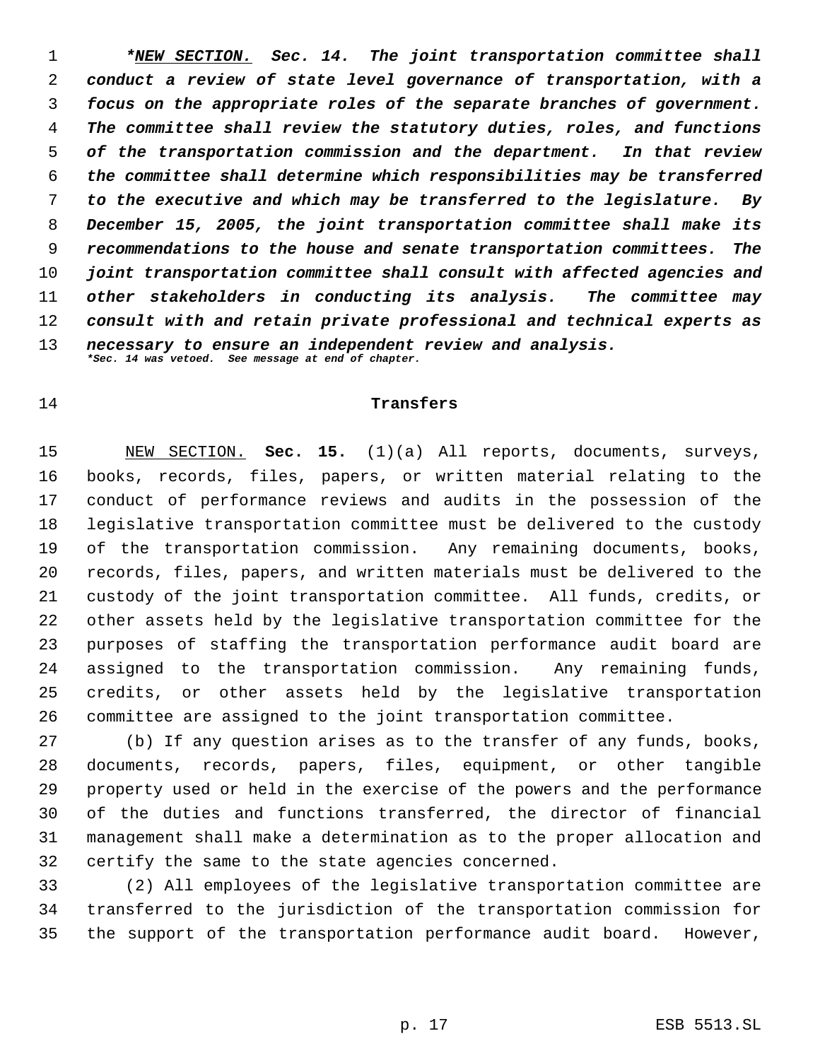****NEW SECTION.* Sec. 14. The joint transportation committee shall conduct a review of state level governance of transportation, with a focus on the appropriate roles of the separate branches of government. The committee shall review the statutory duties, roles, and functions of the transportation commission and the department. In that review the committee shall determine which responsibilities may be transferred to the executive and which may be transferred to the legislature. By December 15, 2005, the joint transportation committee shall make its recommendations to the house and senate transportation committees. The joint transportation committee shall consult with affected agencies and other stakeholders in conducting its analysis. The committee may consult with and retain private professional and technical experts as necessary to ensure an independent review and analysis.***

****Sec. 14 was vetoed. See message at end of chapter.***

**Transfers**

NEW SECTION. **Sec. 15.** (1)(a) All reports, documents, surveys, books, records, files, papers, or written material relating to the conduct of performance reviews and audits in the possession of the legislative transportation committee must be delivered to the custody of the transportation commission. Any remaining documents, books, records, files, papers, and written materials must be delivered to the custody of the joint transportation committee. All funds, credits, or other assets held by the legislative transportation committee for the purposes of staffing the transportation performance audit board are assigned to the transportation commission. Any remaining funds, credits, or other assets held by the legislative transportation committee are assigned to the joint transportation committee.

(b) If any question arises as to the transfer of any funds, books, documents, records, papers, files, equipment, or other tangible property used or held in the exercise of the powers and the performance of the duties and functions transferred, the director of financial management shall make a determination as to the proper allocation and certify the same to the state agencies concerned.

(2) All employees of the legislative transportation committee are transferred to the jurisdiction of the transportation commission for the support of the transportation performance audit board. However,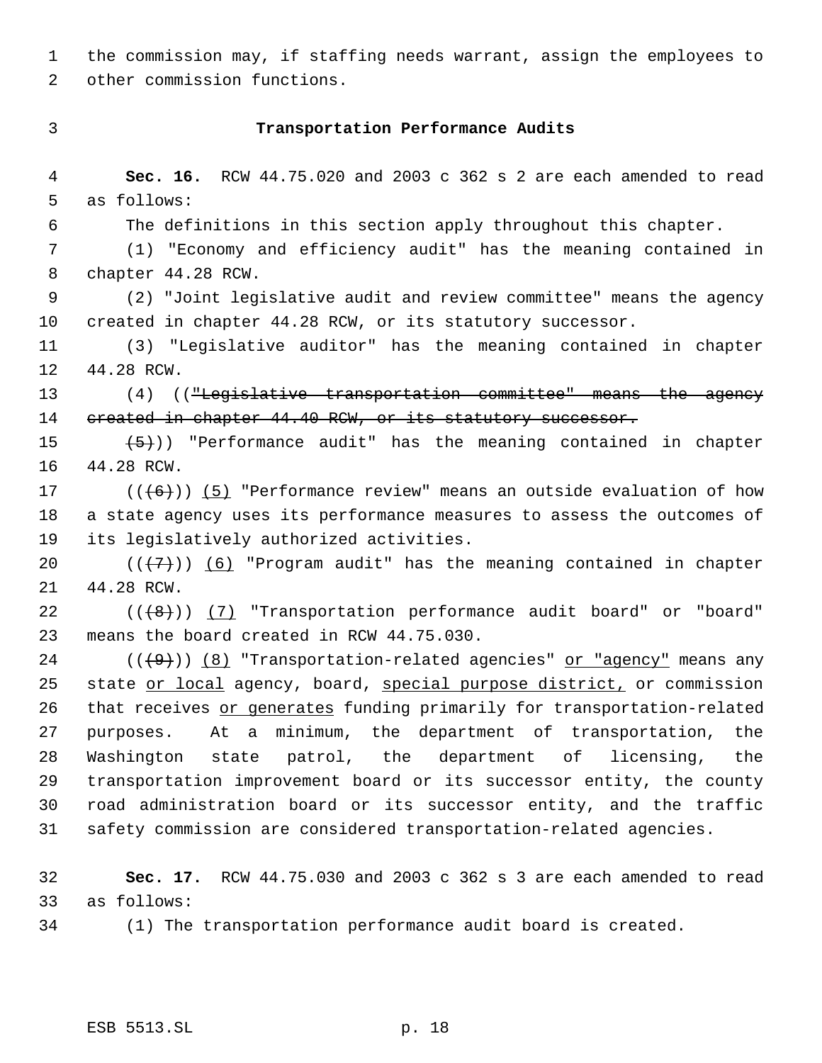the commission may, if staffing needs warrant, assign the employees to other commission functions.

### Transportation Performance Audits

**Sec. 16.** RCW 44.75.020 and 2003 c 362 s 2 are each amended to read as follows:

The definitions in this section apply throughout this chapter.

(1) "Economy and efficiency audit" has the meaning contained in chapter 44.28 RCW.

(2) "Joint legislative audit and review committee" means the agency created in chapter 44.28 RCW, or its statutory successor.

(3) "Legislative auditor" has the meaning contained in chapter 44.28 RCW.

(4) ((~~"Legislative transportation committee" means the agency created in chapter 44.40 RCW, or its statutory successor.~~

~~(5)~~)) "Performance audit" has the meaning contained in chapter 44.28 RCW.

((~~(6)~~)) <u>(5)</u> "Performance review" means an outside evaluation of how a state agency uses its performance measures to assess the outcomes of its legislatively authorized activities.

((~~(7)~~)) <u>(6)</u> "Program audit" has the meaning contained in chapter 44.28 RCW.

((~~(8)~~)) <u>(7)</u> "Transportation performance audit board" or "board" means the board created in RCW 44.75.030.

((~~(9)~~)) <u>(8)</u> "Transportation-related agencies" <u>or "agency"</u> means any state <u>or local</u> agency, board, <u>special purpose district,</u> or commission that receives <u>or generates</u> funding primarily for transportation-related purposes. At a minimum, the department of transportation, the Washington state patrol, the department of licensing, the transportation improvement board or its successor entity, the county road administration board or its successor entity, and the traffic safety commission are considered transportation-related agencies.

**Sec. 17.** RCW 44.75.030 and 2003 c 362 s 3 are each amended to read as follows:

(1) The transportation performance audit board is created.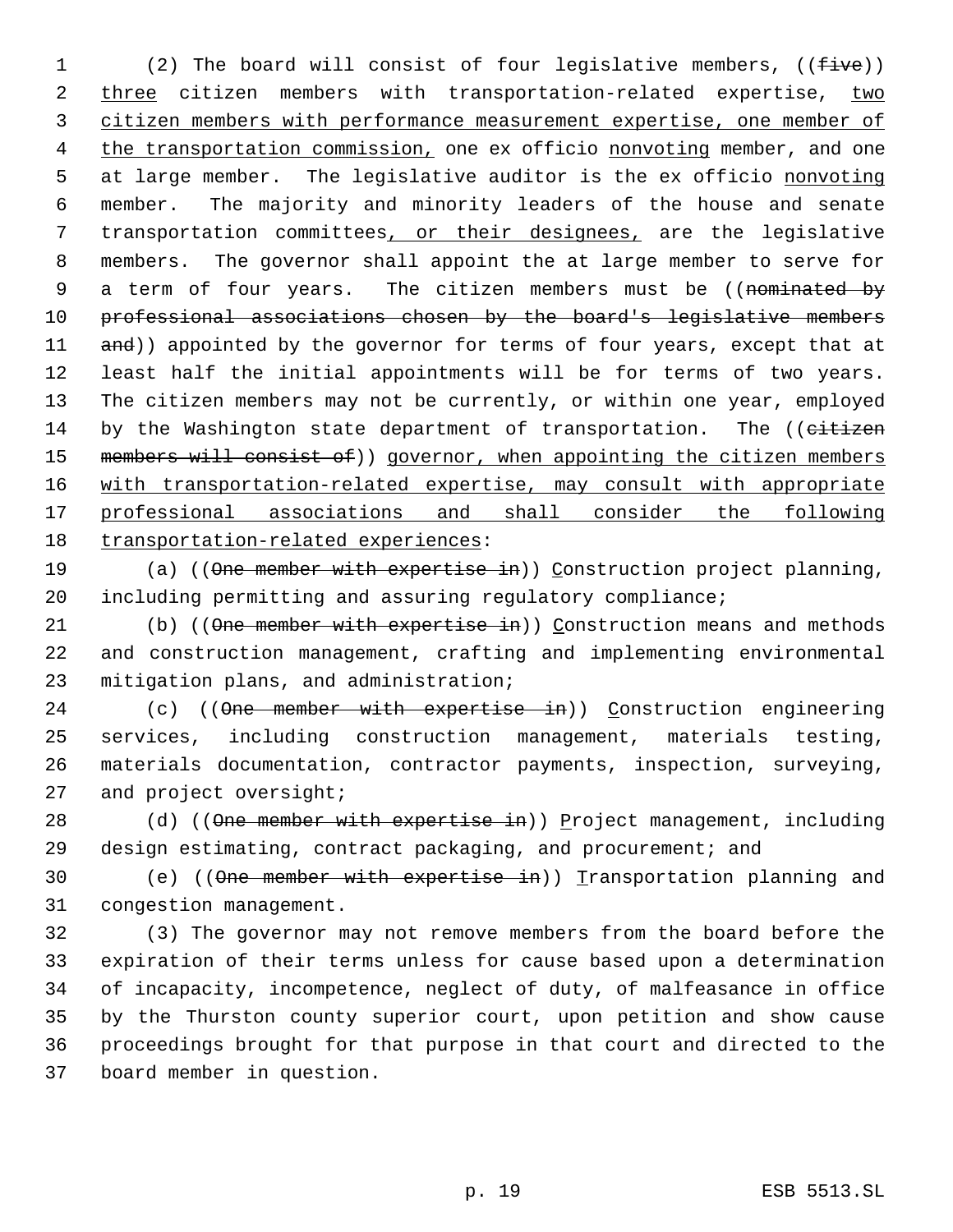(2) The board will consist of four legislative members, ((~~five~~)) <u>three</u> citizen members with transportation-related expertise, <u>two citizen members with performance measurement expertise, one member of the transportation commission,</u> one ex officio <u>nonvoting</u> member, and one at large member. The legislative auditor is the ex officio <u>nonvoting</u> member. The majority and minority leaders of the house and senate transportation committees<u>, or their designees,</u> are the legislative members. The governor shall appoint the at large member to serve for a term of four years. The citizen members must be ((~~nominated by professional associations chosen by the board's legislative members and~~)) appointed by the governor for terms of four years, except that at least half the initial appointments will be for terms of two years. The citizen members may not be currently, or within one year, employed by the Washington state department of transportation. The ((~~citizen members will consist of~~)) <u>governor, when appointing the citizen members with transportation-related expertise, may consult with appropriate professional associations and shall consider the following transportation-related experiences</u>:

(a) ((~~One member with expertise in~~)) <u>C</u>onstruction project planning, including permitting and assuring regulatory compliance;

(b) ((~~One member with expertise in~~)) <u>C</u>onstruction means and methods and construction management, crafting and implementing environmental mitigation plans, and administration;

(c) ((~~One member with expertise in~~)) <u>C</u>onstruction engineering services, including construction management, materials testing, materials documentation, contractor payments, inspection, surveying, and project oversight;

(d) ((~~One member with expertise in~~)) <u>P</u>roject management, including design estimating, contract packaging, and procurement; and

(e) ((~~One member with expertise in~~)) <u>T</u>ransportation planning and congestion management.

(3) The governor may not remove members from the board before the expiration of their terms unless for cause based upon a determination of incapacity, incompetence, neglect of duty, of malfeasance in office by the Thurston county superior court, upon petition and show cause proceedings brought for that purpose in that court and directed to the board member in question.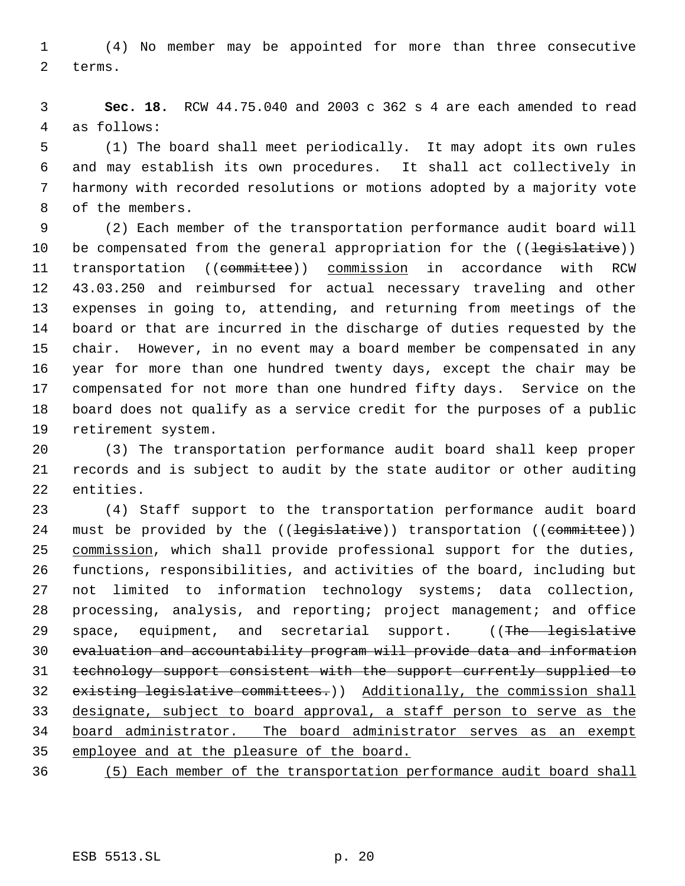(4) No member may be appointed for more than three consecutive terms.

**Sec. 18.** RCW 44.75.040 and 2003 c 362 s 4 are each amended to read as follows:

(1) The board shall meet periodically. It may adopt its own rules and may establish its own procedures. It shall act collectively in harmony with recorded resolutions or motions adopted by a majority vote of the members.

(2) Each member of the transportation performance audit board will be compensated from the general appropriation for the ((~~legislative~~)) transportation ((~~committee~~)) <u>commission</u> in accordance with RCW 43.03.250 and reimbursed for actual necessary traveling and other expenses in going to, attending, and returning from meetings of the board or that are incurred in the discharge of duties requested by the chair. However, in no event may a board member be compensated in any year for more than one hundred twenty days, except the chair may be compensated for not more than one hundred fifty days. Service on the board does not qualify as a service credit for the purposes of a public retirement system.

(3) The transportation performance audit board shall keep proper records and is subject to audit by the state auditor or other auditing entities.

(4) Staff support to the transportation performance audit board must be provided by the ((~~legislative~~)) transportation ((~~committee~~)) <u>commission</u>, which shall provide professional support for the duties, functions, responsibilities, and activities of the board, including but not limited to information technology systems; data collection, processing, analysis, and reporting; project management; and office space, equipment, and secretarial support. ((~~The legislative evaluation and accountability program will provide data and information technology support consistent with the support currently supplied to existing legislative committees.~~)) <u>Additionally, the commission shall designate, subject to board approval, a staff person to serve as the board administrator. The board administrator serves as an exempt employee and at the pleasure of the board.</u>

<u>(5) Each member of the transportation performance audit board shall</u>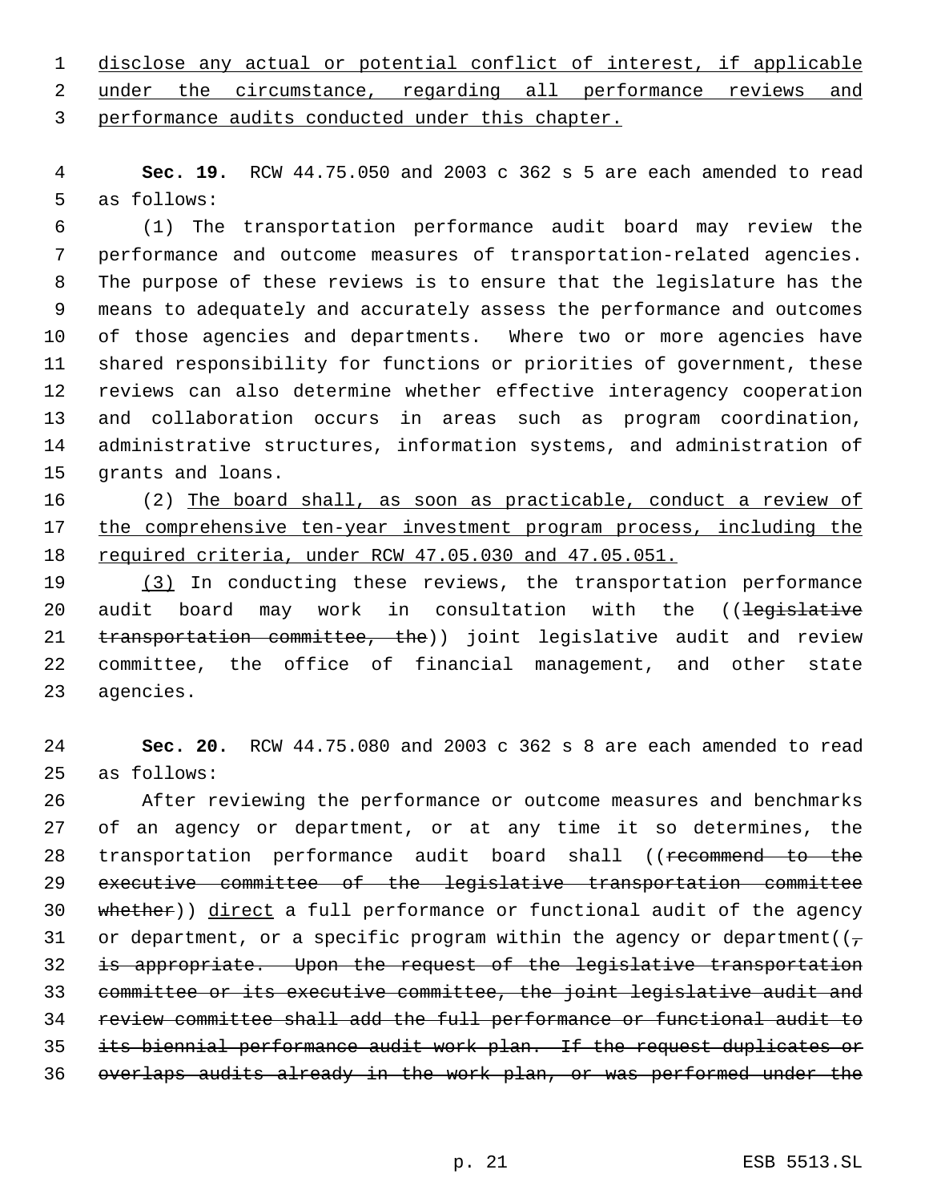disclose any actual or potential conflict of interest, if applicable under the circumstance, regarding all performance reviews and performance audits conducted under this chapter.

**Sec. 19.** RCW 44.75.050 and 2003 c 362 s 5 are each amended to read as follows:

(1) The transportation performance audit board may review the performance and outcome measures of transportation-related agencies. The purpose of these reviews is to ensure that the legislature has the means to adequately and accurately assess the performance and outcomes of those agencies and departments. Where two or more agencies have shared responsibility for functions or priorities of government, these reviews can also determine whether effective interagency cooperation and collaboration occurs in areas such as program coordination, administrative structures, information systems, and administration of grants and loans.

(2) The board shall, as soon as practicable, conduct a review of the comprehensive ten-year investment program process, including the required criteria, under RCW 47.05.030 and 47.05.051.

(3) In conducting these reviews, the transportation performance audit board may work in consultation with the ((~~legislative transportation committee, the~~)) joint legislative audit and review committee, the office of financial management, and other state agencies.

**Sec. 20.** RCW 44.75.080 and 2003 c 362 s 8 are each amended to read as follows:

After reviewing the performance or outcome measures and benchmarks of an agency or department, or at any time it so determines, the transportation performance audit board shall ((~~recommend to the executive committee of the legislative transportation committee whether~~)) direct a full performance or functional audit of the agency or department, or a specific program within the agency or department((~~, is appropriate. Upon the request of the legislative transportation committee or its executive committee, the joint legislative audit and review committee shall add the full performance or functional audit to its biennial performance audit work plan. If the request duplicates or overlaps audits already in the work plan, or was performed under the~~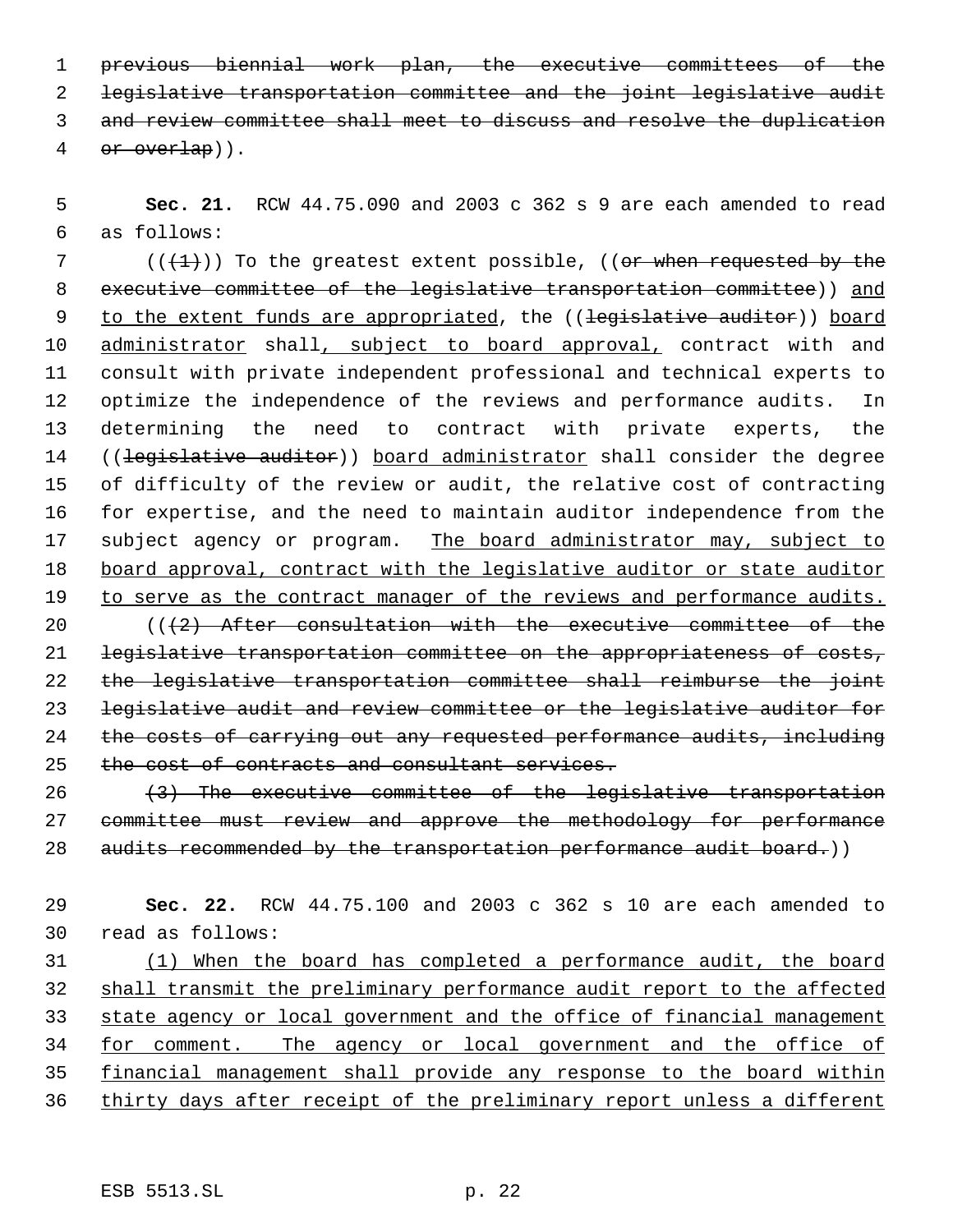previous biennial work plan, the executive committees of the legislative transportation committee and the joint legislative audit and review committee shall meet to discuss and resolve the duplication or overlap)).

**Sec. 21.** RCW 44.75.090 and 2003 c 362 s 9 are each amended to read as follows:

(((1))) To the greatest extent possible, ((or when requested by the executive committee of the legislative transportation committee)) and to the extent funds are appropriated, the ((legislative auditor)) board administrator shall, subject to board approval, contract with and consult with private independent professional and technical experts to optimize the independence of the reviews and performance audits. In determining the need to contract with private experts, the ((legislative auditor)) board administrator shall consider the degree of difficulty of the review or audit, the relative cost of contracting for expertise, and the need to maintain auditor independence from the subject agency or program. The board administrator may, subject to board approval, contract with the legislative auditor or state auditor to serve as the contract manager of the reviews and performance audits.

(((2) After consultation with the executive committee of the legislative transportation committee on the appropriateness of costs, the legislative transportation committee shall reimburse the joint legislative audit and review committee or the legislative auditor for the costs of carrying out any requested performance audits, including the cost of contracts and consultant services.

(3) The executive committee of the legislative transportation committee must review and approve the methodology for performance audits recommended by the transportation performance audit board.))

**Sec. 22.** RCW 44.75.100 and 2003 c 362 s 10 are each amended to read as follows:

(1) When the board has completed a performance audit, the board shall transmit the preliminary performance audit report to the affected state agency or local government and the office of financial management for comment. The agency or local government and the office of financial management shall provide any response to the board within thirty days after receipt of the preliminary report unless a different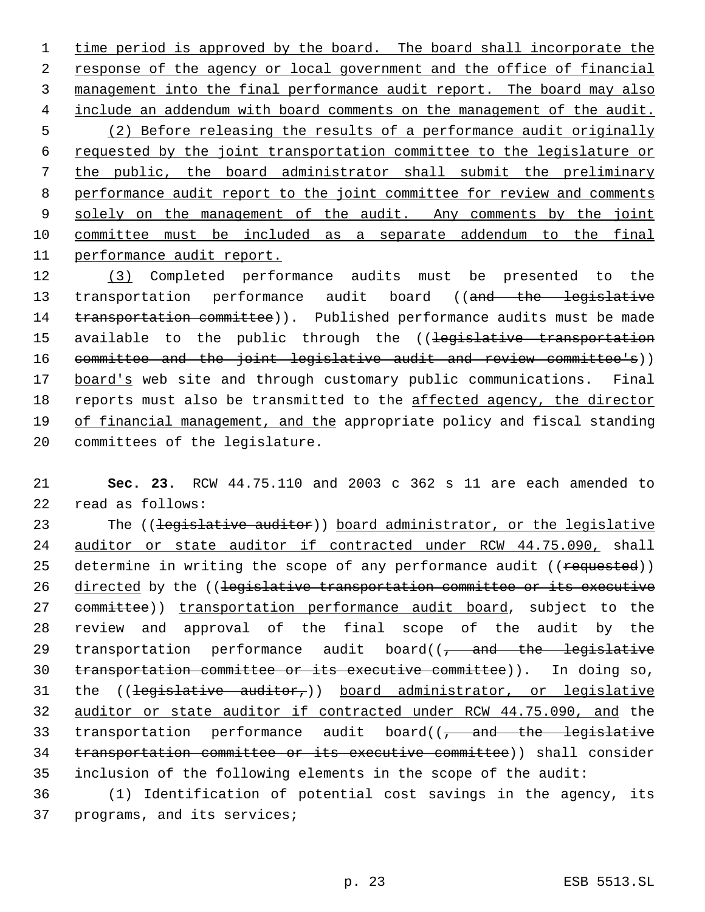time period is approved by the board. The board shall incorporate the response of the agency or local government and the office of financial management into the final performance audit report. The board may also include an addendum with board comments on the management of the audit.

(2) Before releasing the results of a performance audit originally requested by the joint transportation committee to the legislature or the public, the board administrator shall submit the preliminary performance audit report to the joint committee for review and comments solely on the management of the audit. Any comments by the joint committee must be included as a separate addendum to the final performance audit report.

(3) Completed performance audits must be presented to the transportation performance audit board ((and the legislative transportation committee)). Published performance audits must be made available to the public through the ((legislative transportation committee and the joint legislative audit and review committee's)) board's web site and through customary public communications. Final reports must also be transmitted to the affected agency, the director of financial management, and the appropriate policy and fiscal standing committees of the legislature.

**Sec. 23.** RCW 44.75.110 and 2003 c 362 s 11 are each amended to read as follows:

The ((legislative auditor)) board administrator, or the legislative auditor or state auditor if contracted under RCW 44.75.090, shall determine in writing the scope of any performance audit ((requested)) directed by the ((legislative transportation committee or its executive committee)) transportation performance audit board, subject to the review and approval of the final scope of the audit by the transportation performance audit board((, and the legislative transportation committee or its executive committee)). In doing so, the ((legislative auditor,)) board administrator, or legislative auditor or state auditor if contracted under RCW 44.75.090, and the transportation performance audit board((, and the legislative transportation committee or its executive committee)) shall consider inclusion of the following elements in the scope of the audit:

(1) Identification of potential cost savings in the agency, its programs, and its services;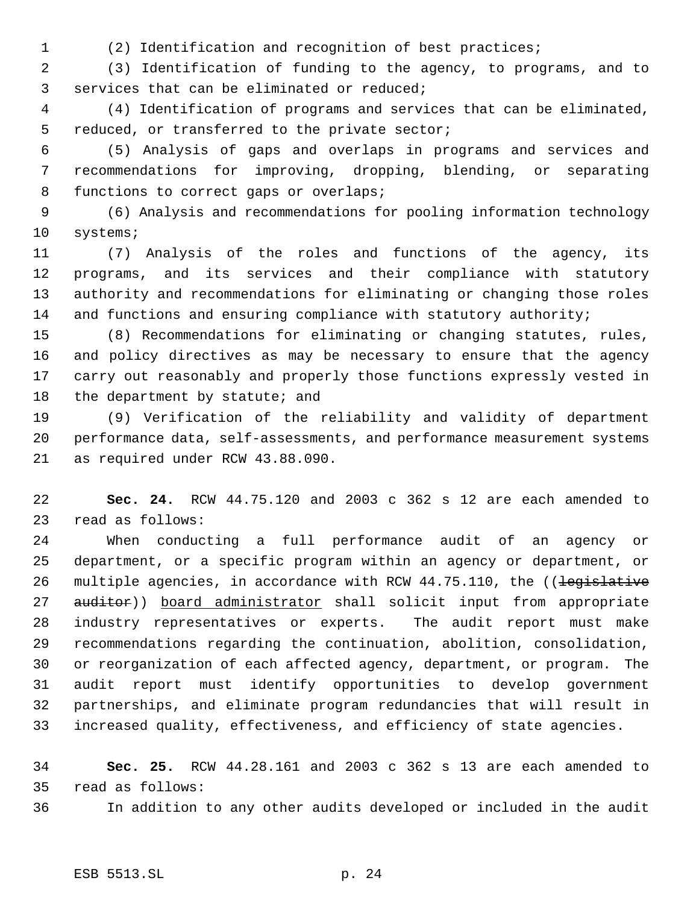(2) Identification and recognition of best practices;

(3) Identification of funding to the agency, to programs, and to services that can be eliminated or reduced;

(4) Identification of programs and services that can be eliminated, reduced, or transferred to the private sector;

(5) Analysis of gaps and overlaps in programs and services and recommendations for improving, dropping, blending, or separating functions to correct gaps or overlaps;

(6) Analysis and recommendations for pooling information technology systems;

(7) Analysis of the roles and functions of the agency, its programs, and its services and their compliance with statutory authority and recommendations for eliminating or changing those roles and functions and ensuring compliance with statutory authority;

(8) Recommendations for eliminating or changing statutes, rules, and policy directives as may be necessary to ensure that the agency carry out reasonably and properly those functions expressly vested in the department by statute; and

(9) Verification of the reliability and validity of department performance data, self-assessments, and performance measurement systems as required under RCW 43.88.090.

**Sec. 24.** RCW 44.75.120 and 2003 c 362 s 12 are each amended to read as follows:

When conducting a full performance audit of an agency or department, or a specific program within an agency or department, or multiple agencies, in accordance with RCW 44.75.110, the ((~~legislative auditor~~)) <u>board administrator</u> shall solicit input from appropriate industry representatives or experts. The audit report must make recommendations regarding the continuation, abolition, consolidation, or reorganization of each affected agency, department, or program. The audit report must identify opportunities to develop government partnerships, and eliminate program redundancies that will result in increased quality, effectiveness, and efficiency of state agencies.

**Sec. 25.** RCW 44.28.161 and 2003 c 362 s 13 are each amended to read as follows:

In addition to any other audits developed or included in the audit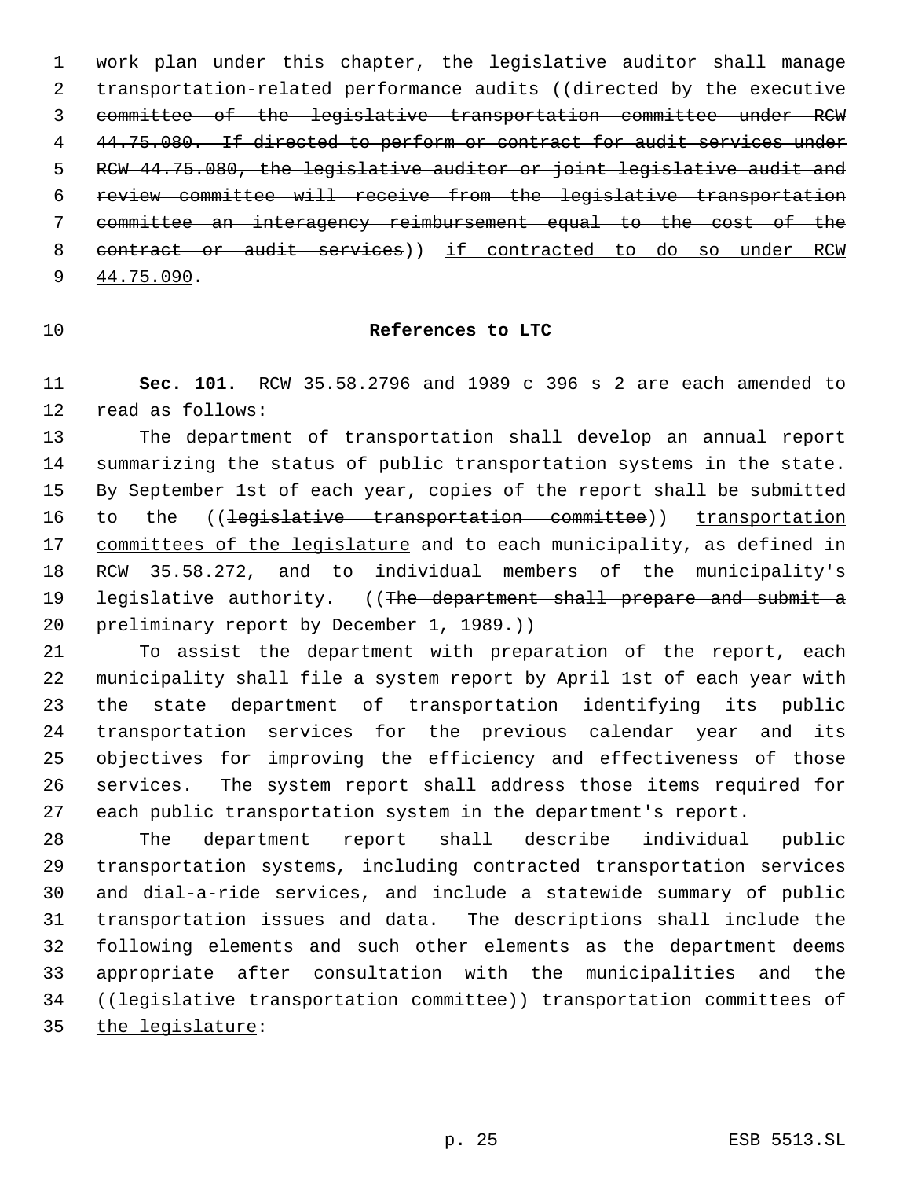work plan under this chapter, the legislative auditor shall manage transportation-related performance audits ((~~directed by the executive committee of the legislative transportation committee under RCW 44.75.080. If directed to perform or contract for audit services under RCW 44.75.080, the legislative auditor or joint legislative audit and review committee will receive from the legislative transportation committee an interagency reimbursement equal to the cost of the contract or audit services~~)) if contracted to do so under RCW 44.75.090.

## References to LTC

**Sec. 101.** RCW 35.58.2796 and 1989 c 396 s 2 are each amended to read as follows:

The department of transportation shall develop an annual report summarizing the status of public transportation systems in the state. By September 1st of each year, copies of the report shall be submitted to the ((~~legislative transportation committee~~)) transportation committees of the legislature and to each municipality, as defined in RCW 35.58.272, and to individual members of the municipality's legislative authority. ((~~The department shall prepare and submit a preliminary report by December 1, 1989.~~))

To assist the department with preparation of the report, each municipality shall file a system report by April 1st of each year with the state department of transportation identifying its public transportation services for the previous calendar year and its objectives for improving the efficiency and effectiveness of those services. The system report shall address those items required for each public transportation system in the department's report.

The department report shall describe individual public transportation systems, including contracted transportation services and dial-a-ride services, and include a statewide summary of public transportation issues and data. The descriptions shall include the following elements and such other elements as the department deems appropriate after consultation with the municipalities and the ((~~legislative transportation committee~~)) transportation committees of the legislature: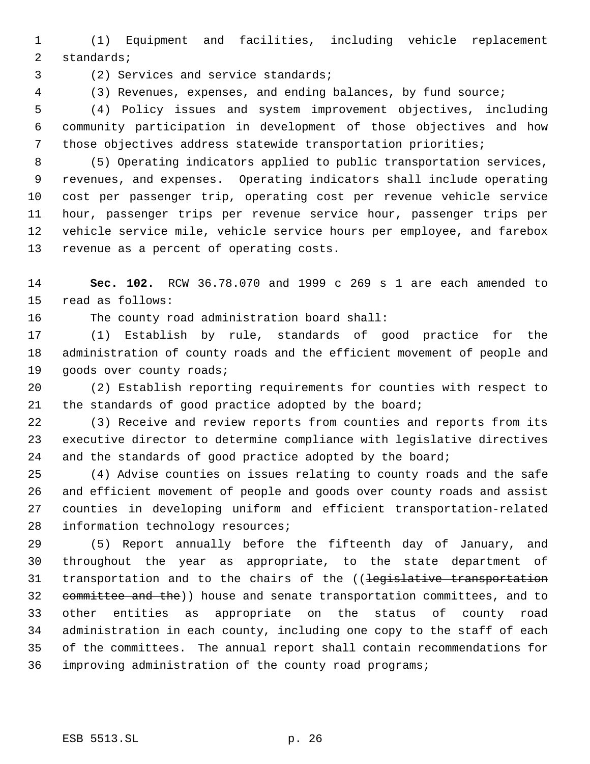(1) Equipment and facilities, including vehicle replacement standards;

(2) Services and service standards;

(3) Revenues, expenses, and ending balances, by fund source;

(4) Policy issues and system improvement objectives, including community participation in development of those objectives and how those objectives address statewide transportation priorities;

(5) Operating indicators applied to public transportation services, revenues, and expenses. Operating indicators shall include operating cost per passenger trip, operating cost per revenue vehicle service hour, passenger trips per revenue service hour, passenger trips per vehicle service mile, vehicle service hours per employee, and farebox revenue as a percent of operating costs.

**Sec. 102.** RCW 36.78.070 and 1999 c 269 s 1 are each amended to read as follows:

The county road administration board shall:

(1) Establish by rule, standards of good practice for the administration of county roads and the efficient movement of people and goods over county roads;

(2) Establish reporting requirements for counties with respect to the standards of good practice adopted by the board;

(3) Receive and review reports from counties and reports from its executive director to determine compliance with legislative directives and the standards of good practice adopted by the board;

(4) Advise counties on issues relating to county roads and the safe and efficient movement of people and goods over county roads and assist counties in developing uniform and efficient transportation-related information technology resources;

(5) Report annually before the fifteenth day of January, and throughout the year as appropriate, to the state department of transportation and to the chairs of the ((~~legislative transportation committee and the~~)) house and senate transportation committees, and to other entities as appropriate on the status of county road administration in each county, including one copy to the staff of each of the committees. The annual report shall contain recommendations for improving administration of the county road programs;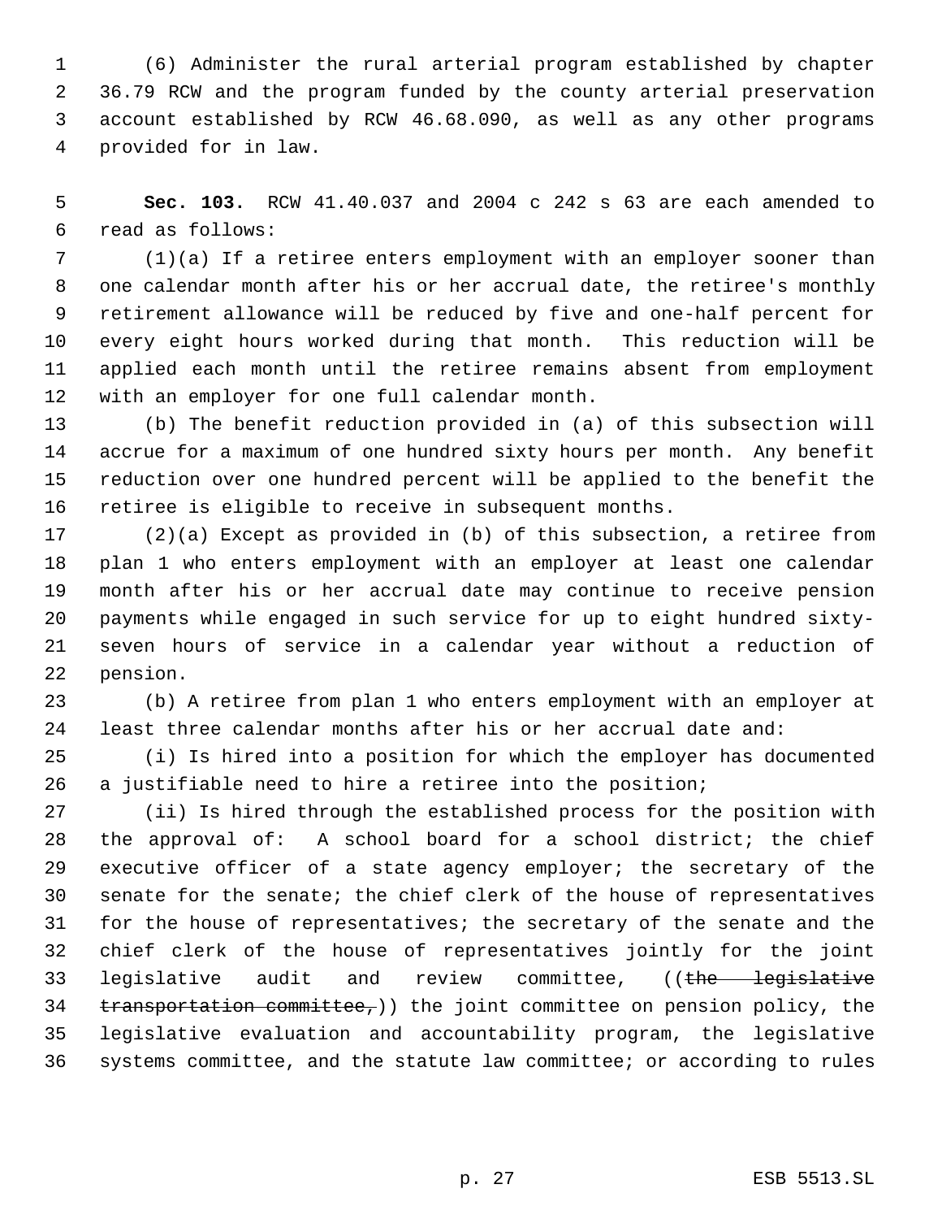(6) Administer the rural arterial program established by chapter 36.79 RCW and the program funded by the county arterial preservation account established by RCW 46.68.090, as well as any other programs provided for in law.

**Sec. 103.** RCW 41.40.037 and 2004 c 242 s 63 are each amended to read as follows:

(1)(a) If a retiree enters employment with an employer sooner than one calendar month after his or her accrual date, the retiree's monthly retirement allowance will be reduced by five and one-half percent for every eight hours worked during that month. This reduction will be applied each month until the retiree remains absent from employment with an employer for one full calendar month.

(b) The benefit reduction provided in (a) of this subsection will accrue for a maximum of one hundred sixty hours per month. Any benefit reduction over one hundred percent will be applied to the benefit the retiree is eligible to receive in subsequent months.

(2)(a) Except as provided in (b) of this subsection, a retiree from plan 1 who enters employment with an employer at least one calendar month after his or her accrual date may continue to receive pension payments while engaged in such service for up to eight hundred sixty-seven hours of service in a calendar year without a reduction of pension.

(b) A retiree from plan 1 who enters employment with an employer at least three calendar months after his or her accrual date and:

(i) Is hired into a position for which the employer has documented a justifiable need to hire a retiree into the position;

(ii) Is hired through the established process for the position with the approval of: A school board for a school district; the chief executive officer of a state agency employer; the secretary of the senate for the senate; the chief clerk of the house of representatives for the house of representatives; the secretary of the senate and the chief clerk of the house of representatives jointly for the joint legislative audit and review committee, ((~~the legislative transportation committee,~~)) the joint committee on pension policy, the legislative evaluation and accountability program, the legislative systems committee, and the statute law committee; or according to rules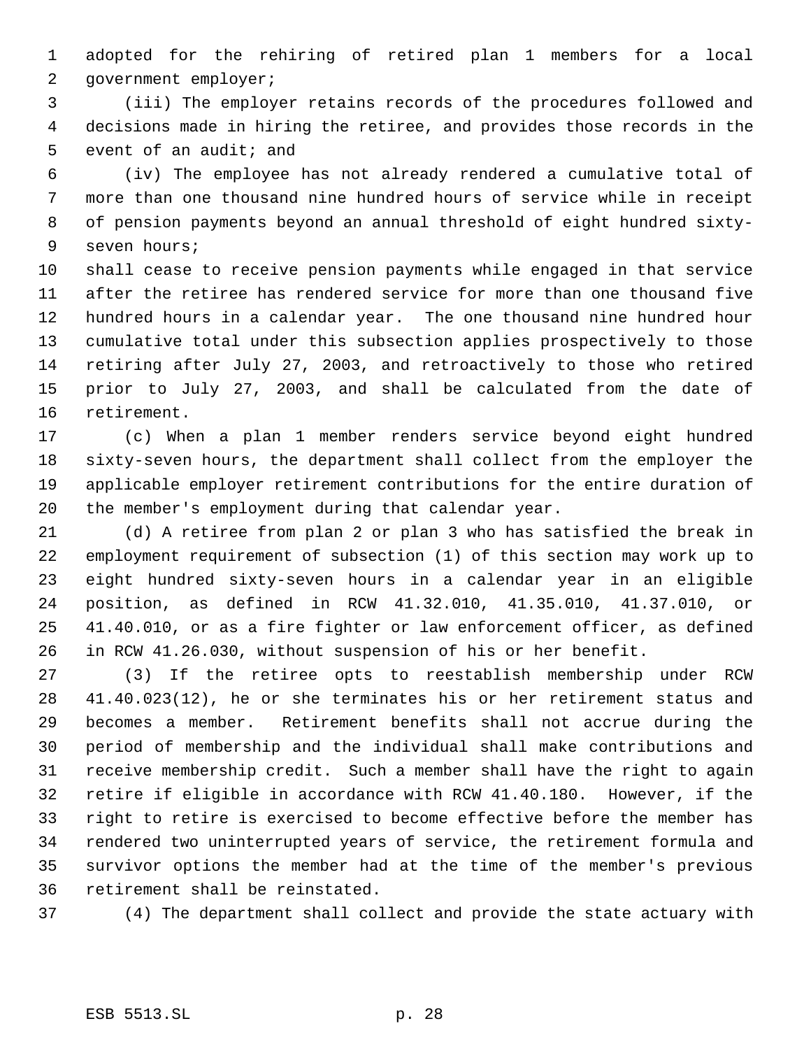adopted for the rehiring of retired plan 1 members for a local government employer;

(iii) The employer retains records of the procedures followed and decisions made in hiring the retiree, and provides those records in the event of an audit; and

(iv) The employee has not already rendered a cumulative total of more than one thousand nine hundred hours of service while in receipt of pension payments beyond an annual threshold of eight hundred sixty-seven hours;

shall cease to receive pension payments while engaged in that service after the retiree has rendered service for more than one thousand five hundred hours in a calendar year. The one thousand nine hundred hour cumulative total under this subsection applies prospectively to those retiring after July 27, 2003, and retroactively to those who retired prior to July 27, 2003, and shall be calculated from the date of retirement.

(c) When a plan 1 member renders service beyond eight hundred sixty-seven hours, the department shall collect from the employer the applicable employer retirement contributions for the entire duration of the member's employment during that calendar year.

(d) A retiree from plan 2 or plan 3 who has satisfied the break in employment requirement of subsection (1) of this section may work up to eight hundred sixty-seven hours in a calendar year in an eligible position, as defined in RCW 41.32.010, 41.35.010, 41.37.010, or 41.40.010, or as a fire fighter or law enforcement officer, as defined in RCW 41.26.030, without suspension of his or her benefit.

(3) If the retiree opts to reestablish membership under RCW 41.40.023(12), he or she terminates his or her retirement status and becomes a member. Retirement benefits shall not accrue during the period of membership and the individual shall make contributions and receive membership credit. Such a member shall have the right to again retire if eligible in accordance with RCW 41.40.180. However, if the right to retire is exercised to become effective before the member has rendered two uninterrupted years of service, the retirement formula and survivor options the member had at the time of the member's previous retirement shall be reinstated.

(4) The department shall collect and provide the state actuary with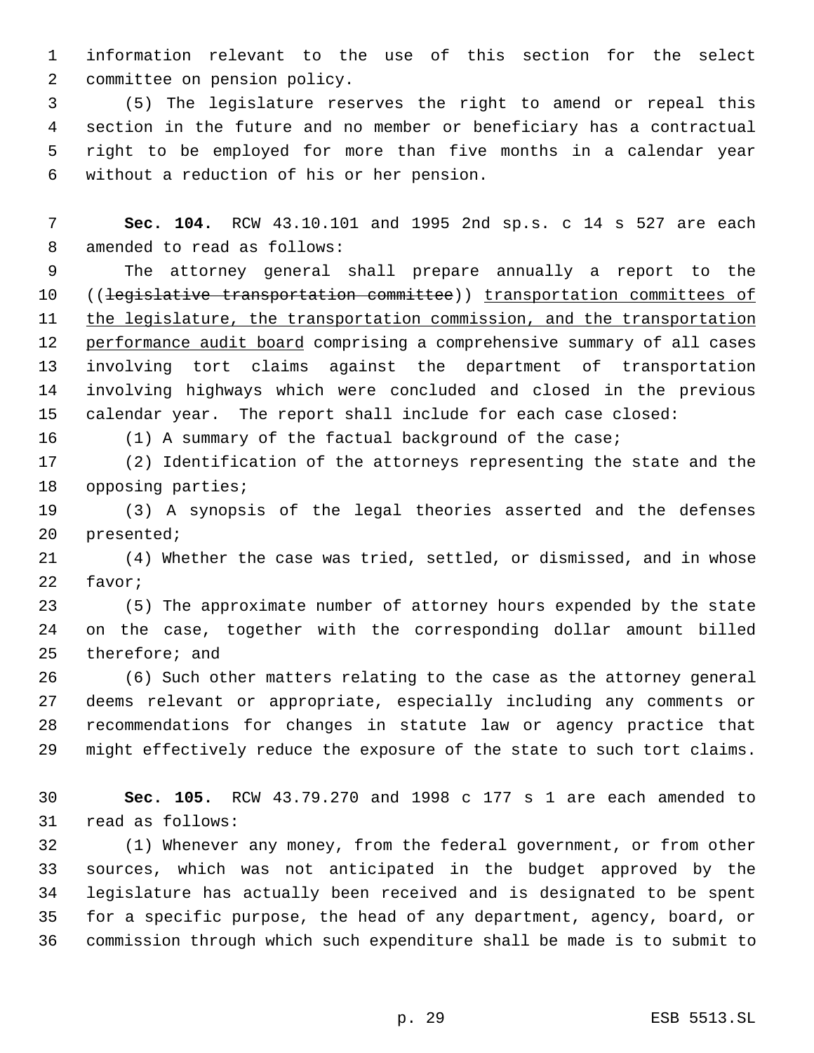information relevant to the use of this section for the select committee on pension policy.

(5) The legislature reserves the right to amend or repeal this section in the future and no member or beneficiary has a contractual right to be employed for more than five months in a calendar year without a reduction of his or her pension.

**Sec. 104.** RCW 43.10.101 and 1995 2nd sp.s. c 14 s 527 are each amended to read as follows:

The attorney general shall prepare annually a report to the ((~~legislative transportation committee~~)) transportation committees of the legislature, the transportation commission, and the transportation performance audit board comprising a comprehensive summary of all cases involving tort claims against the department of transportation involving highways which were concluded and closed in the previous calendar year. The report shall include for each case closed:

(1) A summary of the factual background of the case;

(2) Identification of the attorneys representing the state and the opposing parties;

(3) A synopsis of the legal theories asserted and the defenses presented;

(4) Whether the case was tried, settled, or dismissed, and in whose favor;

(5) The approximate number of attorney hours expended by the state on the case, together with the corresponding dollar amount billed therefore; and

(6) Such other matters relating to the case as the attorney general deems relevant or appropriate, especially including any comments or recommendations for changes in statute law or agency practice that might effectively reduce the exposure of the state to such tort claims.

**Sec. 105.** RCW 43.79.270 and 1998 c 177 s 1 are each amended to read as follows:

(1) Whenever any money, from the federal government, or from other sources, which was not anticipated in the budget approved by the legislature has actually been received and is designated to be spent for a specific purpose, the head of any department, agency, board, or commission through which such expenditure shall be made is to submit to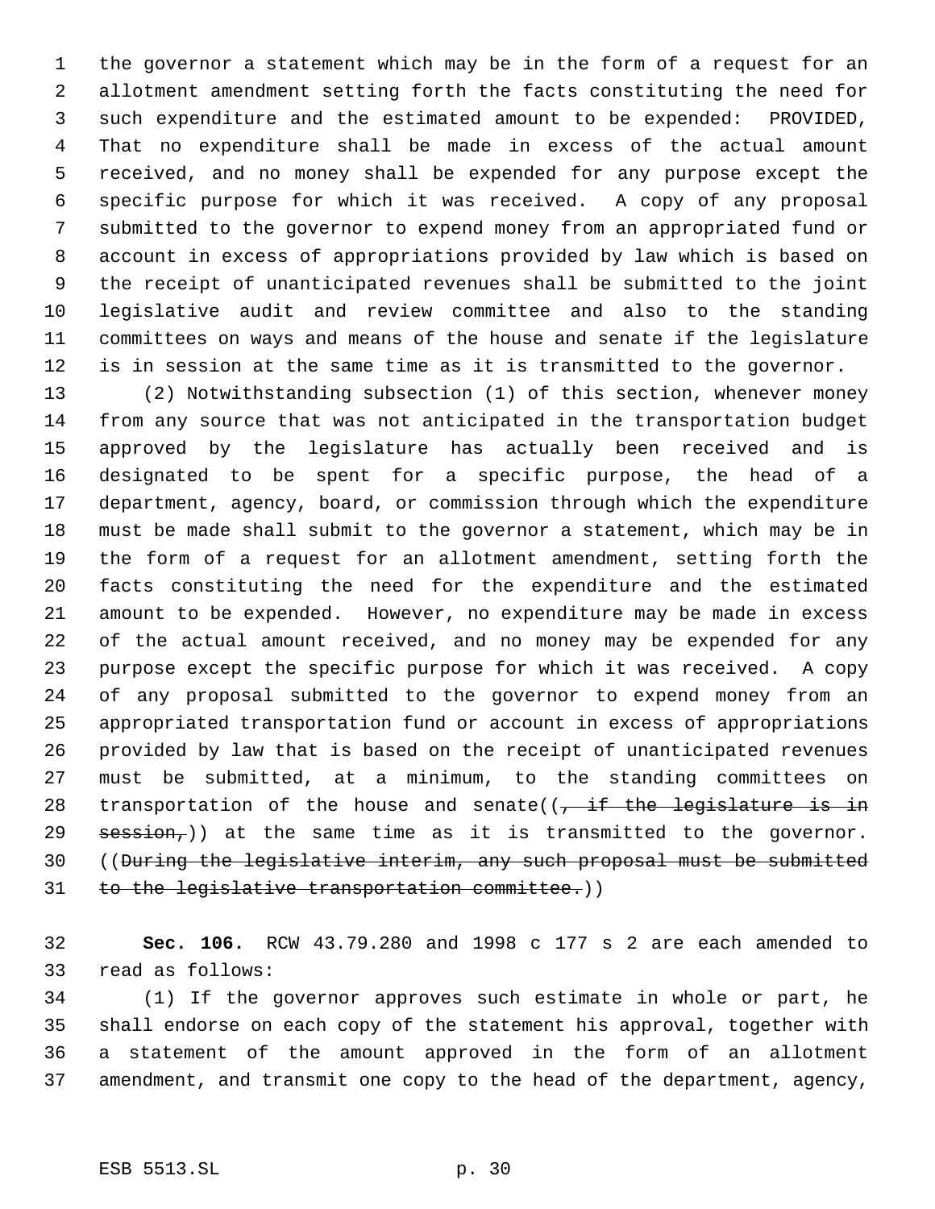the governor a statement which may be in the form of a request for an allotment amendment setting forth the facts constituting the need for such expenditure and the estimated amount to be expended: PROVIDED, That no expenditure shall be made in excess of the actual amount received, and no money shall be expended for any purpose except the specific purpose for which it was received. A copy of any proposal submitted to the governor to expend money from an appropriated fund or account in excess of appropriations provided by law which is based on the receipt of unanticipated revenues shall be submitted to the joint legislative audit and review committee and also to the standing committees on ways and means of the house and senate if the legislature is in session at the same time as it is transmitted to the governor.

(2) Notwithstanding subsection (1) of this section, whenever money from any source that was not anticipated in the transportation budget approved by the legislature has actually been received and is designated to be spent for a specific purpose, the head of a department, agency, board, or commission through which the expenditure must be made shall submit to the governor a statement, which may be in the form of a request for an allotment amendment, setting forth the facts constituting the need for the expenditure and the estimated amount to be expended. However, no expenditure may be made in excess of the actual amount received, and no money may be expended for any purpose except the specific purpose for which it was received. A copy of any proposal submitted to the governor to expend money from an appropriated transportation fund or account in excess of appropriations provided by law that is based on the receipt of unanticipated revenues must be submitted, at a minimum, to the standing committees on transportation of the house and senate((~~, if the legislature is in session,~~)) at the same time as it is transmitted to the governor. ((~~During the legislative interim, any such proposal must be submitted to the legislative transportation committee.~~))

**Sec. 106.** RCW 43.79.280 and 1998 c 177 s 2 are each amended to read as follows:

(1) If the governor approves such estimate in whole or part, he shall endorse on each copy of the statement his approval, together with a statement of the amount approved in the form of an allotment amendment, and transmit one copy to the head of the department, agency,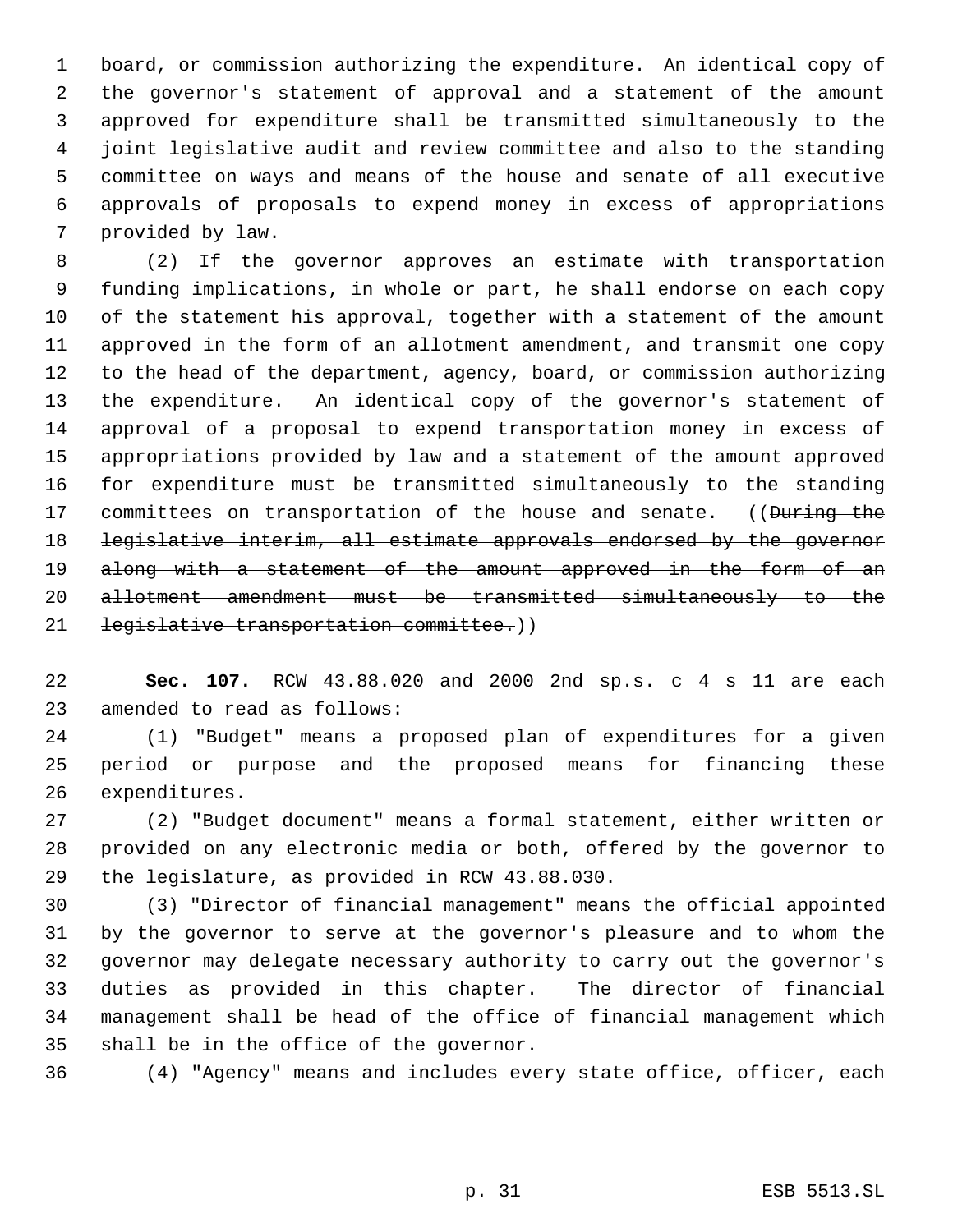board, or commission authorizing the expenditure. An identical copy of the governor's statement of approval and a statement of the amount approved for expenditure shall be transmitted simultaneously to the joint legislative audit and review committee and also to the standing committee on ways and means of the house and senate of all executive approvals of proposals to expend money in excess of appropriations provided by law.

(2) If the governor approves an estimate with transportation funding implications, in whole or part, he shall endorse on each copy of the statement his approval, together with a statement of the amount approved in the form of an allotment amendment, and transmit one copy to the head of the department, agency, board, or commission authorizing the expenditure. An identical copy of the governor's statement of approval of a proposal to expend transportation money in excess of appropriations provided by law and a statement of the amount approved for expenditure must be transmitted simultaneously to the standing committees on transportation of the house and senate. ((~~During the legislative interim, all estimate approvals endorsed by the governor along with a statement of the amount approved in the form of an allotment amendment must be transmitted simultaneously to the legislative transportation committee.~~))

**Sec. 107.** RCW 43.88.020 and 2000 2nd sp.s. c 4 s 11 are each amended to read as follows:

(1) "Budget" means a proposed plan of expenditures for a given period or purpose and the proposed means for financing these expenditures.

(2) "Budget document" means a formal statement, either written or provided on any electronic media or both, offered by the governor to the legislature, as provided in RCW 43.88.030.

(3) "Director of financial management" means the official appointed by the governor to serve at the governor's pleasure and to whom the governor may delegate necessary authority to carry out the governor's duties as provided in this chapter. The director of financial management shall be head of the office of financial management which shall be in the office of the governor.

(4) "Agency" means and includes every state office, officer, each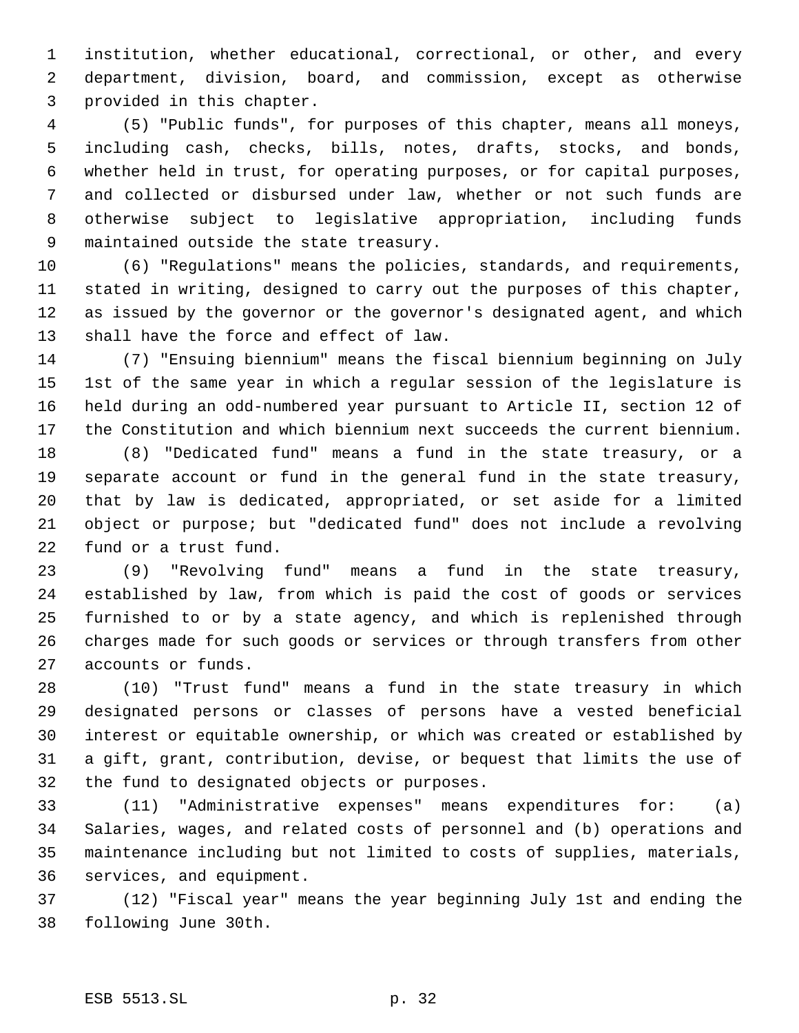institution, whether educational, correctional, or other, and every department, division, board, and commission, except as otherwise provided in this chapter.

(5) "Public funds", for purposes of this chapter, means all moneys, including cash, checks, bills, notes, drafts, stocks, and bonds, whether held in trust, for operating purposes, or for capital purposes, and collected or disbursed under law, whether or not such funds are otherwise subject to legislative appropriation, including funds maintained outside the state treasury.

(6) "Regulations" means the policies, standards, and requirements, stated in writing, designed to carry out the purposes of this chapter, as issued by the governor or the governor's designated agent, and which shall have the force and effect of law.

(7) "Ensuing biennium" means the fiscal biennium beginning on July 1st of the same year in which a regular session of the legislature is held during an odd-numbered year pursuant to Article II, section 12 of the Constitution and which biennium next succeeds the current biennium.

(8) "Dedicated fund" means a fund in the state treasury, or a separate account or fund in the general fund in the state treasury, that by law is dedicated, appropriated, or set aside for a limited object or purpose; but "dedicated fund" does not include a revolving fund or a trust fund.

(9) "Revolving fund" means a fund in the state treasury, established by law, from which is paid the cost of goods or services furnished to or by a state agency, and which is replenished through charges made for such goods or services or through transfers from other accounts or funds.

(10) "Trust fund" means a fund in the state treasury in which designated persons or classes of persons have a vested beneficial interest or equitable ownership, or which was created or established by a gift, grant, contribution, devise, or bequest that limits the use of the fund to designated objects or purposes.

(11) "Administrative expenses" means expenditures for: (a) Salaries, wages, and related costs of personnel and (b) operations and maintenance including but not limited to costs of supplies, materials, services, and equipment.

(12) "Fiscal year" means the year beginning July 1st and ending the following June 30th.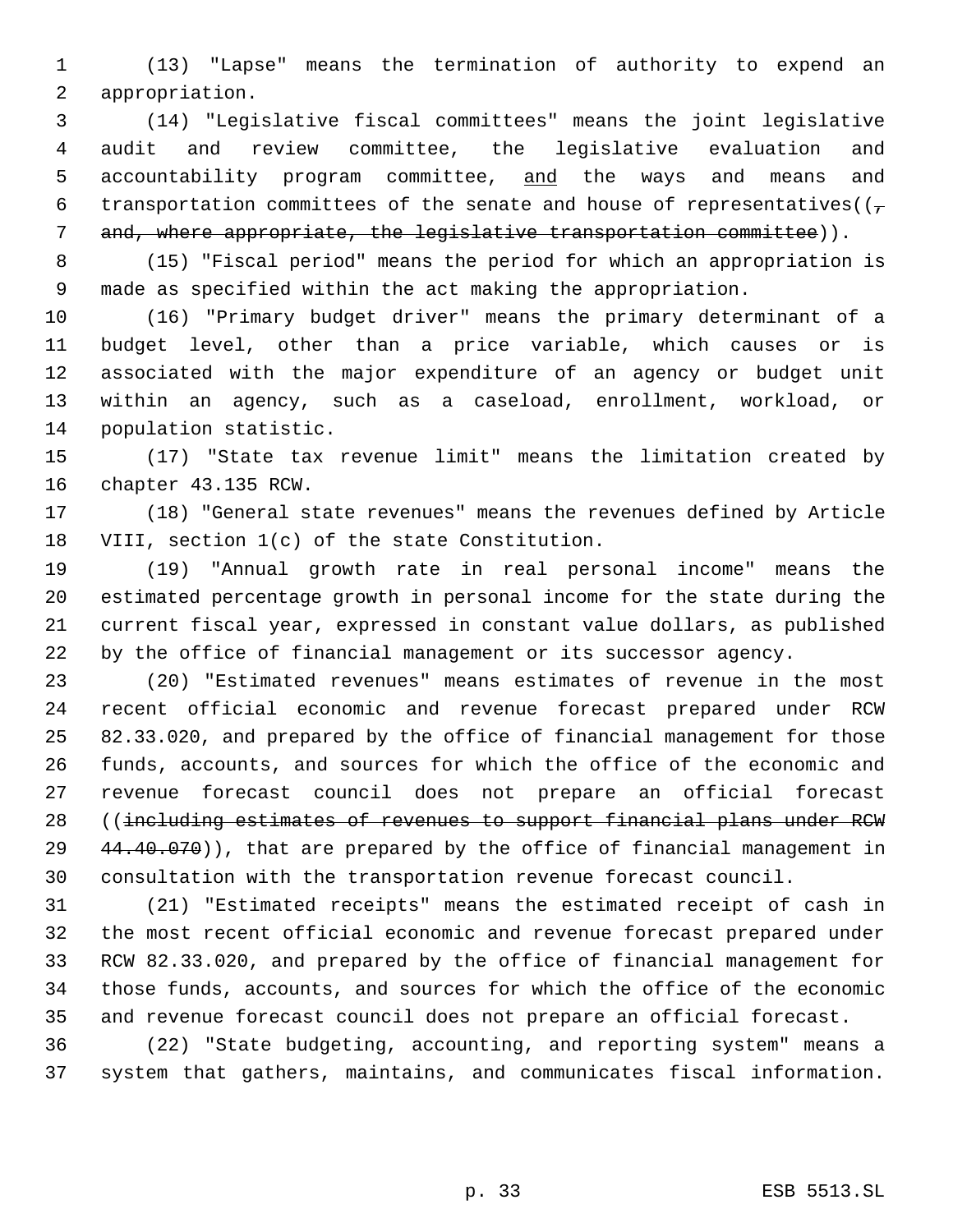(13) "Lapse" means the termination of authority to expend an appropriation.

(14) "Legislative fiscal committees" means the joint legislative audit and review committee, the legislative evaluation and accountability program committee, <u>and</u> the ways and means and transportation committees of the senate and house of representatives((~~, and, where appropriate, the legislative transportation committee~~)).

(15) "Fiscal period" means the period for which an appropriation is made as specified within the act making the appropriation.

(16) "Primary budget driver" means the primary determinant of a budget level, other than a price variable, which causes or is associated with the major expenditure of an agency or budget unit within an agency, such as a caseload, enrollment, workload, or population statistic.

(17) "State tax revenue limit" means the limitation created by chapter 43.135 RCW.

(18) "General state revenues" means the revenues defined by Article VIII, section 1(c) of the state Constitution.

(19) "Annual growth rate in real personal income" means the estimated percentage growth in personal income for the state during the current fiscal year, expressed in constant value dollars, as published by the office of financial management or its successor agency.

(20) "Estimated revenues" means estimates of revenue in the most recent official economic and revenue forecast prepared under RCW 82.33.020, and prepared by the office of financial management for those funds, accounts, and sources for which the office of the economic and revenue forecast council does not prepare an official forecast ((~~including estimates of revenues to support financial plans under RCW 44.40.070~~)), that are prepared by the office of financial management in consultation with the transportation revenue forecast council.

(21) "Estimated receipts" means the estimated receipt of cash in the most recent official economic and revenue forecast prepared under RCW 82.33.020, and prepared by the office of financial management for those funds, accounts, and sources for which the office of the economic and revenue forecast council does not prepare an official forecast.

(22) "State budgeting, accounting, and reporting system" means a system that gathers, maintains, and communicates fiscal information.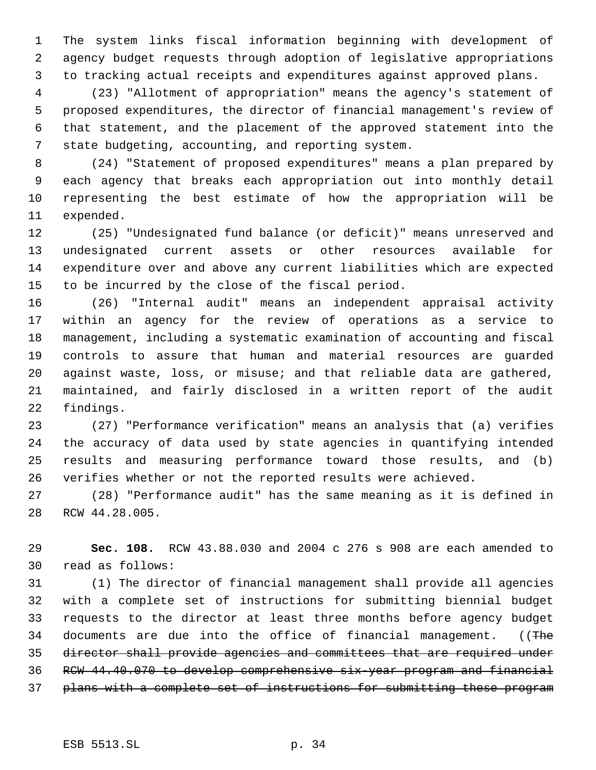The system links fiscal information beginning with development of agency budget requests through adoption of legislative appropriations to tracking actual receipts and expenditures against approved plans.

(23) "Allotment of appropriation" means the agency's statement of proposed expenditures, the director of financial management's review of that statement, and the placement of the approved statement into the state budgeting, accounting, and reporting system.

(24) "Statement of proposed expenditures" means a plan prepared by each agency that breaks each appropriation out into monthly detail representing the best estimate of how the appropriation will be expended.

(25) "Undesignated fund balance (or deficit)" means unreserved and undesignated current assets or other resources available for expenditure over and above any current liabilities which are expected to be incurred by the close of the fiscal period.

(26) "Internal audit" means an independent appraisal activity within an agency for the review of operations as a service to management, including a systematic examination of accounting and fiscal controls to assure that human and material resources are guarded against waste, loss, or misuse; and that reliable data are gathered, maintained, and fairly disclosed in a written report of the audit findings.

(27) "Performance verification" means an analysis that (a) verifies the accuracy of data used by state agencies in quantifying intended results and measuring performance toward those results, and (b) verifies whether or not the reported results were achieved.

(28) "Performance audit" has the same meaning as it is defined in RCW 44.28.005.

**Sec. 108.** RCW 43.88.030 and 2004 c 276 s 908 are each amended to read as follows:

(1) The director of financial management shall provide all agencies with a complete set of instructions for submitting biennial budget requests to the director at least three months before agency budget documents are due into the office of financial management. ((~~The director shall provide agencies and committees that are required under RCW 44.40.070 to develop comprehensive six-year program and financial plans with a complete set of instructions for submitting these program~~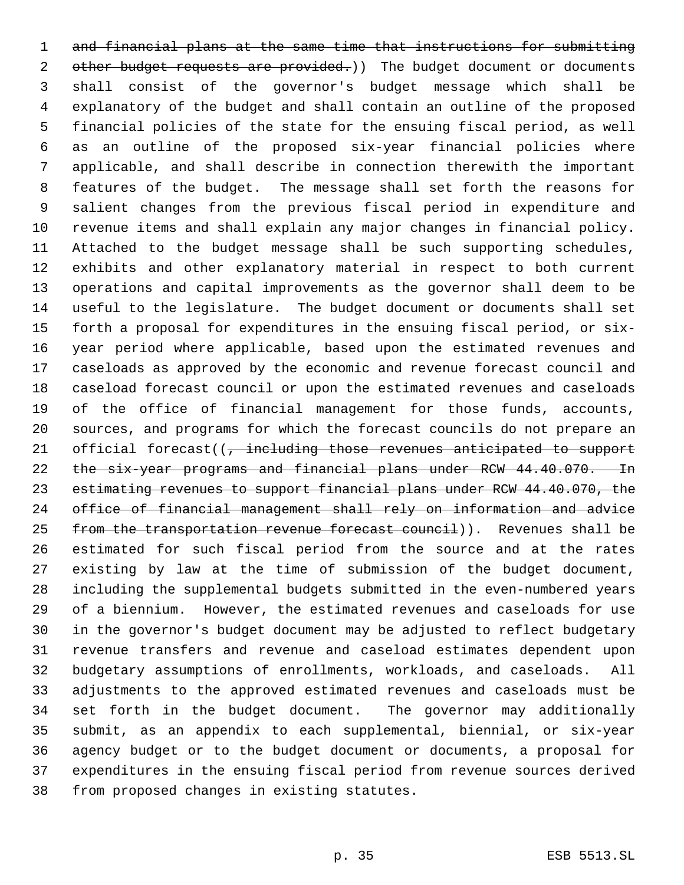~~and financial plans at the same time that instructions for submitting other budget requests are provided.~~)) The budget document or documents shall consist of the governor's budget message which shall be explanatory of the budget and shall contain an outline of the proposed financial policies of the state for the ensuing fiscal period, as well as an outline of the proposed six-year financial policies where applicable, and shall describe in connection therewith the important features of the budget. The message shall set forth the reasons for salient changes from the previous fiscal period in expenditure and revenue items and shall explain any major changes in financial policy. Attached to the budget message shall be such supporting schedules, exhibits and other explanatory material in respect to both current operations and capital improvements as the governor shall deem to be useful to the legislature. The budget document or documents shall set forth a proposal for expenditures in the ensuing fiscal period, or six-year period where applicable, based upon the estimated revenues and caseloads as approved by the economic and revenue forecast council and caseload forecast council or upon the estimated revenues and caseloads of the office of financial management for those funds, accounts, sources, and programs for which the forecast councils do not prepare an official forecast((~~, including those revenues anticipated to support the six-year programs and financial plans under RCW 44.40.070. In estimating revenues to support financial plans under RCW 44.40.070, the office of financial management shall rely on information and advice from the transportation revenue forecast council~~)). Revenues shall be estimated for such fiscal period from the source and at the rates existing by law at the time of submission of the budget document, including the supplemental budgets submitted in the even-numbered years of a biennium. However, the estimated revenues and caseloads for use in the governor's budget document may be adjusted to reflect budgetary revenue transfers and revenue and caseload estimates dependent upon budgetary assumptions of enrollments, workloads, and caseloads. All adjustments to the approved estimated revenues and caseloads must be set forth in the budget document. The governor may additionally submit, as an appendix to each supplemental, biennial, or six-year agency budget or to the budget document or documents, a proposal for expenditures in the ensuing fiscal period from revenue sources derived from proposed changes in existing statutes.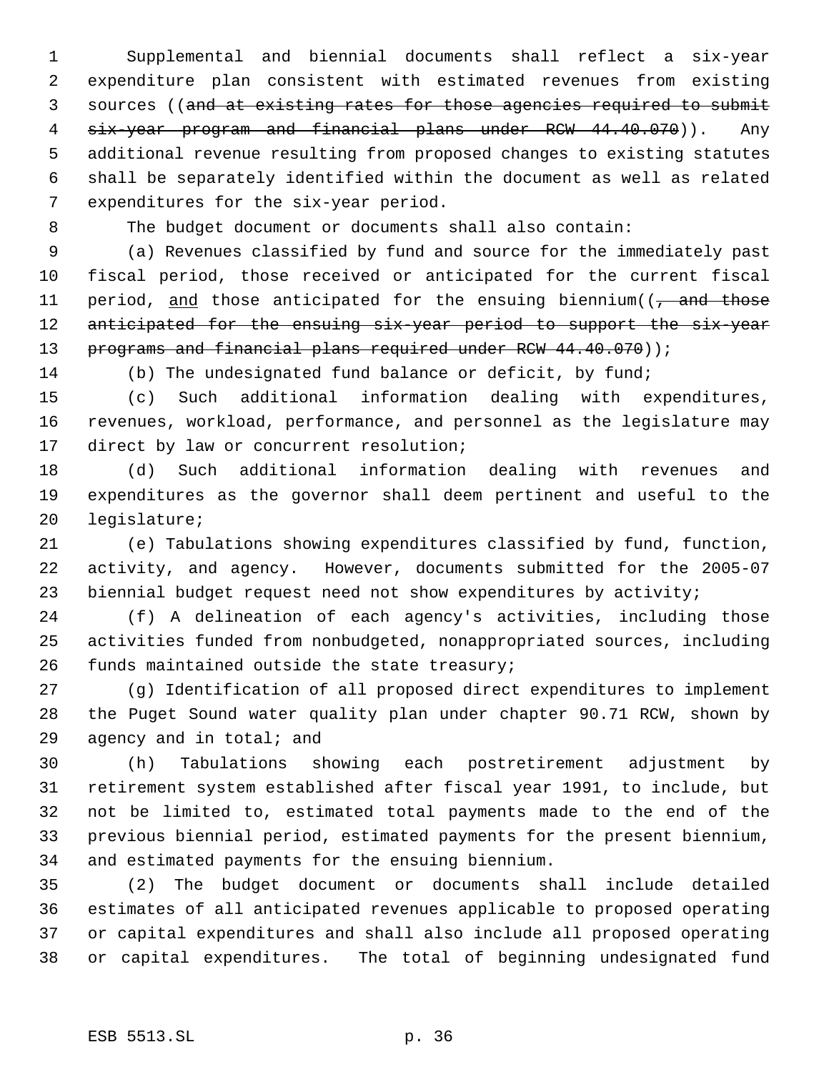Supplemental and biennial documents shall reflect a six-year expenditure plan consistent with estimated revenues from existing sources ((~~and at existing rates for those agencies required to submit six-year program and financial plans under RCW 44.40.070~~)). Any additional revenue resulting from proposed changes to existing statutes shall be separately identified within the document as well as related expenditures for the six-year period.

The budget document or documents shall also contain:

(a) Revenues classified by fund and source for the immediately past fiscal period, those received or anticipated for the current fiscal period, <u>and</u> those anticipated for the ensuing biennium((~~, and those anticipated for the ensuing six-year period to support the six-year programs and financial plans required under RCW 44.40.070~~));

(b) The undesignated fund balance or deficit, by fund;

(c) Such additional information dealing with expenditures, revenues, workload, performance, and personnel as the legislature may direct by law or concurrent resolution;

(d) Such additional information dealing with revenues and expenditures as the governor shall deem pertinent and useful to the legislature;

(e) Tabulations showing expenditures classified by fund, function, activity, and agency. However, documents submitted for the 2005-07 biennial budget request need not show expenditures by activity;

(f) A delineation of each agency's activities, including those activities funded from nonbudgeted, nonappropriated sources, including funds maintained outside the state treasury;

(g) Identification of all proposed direct expenditures to implement the Puget Sound water quality plan under chapter 90.71 RCW, shown by agency and in total; and

(h) Tabulations showing each postretirement adjustment by retirement system established after fiscal year 1991, to include, but not be limited to, estimated total payments made to the end of the previous biennial period, estimated payments for the present biennium, and estimated payments for the ensuing biennium.

(2) The budget document or documents shall include detailed estimates of all anticipated revenues applicable to proposed operating or capital expenditures and shall also include all proposed operating or capital expenditures. The total of beginning undesignated fund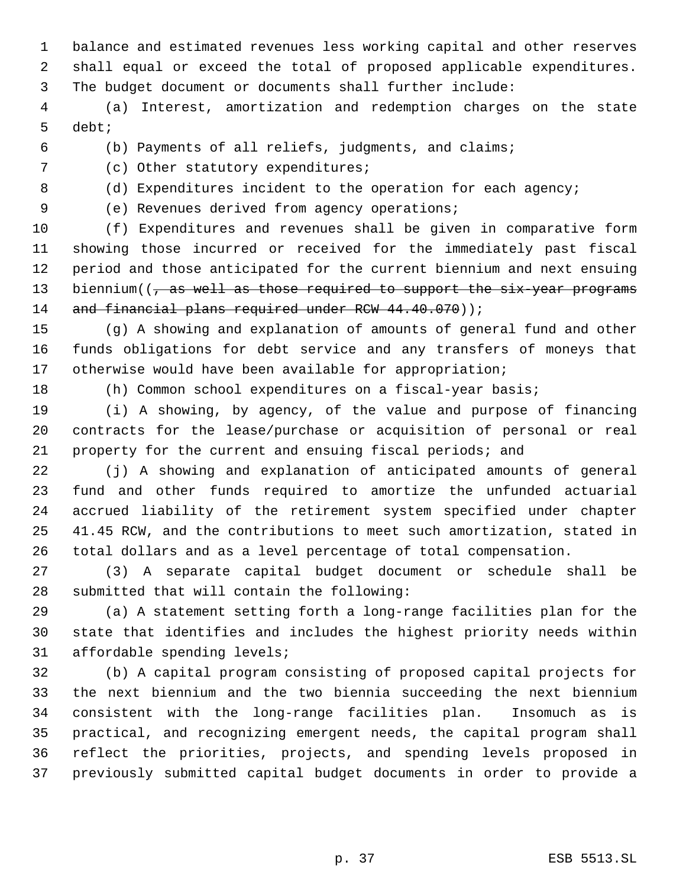balance and estimated revenues less working capital and other reserves shall equal or exceed the total of proposed applicable expenditures. The budget document or documents shall further include:

(a) Interest, amortization and redemption charges on the state debt;

(b) Payments of all reliefs, judgments, and claims;

(c) Other statutory expenditures;

(d) Expenditures incident to the operation for each agency;

(e) Revenues derived from agency operations;

(f) Expenditures and revenues shall be given in comparative form showing those incurred or received for the immediately past fiscal period and those anticipated for the current biennium and next ensuing biennium((~~, as well as those required to support the six-year programs and financial plans required under RCW 44.40.070~~));

(g) A showing and explanation of amounts of general fund and other funds obligations for debt service and any transfers of moneys that otherwise would have been available for appropriation;

(h) Common school expenditures on a fiscal-year basis;

(i) A showing, by agency, of the value and purpose of financing contracts for the lease/purchase or acquisition of personal or real property for the current and ensuing fiscal periods; and

(j) A showing and explanation of anticipated amounts of general fund and other funds required to amortize the unfunded actuarial accrued liability of the retirement system specified under chapter 41.45 RCW, and the contributions to meet such amortization, stated in total dollars and as a level percentage of total compensation.

(3) A separate capital budget document or schedule shall be submitted that will contain the following:

(a) A statement setting forth a long-range facilities plan for the state that identifies and includes the highest priority needs within affordable spending levels;

(b) A capital program consisting of proposed capital projects for the next biennium and the two biennia succeeding the next biennium consistent with the long-range facilities plan. Insomuch as is practical, and recognizing emergent needs, the capital program shall reflect the priorities, projects, and spending levels proposed in previously submitted capital budget documents in order to provide a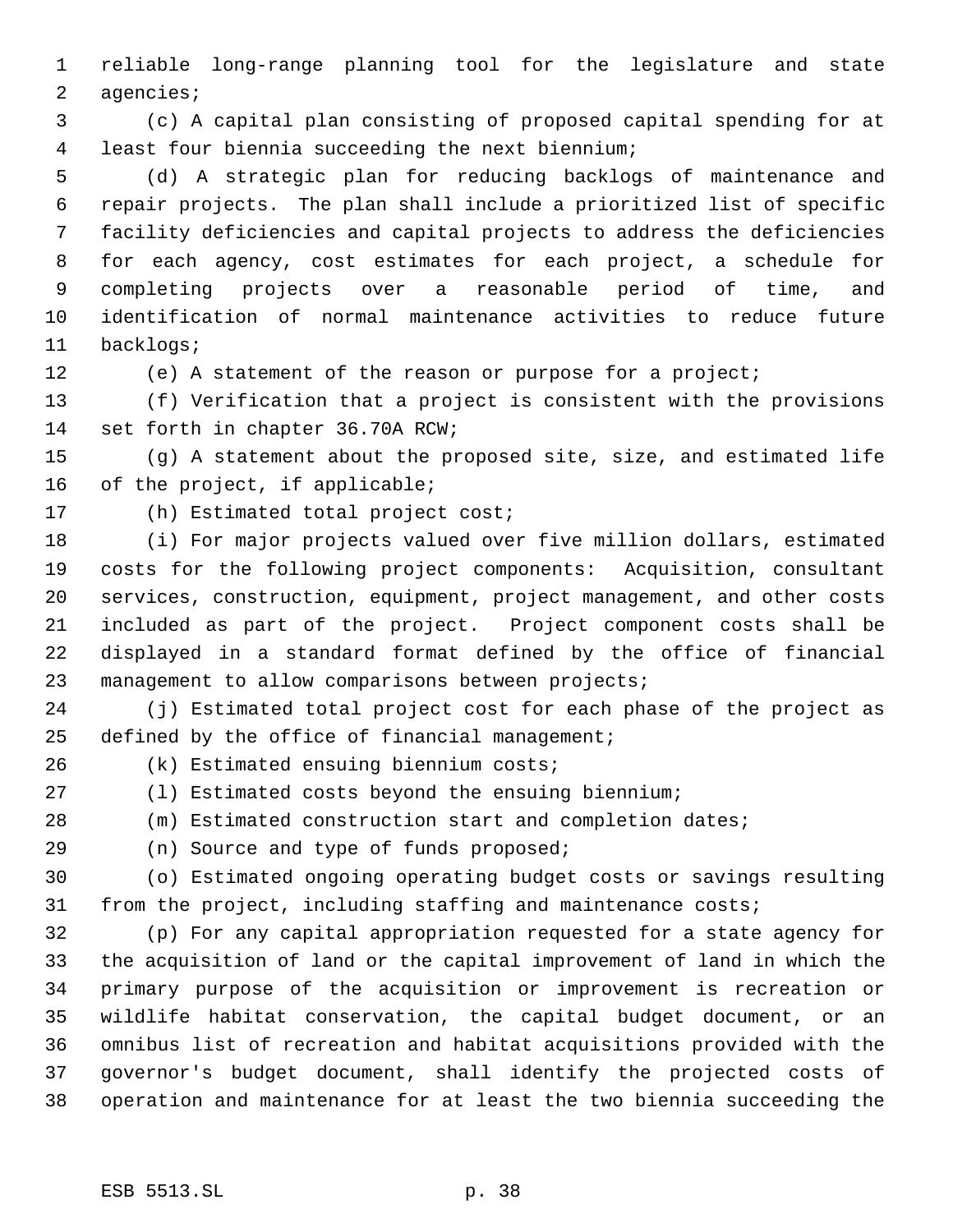reliable long-range planning tool for the legislature and state agencies;

(c) A capital plan consisting of proposed capital spending for at least four biennia succeeding the next biennium;

(d) A strategic plan for reducing backlogs of maintenance and repair projects. The plan shall include a prioritized list of specific facility deficiencies and capital projects to address the deficiencies for each agency, cost estimates for each project, a schedule for completing projects over a reasonable period of time, and identification of normal maintenance activities to reduce future backlogs;

(e) A statement of the reason or purpose for a project;

(f) Verification that a project is consistent with the provisions set forth in chapter 36.70A RCW;

(g) A statement about the proposed site, size, and estimated life of the project, if applicable;

(h) Estimated total project cost;

(i) For major projects valued over five million dollars, estimated costs for the following project components: Acquisition, consultant services, construction, equipment, project management, and other costs included as part of the project. Project component costs shall be displayed in a standard format defined by the office of financial management to allow comparisons between projects;

(j) Estimated total project cost for each phase of the project as defined by the office of financial management;

(k) Estimated ensuing biennium costs;

(l) Estimated costs beyond the ensuing biennium;

(m) Estimated construction start and completion dates;

(n) Source and type of funds proposed;

(o) Estimated ongoing operating budget costs or savings resulting from the project, including staffing and maintenance costs;

(p) For any capital appropriation requested for a state agency for the acquisition of land or the capital improvement of land in which the primary purpose of the acquisition or improvement is recreation or wildlife habitat conservation, the capital budget document, or an omnibus list of recreation and habitat acquisitions provided with the governor's budget document, shall identify the projected costs of operation and maintenance for at least the two biennia succeeding the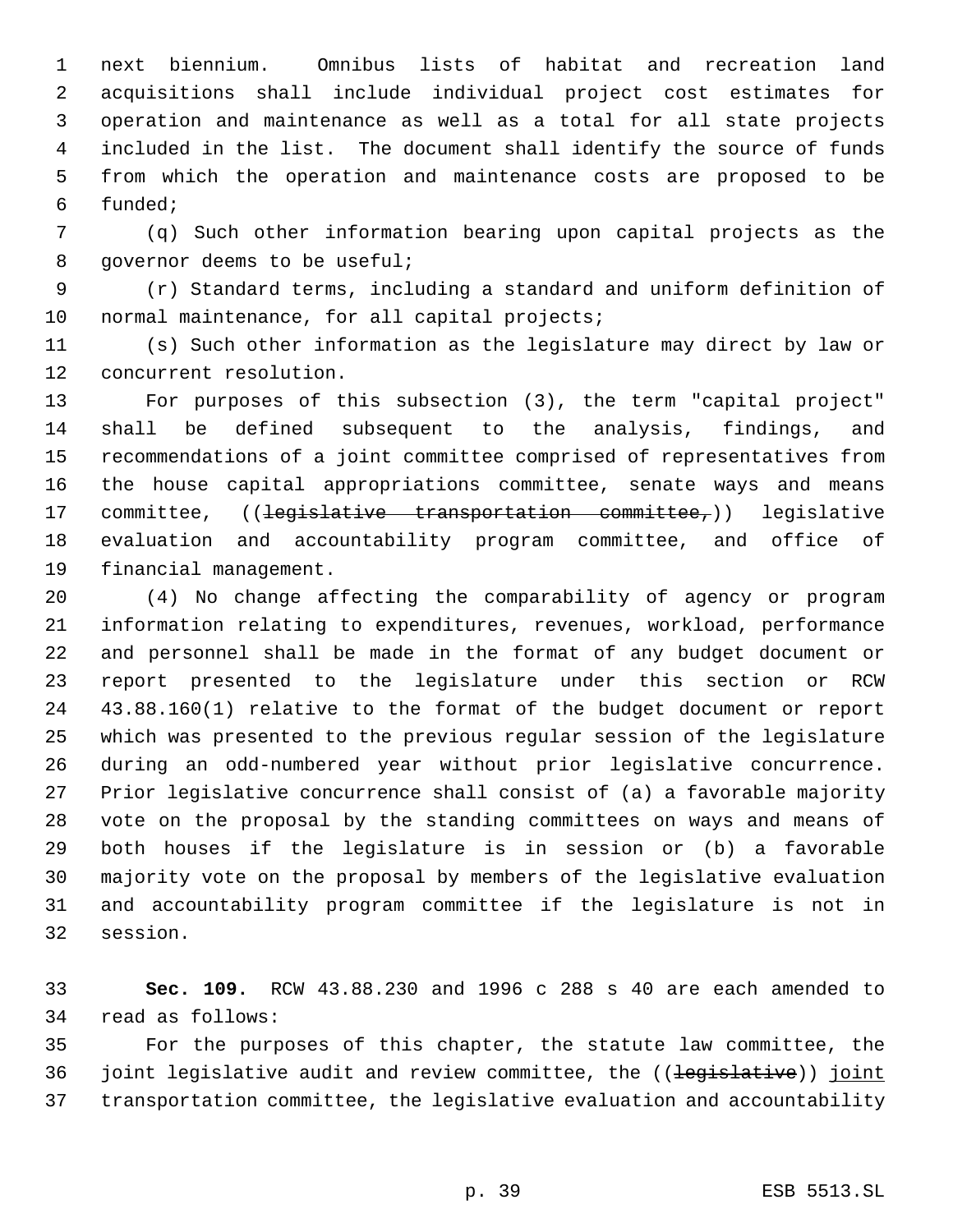next biennium. Omnibus lists of habitat and recreation land acquisitions shall include individual project cost estimates for operation and maintenance as well as a total for all state projects included in the list. The document shall identify the source of funds from which the operation and maintenance costs are proposed to be funded;

(q) Such other information bearing upon capital projects as the governor deems to be useful;

(r) Standard terms, including a standard and uniform definition of normal maintenance, for all capital projects;

(s) Such other information as the legislature may direct by law or concurrent resolution.

For purposes of this subsection (3), the term "capital project" shall be defined subsequent to the analysis, findings, and recommendations of a joint committee comprised of representatives from the house capital appropriations committee, senate ways and means committee, ((~~legislative transportation committee,~~)) legislative evaluation and accountability program committee, and office of financial management.

(4) No change affecting the comparability of agency or program information relating to expenditures, revenues, workload, performance and personnel shall be made in the format of any budget document or report presented to the legislature under this section or RCW 43.88.160(1) relative to the format of the budget document or report which was presented to the previous regular session of the legislature during an odd-numbered year without prior legislative concurrence. Prior legislative concurrence shall consist of (a) a favorable majority vote on the proposal by the standing committees on ways and means of both houses if the legislature is in session or (b) a favorable majority vote on the proposal by members of the legislative evaluation and accountability program committee if the legislature is not in session.

**Sec. 109.** RCW 43.88.230 and 1996 c 288 s 40 are each amended to read as follows:

For the purposes of this chapter, the statute law committee, the joint legislative audit and review committee, the ((~~legislative~~)) joint transportation committee, the legislative evaluation and accountability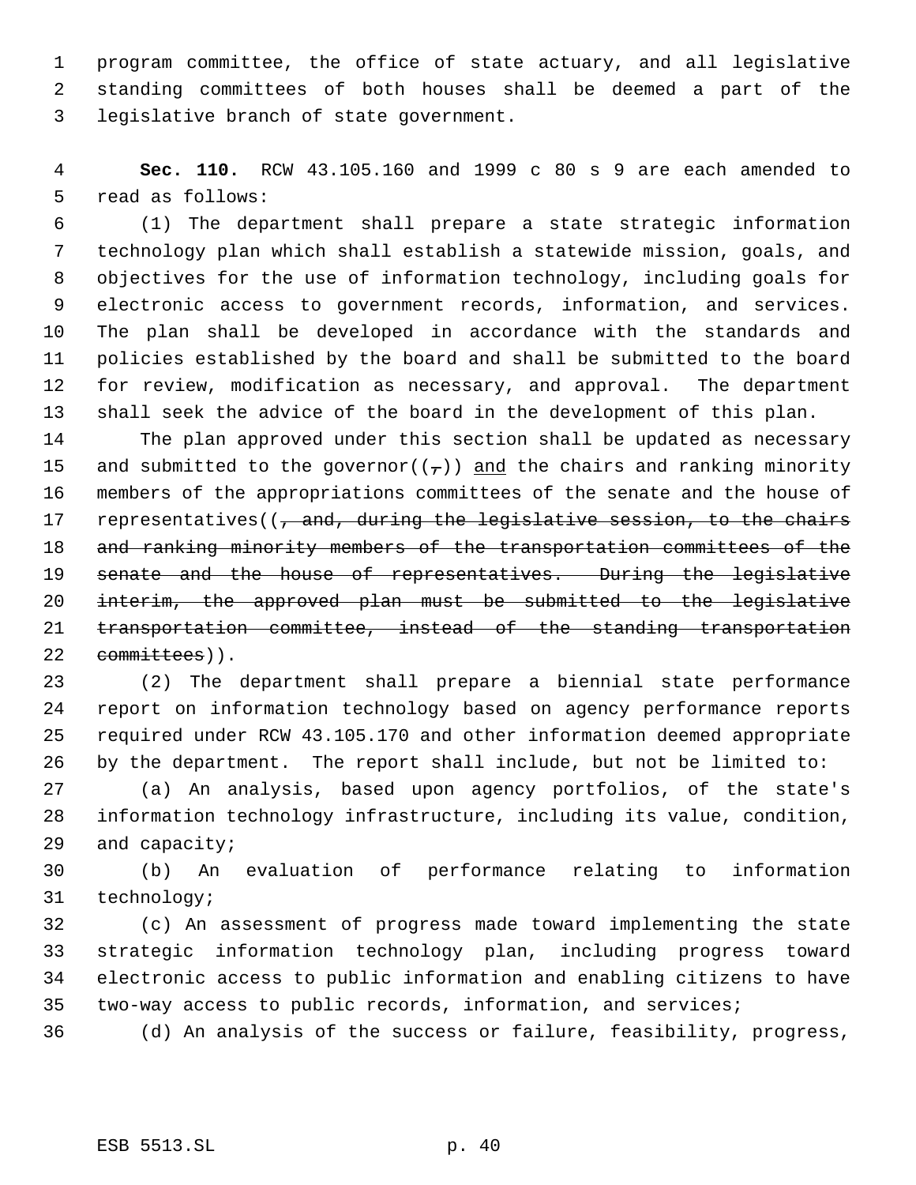program committee, the office of state actuary, and all legislative standing committees of both houses shall be deemed a part of the legislative branch of state government.

**Sec. 110.** RCW 43.105.160 and 1999 c 80 s 9 are each amended to read as follows:

(1) The department shall prepare a state strategic information technology plan which shall establish a statewide mission, goals, and objectives for the use of information technology, including goals for electronic access to government records, information, and services. The plan shall be developed in accordance with the standards and policies established by the board and shall be submitted to the board for review, modification as necessary, and approval. The department shall seek the advice of the board in the development of this plan.

The plan approved under this section shall be updated as necessary and submitted to the governor((~~,~~)) <u>and</u> the chairs and ranking minority members of the appropriations committees of the senate and the house of representatives((~~, and, during the legislative session, to the chairs and ranking minority members of the transportation committees of the senate and the house of representatives. During the legislative interim, the approved plan must be submitted to the legislative transportation committee, instead of the standing transportation committees~~)).

(2) The department shall prepare a biennial state performance report on information technology based on agency performance reports required under RCW 43.105.170 and other information deemed appropriate by the department. The report shall include, but not be limited to:

(a) An analysis, based upon agency portfolios, of the state's information technology infrastructure, including its value, condition, and capacity;

(b) An evaluation of performance relating to information technology;

(c) An assessment of progress made toward implementing the state strategic information technology plan, including progress toward electronic access to public information and enabling citizens to have two-way access to public records, information, and services;

(d) An analysis of the success or failure, feasibility, progress,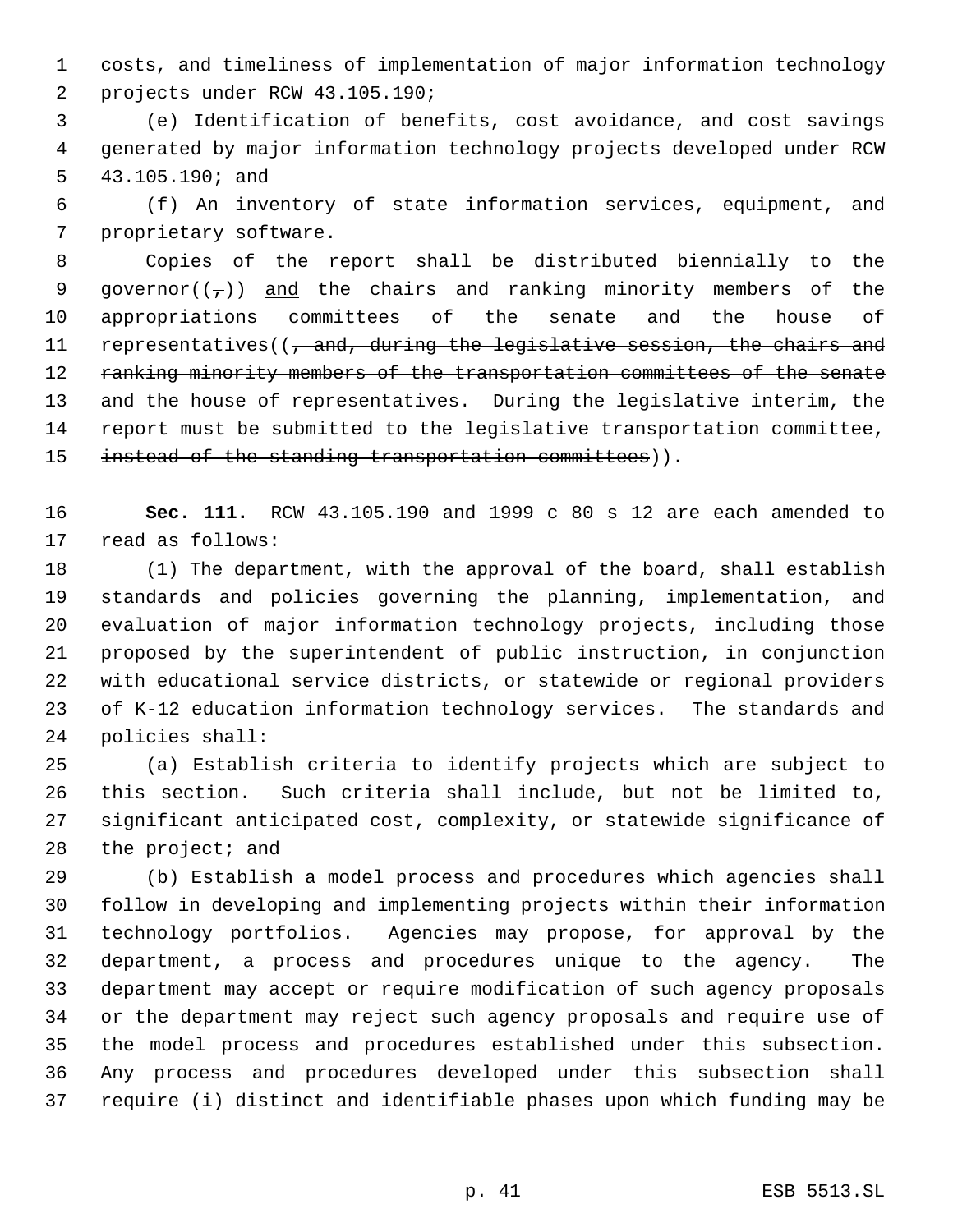costs, and timeliness of implementation of major information technology projects under RCW 43.105.190;

(e) Identification of benefits, cost avoidance, and cost savings generated by major information technology projects developed under RCW 43.105.190; and

(f) An inventory of state information services, equipment, and proprietary software.

Copies of the report shall be distributed biennially to the governor((~~,~~)) <u>and</u> the chairs and ranking minority members of the appropriations committees of the senate and the house of representatives((~~, and, during the legislative session, the chairs and ranking minority members of the transportation committees of the senate and the house of representatives. During the legislative interim, the report must be submitted to the legislative transportation committee, instead of the standing transportation committees~~)).

**Sec. 111.** RCW 43.105.190 and 1999 c 80 s 12 are each amended to read as follows:

(1) The department, with the approval of the board, shall establish standards and policies governing the planning, implementation, and evaluation of major information technology projects, including those proposed by the superintendent of public instruction, in conjunction with educational service districts, or statewide or regional providers of K-12 education information technology services. The standards and policies shall:

(a) Establish criteria to identify projects which are subject to this section. Such criteria shall include, but not be limited to, significant anticipated cost, complexity, or statewide significance of the project; and

(b) Establish a model process and procedures which agencies shall follow in developing and implementing projects within their information technology portfolios. Agencies may propose, for approval by the department, a process and procedures unique to the agency. The department may accept or require modification of such agency proposals or the department may reject such agency proposals and require use of the model process and procedures established under this subsection. Any process and procedures developed under this subsection shall require (i) distinct and identifiable phases upon which funding may be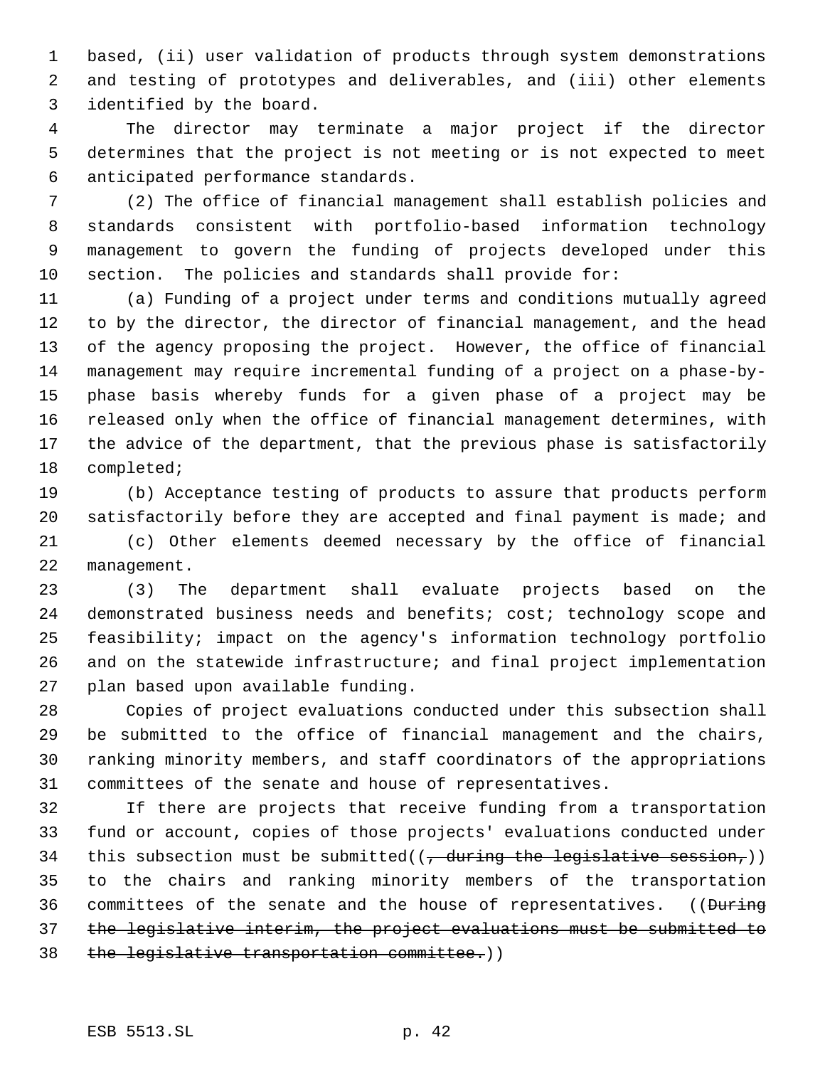based, (ii) user validation of products through system demonstrations and testing of prototypes and deliverables, and (iii) other elements identified by the board.

The director may terminate a major project if the director determines that the project is not meeting or is not expected to meet anticipated performance standards.

(2) The office of financial management shall establish policies and standards consistent with portfolio-based information technology management to govern the funding of projects developed under this section. The policies and standards shall provide for:

(a) Funding of a project under terms and conditions mutually agreed to by the director, the director of financial management, and the head of the agency proposing the project. However, the office of financial management may require incremental funding of a project on a phase-by-phase basis whereby funds for a given phase of a project may be released only when the office of financial management determines, with the advice of the department, that the previous phase is satisfactorily completed;

(b) Acceptance testing of products to assure that products perform satisfactorily before they are accepted and final payment is made; and

(c) Other elements deemed necessary by the office of financial management.

(3) The department shall evaluate projects based on the demonstrated business needs and benefits; cost; technology scope and feasibility; impact on the agency's information technology portfolio and on the statewide infrastructure; and final project implementation plan based upon available funding.

Copies of project evaluations conducted under this subsection shall be submitted to the office of financial management and the chairs, ranking minority members, and staff coordinators of the appropriations committees of the senate and house of representatives.

If there are projects that receive funding from a transportation fund or account, copies of those projects' evaluations conducted under this subsection must be submitted((~~, during the legislative session,~~)) to the chairs and ranking minority members of the transportation committees of the senate and the house of representatives. ((~~During the legislative interim, the project evaluations must be submitted to the legislative transportation committee.~~))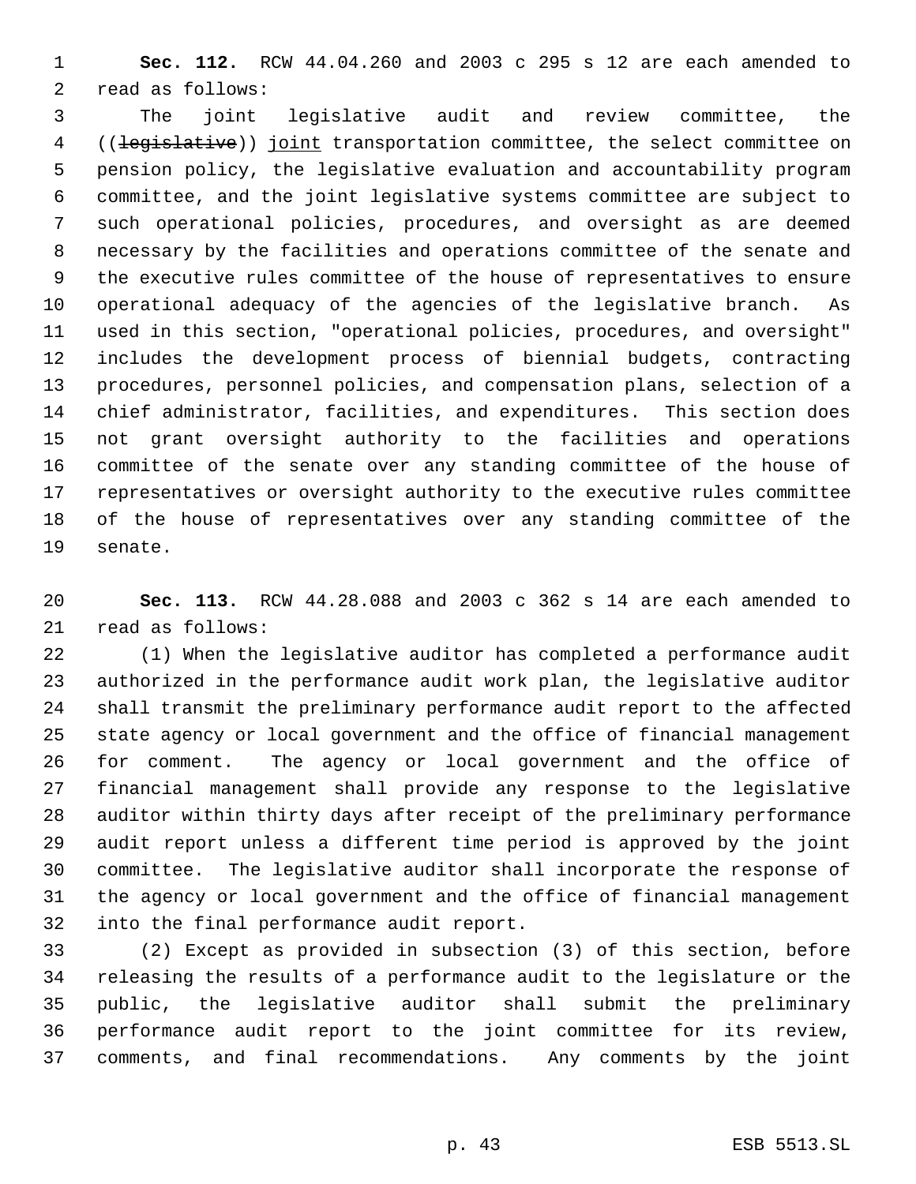**Sec. 112.** RCW 44.04.260 and 2003 c 295 s 12 are each amended to read as follows:

The joint legislative audit and review committee, the ((~~legislative~~)) joint transportation committee, the select committee on pension policy, the legislative evaluation and accountability program committee, and the joint legislative systems committee are subject to such operational policies, procedures, and oversight as are deemed necessary by the facilities and operations committee of the senate and the executive rules committee of the house of representatives to ensure operational adequacy of the agencies of the legislative branch. As used in this section, "operational policies, procedures, and oversight" includes the development process of biennial budgets, contracting procedures, personnel policies, and compensation plans, selection of a chief administrator, facilities, and expenditures. This section does not grant oversight authority to the facilities and operations committee of the senate over any standing committee of the house of representatives or oversight authority to the executive rules committee of the house of representatives over any standing committee of the senate.

**Sec. 113.** RCW 44.28.088 and 2003 c 362 s 14 are each amended to read as follows:

(1) When the legislative auditor has completed a performance audit authorized in the performance audit work plan, the legislative auditor shall transmit the preliminary performance audit report to the affected state agency or local government and the office of financial management for comment. The agency or local government and the office of financial management shall provide any response to the legislative auditor within thirty days after receipt of the preliminary performance audit report unless a different time period is approved by the joint committee. The legislative auditor shall incorporate the response of the agency or local government and the office of financial management into the final performance audit report.

(2) Except as provided in subsection (3) of this section, before releasing the results of a performance audit to the legislature or the public, the legislative auditor shall submit the preliminary performance audit report to the joint committee for its review, comments, and final recommendations. Any comments by the joint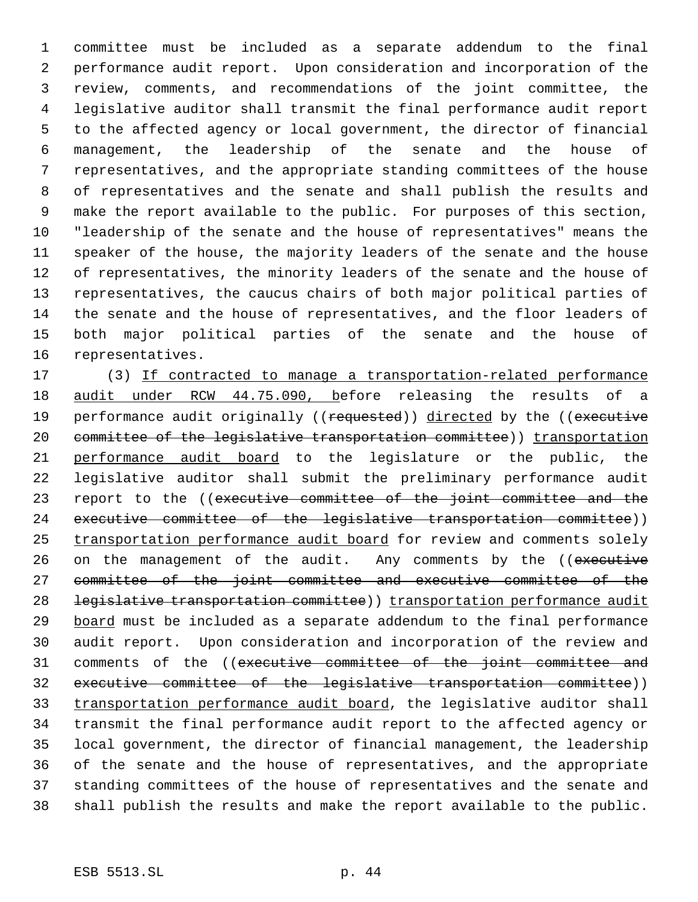committee must be included as a separate addendum to the final performance audit report. Upon consideration and incorporation of the review, comments, and recommendations of the joint committee, the legislative auditor shall transmit the final performance audit report to the affected agency or local government, the director of financial management, the leadership of the senate and the house of representatives, and the appropriate standing committees of the house of representatives and the senate and shall publish the results and make the report available to the public. For purposes of this section, "leadership of the senate and the house of representatives" means the speaker of the house, the majority leaders of the senate and the house of representatives, the minority leaders of the senate and the house of representatives, the caucus chairs of both major political parties of the senate and the house of representatives, and the floor leaders of both major political parties of the senate and the house of representatives.

(3) If contracted to manage a transportation-related performance audit under RCW 44.75.090, before releasing the results of a performance audit originally ((requested)) directed by the ((executive committee of the legislative transportation committee)) transportation performance audit board to the legislature or the public, the legislative auditor shall submit the preliminary performance audit report to the ((executive committee of the joint committee and the executive committee of the legislative transportation committee)) transportation performance audit board for review and comments solely on the management of the audit. Any comments by the ((executive committee of the joint committee and executive committee of the legislative transportation committee)) transportation performance audit board must be included as a separate addendum to the final performance audit report. Upon consideration and incorporation of the review and comments of the ((executive committee of the joint committee and executive committee of the legislative transportation committee)) transportation performance audit board, the legislative auditor shall transmit the final performance audit report to the affected agency or local government, the director of financial management, the leadership of the senate and the house of representatives, and the appropriate standing committees of the house of representatives and the senate and shall publish the results and make the report available to the public.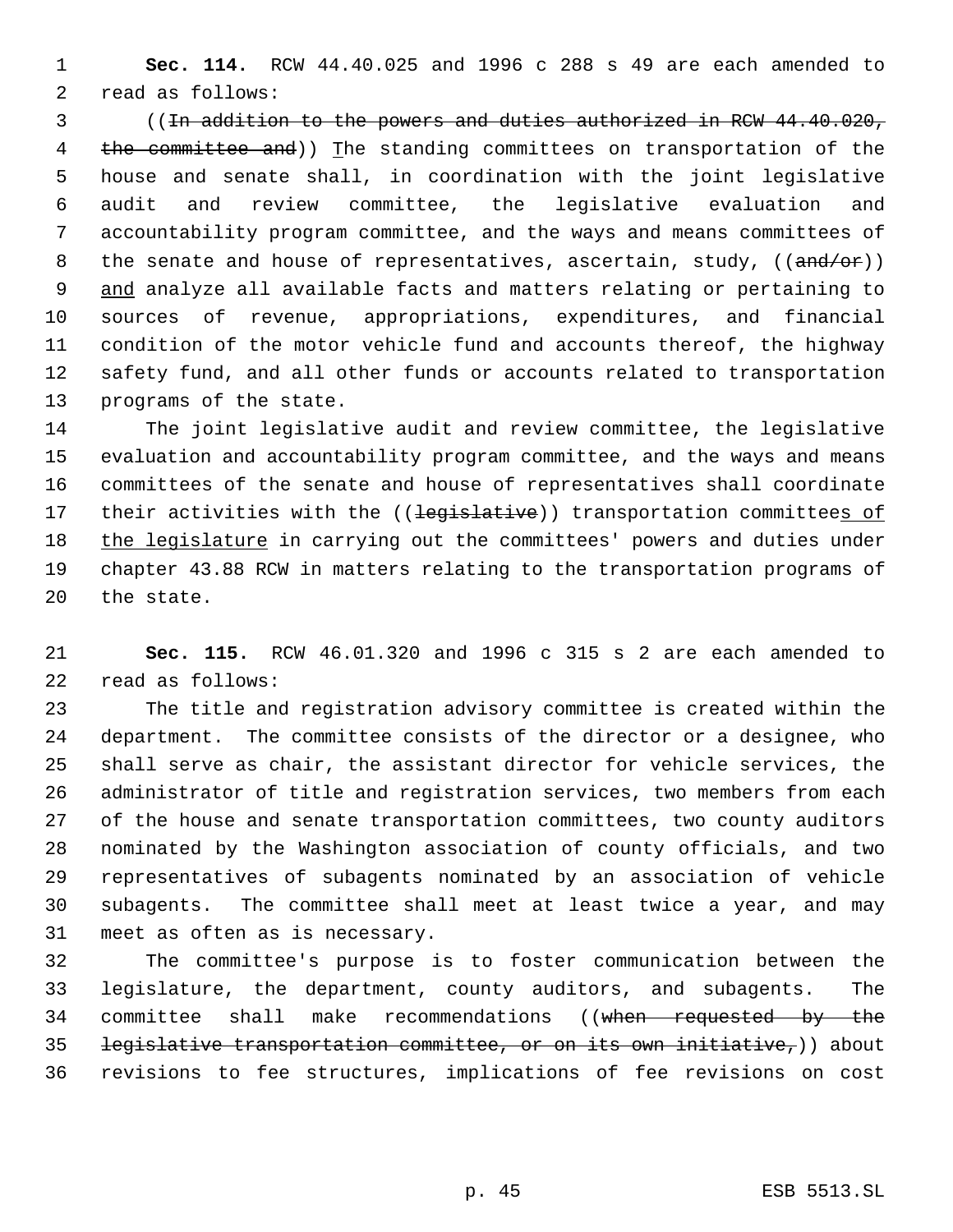**Sec. 114.** RCW 44.40.025 and 1996 c 288 s 49 are each amended to read as follows:

((~~In addition to the powers and duties authorized in RCW 44.40.020, the committee and~~)) The standing committees on transportation of the house and senate shall, in coordination with the joint legislative audit and review committee, the legislative evaluation and accountability program committee, and the ways and means committees of the senate and house of representatives, ascertain, study, ((~~and/or~~)) and analyze all available facts and matters relating or pertaining to sources of revenue, appropriations, expenditures, and financial condition of the motor vehicle fund and accounts thereof, the highway safety fund, and all other funds or accounts related to transportation programs of the state.

The joint legislative audit and review committee, the legislative evaluation and accountability program committee, and the ways and means committees of the senate and house of representatives shall coordinate their activities with the ((~~legislative~~)) transportation committees of the legislature in carrying out the committees' powers and duties under chapter 43.88 RCW in matters relating to the transportation programs of the state.

**Sec. 115.** RCW 46.01.320 and 1996 c 315 s 2 are each amended to read as follows:

The title and registration advisory committee is created within the department. The committee consists of the director or a designee, who shall serve as chair, the assistant director for vehicle services, the administrator of title and registration services, two members from each of the house and senate transportation committees, two county auditors nominated by the Washington association of county officials, and two representatives of subagents nominated by an association of vehicle subagents. The committee shall meet at least twice a year, and may meet as often as is necessary.

The committee's purpose is to foster communication between the legislature, the department, county auditors, and subagents. The committee shall make recommendations ((~~when requested by the legislative transportation committee, or on its own initiative,~~)) about revisions to fee structures, implications of fee revisions on cost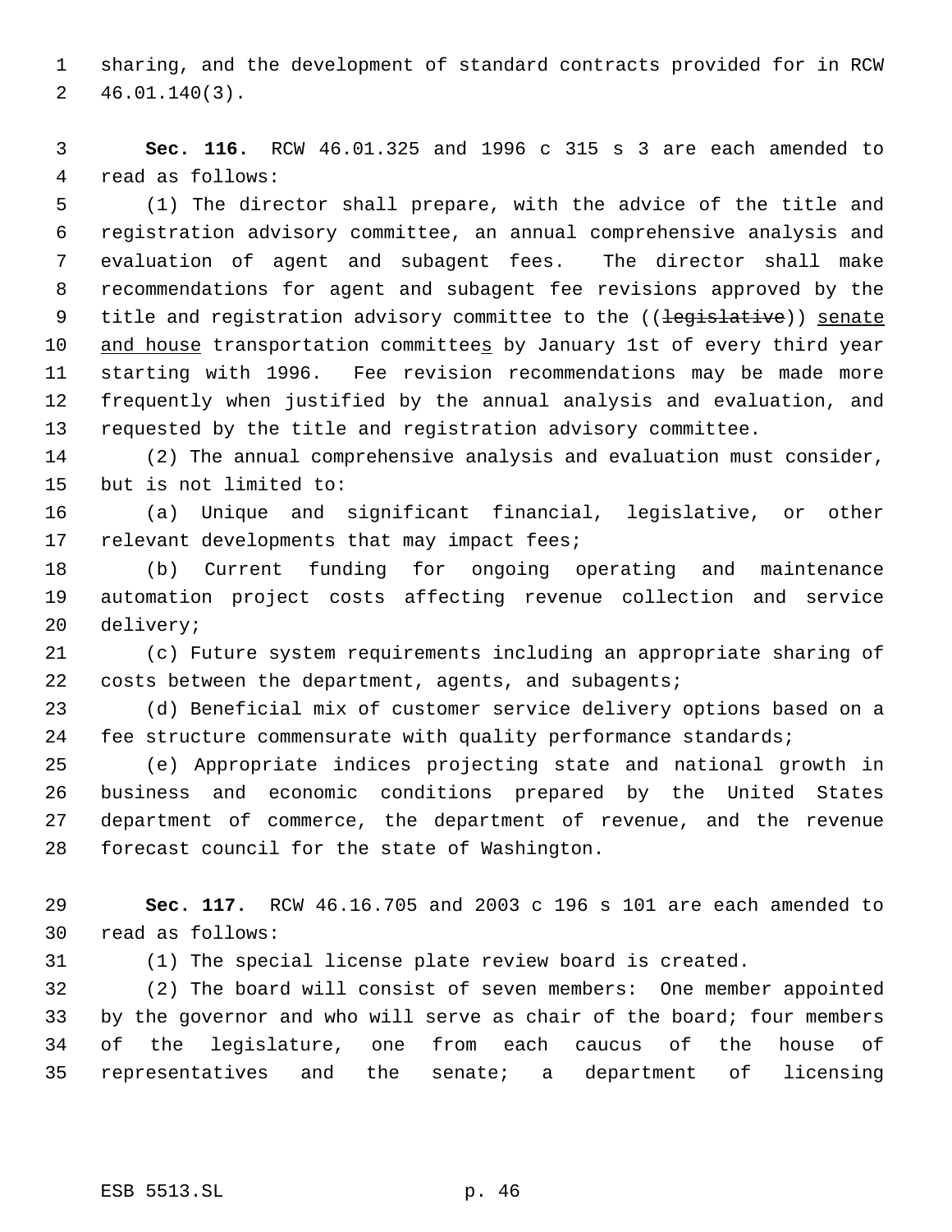sharing, and the development of standard contracts provided for in RCW 46.01.140(3).

**Sec. 116.** RCW 46.01.325 and 1996 c 315 s 3 are each amended to read as follows:

(1) The director shall prepare, with the advice of the title and registration advisory committee, an annual comprehensive analysis and evaluation of agent and subagent fees. The director shall make recommendations for agent and subagent fee revisions approved by the title and registration advisory committee to the ((~~legislative~~)) senate and house transportation committees by January 1st of every third year starting with 1996. Fee revision recommendations may be made more frequently when justified by the annual analysis and evaluation, and requested by the title and registration advisory committee.

(2) The annual comprehensive analysis and evaluation must consider, but is not limited to:

(a) Unique and significant financial, legislative, or other relevant developments that may impact fees;

(b) Current funding for ongoing operating and maintenance automation project costs affecting revenue collection and service delivery;

(c) Future system requirements including an appropriate sharing of costs between the department, agents, and subagents;

(d) Beneficial mix of customer service delivery options based on a fee structure commensurate with quality performance standards;

(e) Appropriate indices projecting state and national growth in business and economic conditions prepared by the United States department of commerce, the department of revenue, and the revenue forecast council for the state of Washington.

**Sec. 117.** RCW 46.16.705 and 2003 c 196 s 101 are each amended to read as follows:

(1) The special license plate review board is created.

(2) The board will consist of seven members: One member appointed by the governor and who will serve as chair of the board; four members of the legislature, one from each caucus of the house of representatives and the senate; a department of licensing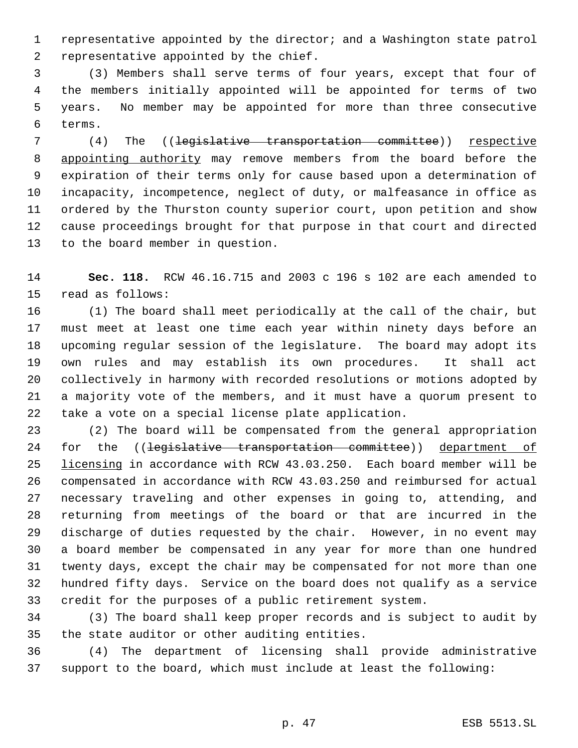representative appointed by the director; and a Washington state patrol representative appointed by the chief.

(3) Members shall serve terms of four years, except that four of the members initially appointed will be appointed for terms of two years. No member may be appointed for more than three consecutive terms.

(4) The ((~~legislative transportation committee~~)) <u>respective appointing authority</u> may remove members from the board before the expiration of their terms only for cause based upon a determination of incapacity, incompetence, neglect of duty, or malfeasance in office as ordered by the Thurston county superior court, upon petition and show cause proceedings brought for that purpose in that court and directed to the board member in question.

**Sec. 118.** RCW 46.16.715 and 2003 c 196 s 102 are each amended to read as follows:

(1) The board shall meet periodically at the call of the chair, but must meet at least one time each year within ninety days before an upcoming regular session of the legislature. The board may adopt its own rules and may establish its own procedures. It shall act collectively in harmony with recorded resolutions or motions adopted by a majority vote of the members, and it must have a quorum present to take a vote on a special license plate application.

(2) The board will be compensated from the general appropriation for the ((~~legislative transportation committee~~)) <u>department of licensing</u> in accordance with RCW 43.03.250. Each board member will be compensated in accordance with RCW 43.03.250 and reimbursed for actual necessary traveling and other expenses in going to, attending, and returning from meetings of the board or that are incurred in the discharge of duties requested by the chair. However, in no event may a board member be compensated in any year for more than one hundred twenty days, except the chair may be compensated for not more than one hundred fifty days. Service on the board does not qualify as a service credit for the purposes of a public retirement system.

(3) The board shall keep proper records and is subject to audit by the state auditor or other auditing entities.

(4) The department of licensing shall provide administrative support to the board, which must include at least the following: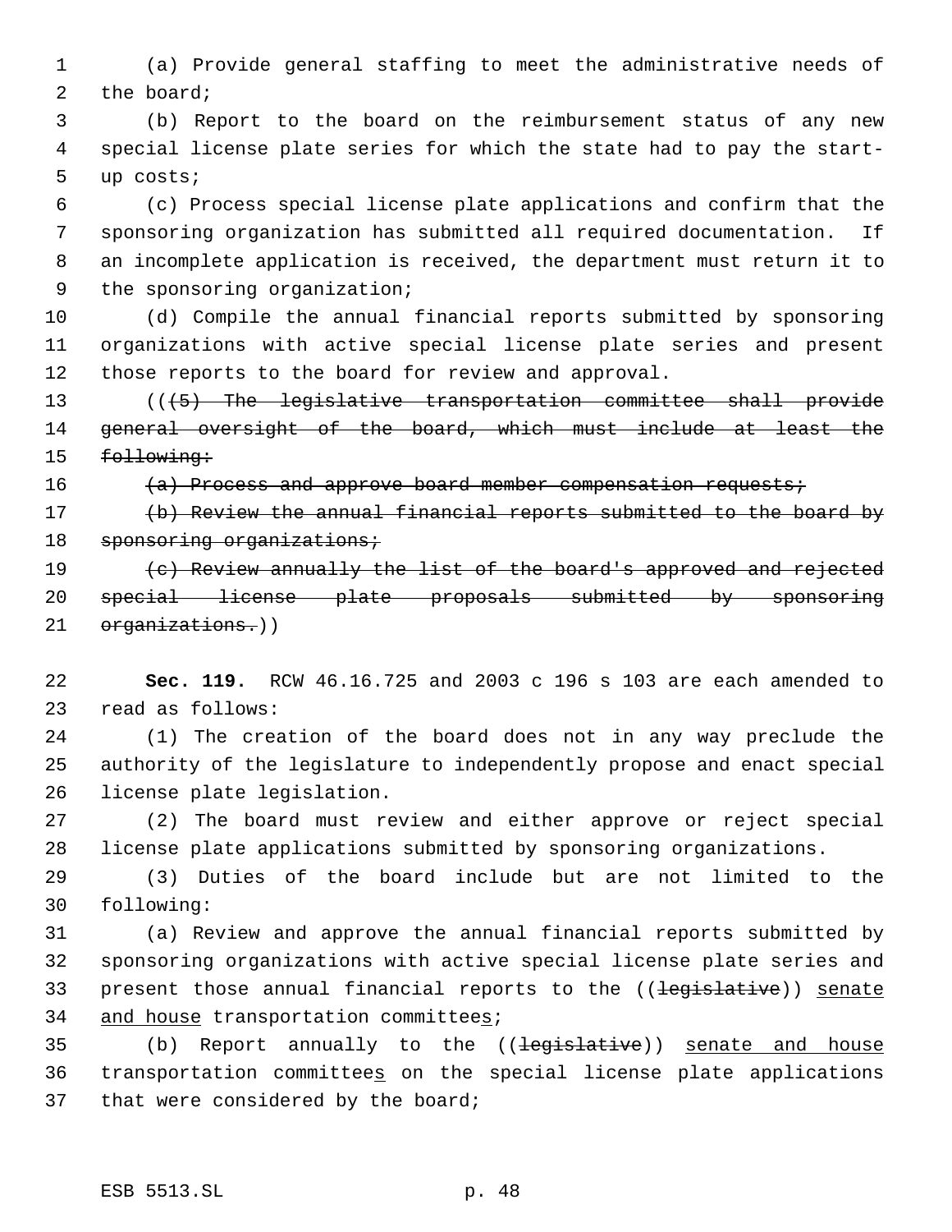(a) Provide general staffing to meet the administrative needs of the board;

(b) Report to the board on the reimbursement status of any new special license plate series for which the state had to pay the start-up costs;

(c) Process special license plate applications and confirm that the sponsoring organization has submitted all required documentation. If an incomplete application is received, the department must return it to the sponsoring organization;

(d) Compile the annual financial reports submitted by sponsoring organizations with active special license plate series and present those reports to the board for review and approval.

~~((5) The legislative transportation committee shall provide general oversight of the board, which must include at least the following:~~

~~(a) Process and approve board member compensation requests;~~

~~(b) Review the annual financial reports submitted to the board by sponsoring organizations;~~

~~(c) Review annually the list of the board's approved and rejected special license plate proposals submitted by sponsoring organizations.~~))

**Sec. 119.** RCW 46.16.725 and 2003 c 196 s 103 are each amended to read as follows:

(1) The creation of the board does not in any way preclude the authority of the legislature to independently propose and enact special license plate legislation.

(2) The board must review and either approve or reject special license plate applications submitted by sponsoring organizations.

(3) Duties of the board include but are not limited to the following:

(a) Review and approve the annual financial reports submitted by sponsoring organizations with active special license plate series and present those annual financial reports to the ((~~legislative~~)) <u>senate and house</u> transportation committee<u>s</u>;

(b) Report annually to the ((~~legislative~~)) <u>senate and house</u> transportation committee<u>s</u> on the special license plate applications that were considered by the board;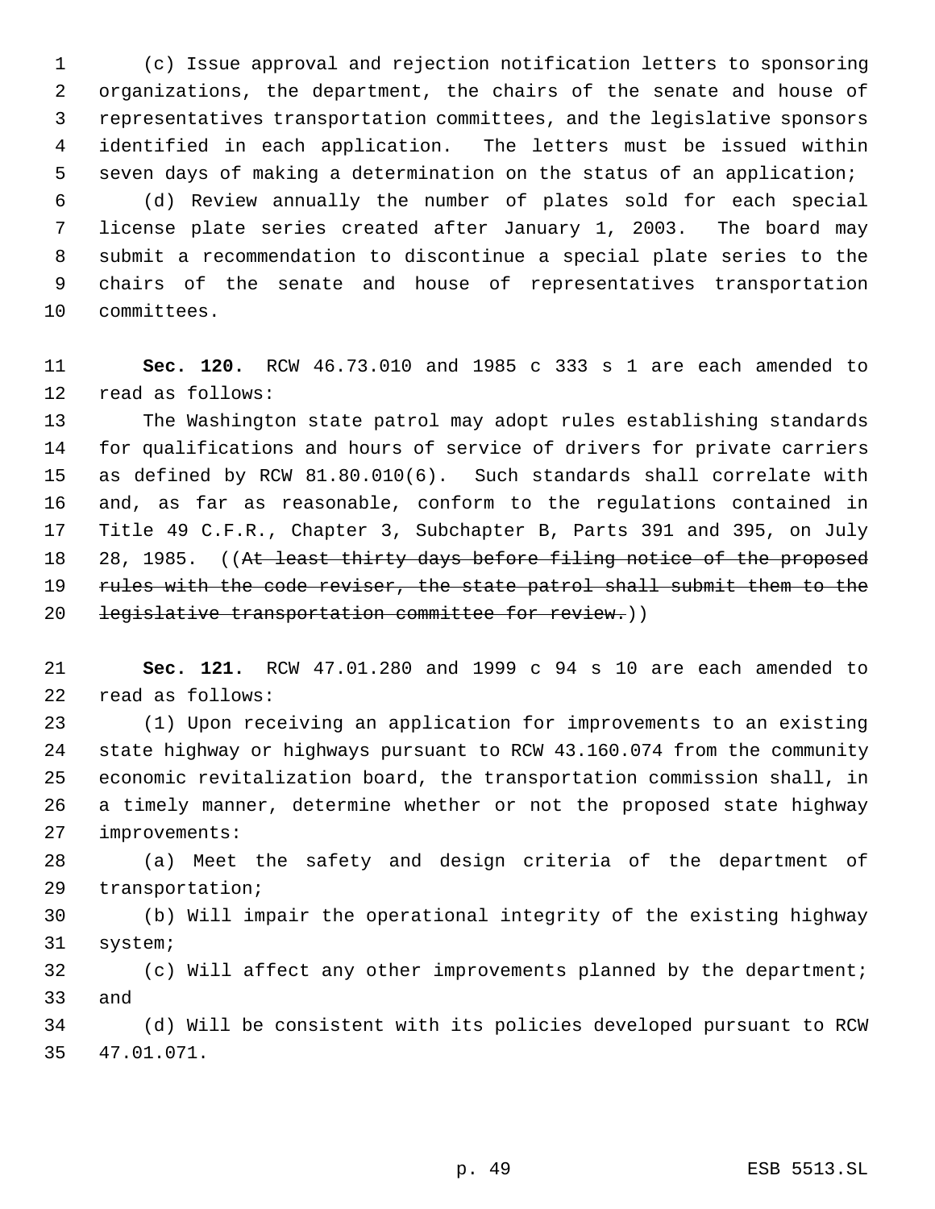(c) Issue approval and rejection notification letters to sponsoring organizations, the department, the chairs of the senate and house of representatives transportation committees, and the legislative sponsors identified in each application. The letters must be issued within seven days of making a determination on the status of an application;

(d) Review annually the number of plates sold for each special license plate series created after January 1, 2003. The board may submit a recommendation to discontinue a special plate series to the chairs of the senate and house of representatives transportation committees.

**Sec. 120.** RCW 46.73.010 and 1985 c 333 s 1 are each amended to read as follows:

The Washington state patrol may adopt rules establishing standards for qualifications and hours of service of drivers for private carriers as defined by RCW 81.80.010(6). Such standards shall correlate with and, as far as reasonable, conform to the regulations contained in Title 49 C.F.R., Chapter 3, Subchapter B, Parts 391 and 395, on July 28, 1985. ((~~At least thirty days before filing notice of the proposed rules with the code reviser, the state patrol shall submit them to the legislative transportation committee for review.~~))

**Sec. 121.** RCW 47.01.280 and 1999 c 94 s 10 are each amended to read as follows:

(1) Upon receiving an application for improvements to an existing state highway or highways pursuant to RCW 43.160.074 from the community economic revitalization board, the transportation commission shall, in a timely manner, determine whether or not the proposed state highway improvements:

(a) Meet the safety and design criteria of the department of transportation;

(b) Will impair the operational integrity of the existing highway system;

(c) Will affect any other improvements planned by the department; and

(d) Will be consistent with its policies developed pursuant to RCW 47.01.071.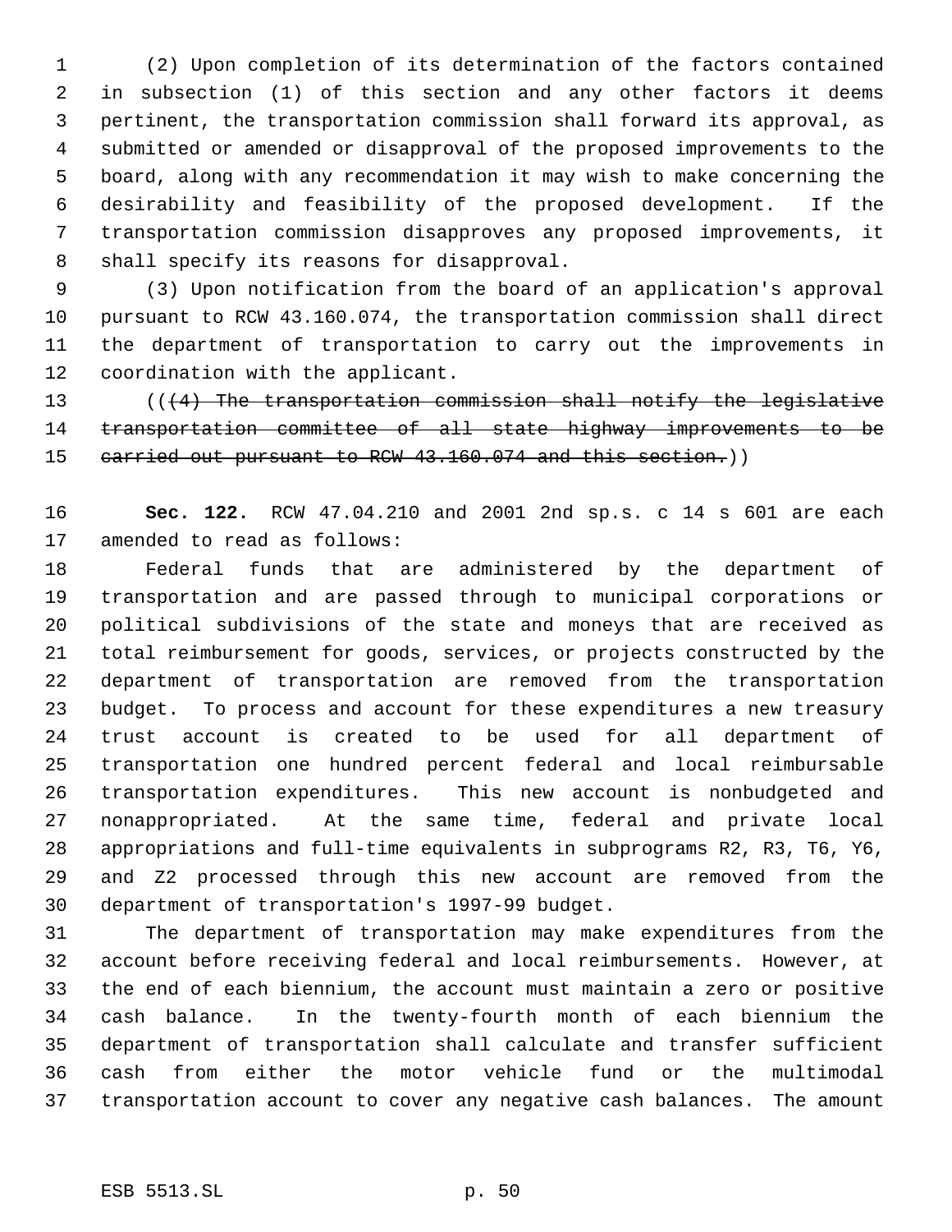(2) Upon completion of its determination of the factors contained in subsection (1) of this section and any other factors it deems pertinent, the transportation commission shall forward its approval, as submitted or amended or disapproval of the proposed improvements to the board, along with any recommendation it may wish to make concerning the desirability and feasibility of the proposed development. If the transportation commission disapproves any proposed improvements, it shall specify its reasons for disapproval.

(3) Upon notification from the board of an application's approval pursuant to RCW 43.160.074, the transportation commission shall direct the department of transportation to carry out the improvements in coordination with the applicant.

((~~(4) The transportation commission shall notify the legislative transportation committee of all state highway improvements to be carried out pursuant to RCW 43.160.074 and this section.~~))

**Sec. 122.** RCW 47.04.210 and 2001 2nd sp.s. c 14 s 601 are each amended to read as follows:

Federal funds that are administered by the department of transportation and are passed through to municipal corporations or political subdivisions of the state and moneys that are received as total reimbursement for goods, services, or projects constructed by the department of transportation are removed from the transportation budget. To process and account for these expenditures a new treasury trust account is created to be used for all department of transportation one hundred percent federal and local reimbursable transportation expenditures. This new account is nonbudgeted and nonappropriated. At the same time, federal and private local appropriations and full-time equivalents in subprograms R2, R3, T6, Y6, and Z2 processed through this new account are removed from the department of transportation's 1997-99 budget.

The department of transportation may make expenditures from the account before receiving federal and local reimbursements. However, at the end of each biennium, the account must maintain a zero or positive cash balance. In the twenty-fourth month of each biennium the department of transportation shall calculate and transfer sufficient cash from either the motor vehicle fund or the multimodal transportation account to cover any negative cash balances. The amount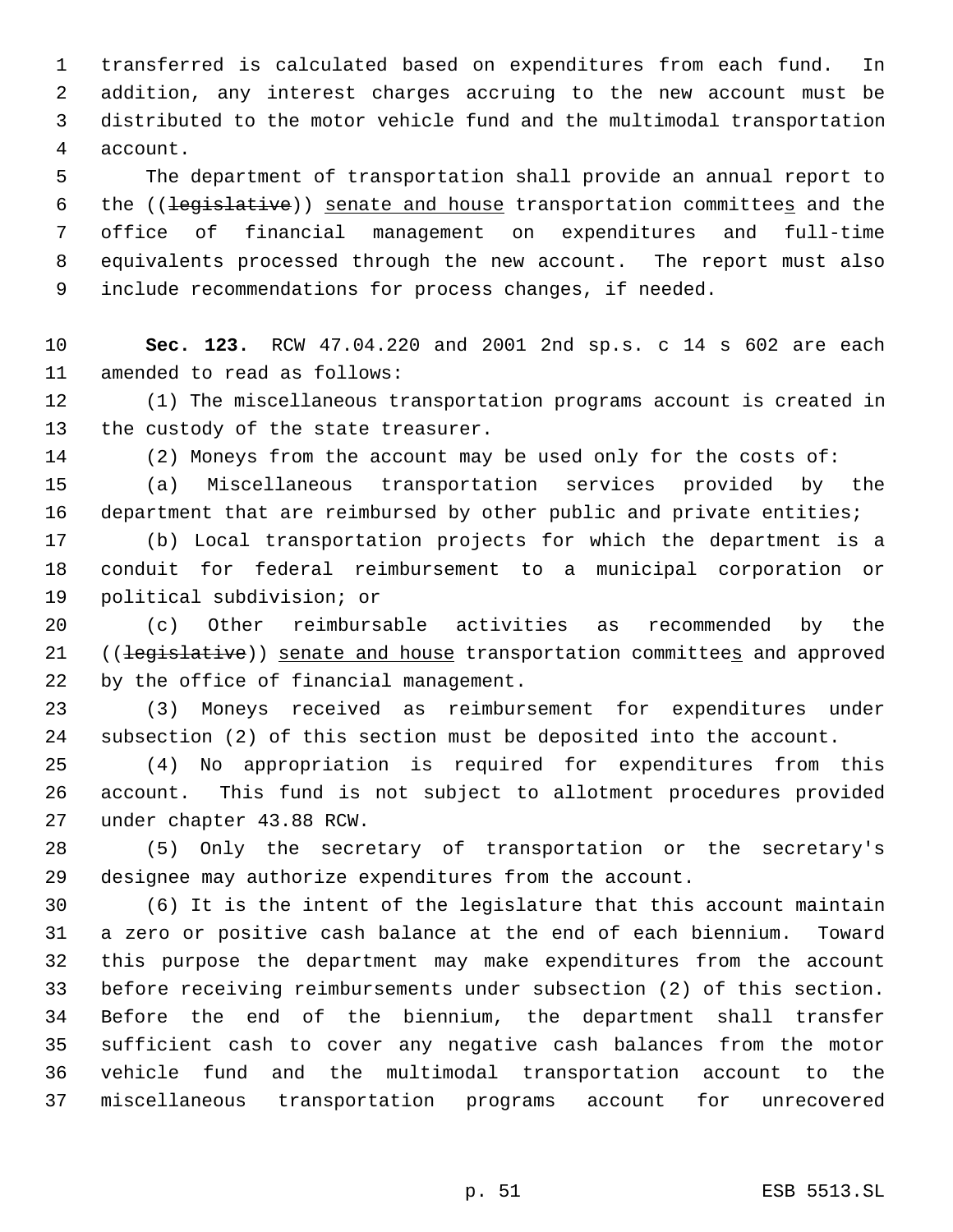transferred is calculated based on expenditures from each fund. In addition, any interest charges accruing to the new account must be distributed to the motor vehicle fund and the multimodal transportation account.

The department of transportation shall provide an annual report to the ((~~legislative~~)) senate and house transportation committees and the office of financial management on expenditures and full-time equivalents processed through the new account. The report must also include recommendations for process changes, if needed.

**Sec. 123.** RCW 47.04.220 and 2001 2nd sp.s. c 14 s 602 are each amended to read as follows:

(1) The miscellaneous transportation programs account is created in the custody of the state treasurer.

(2) Moneys from the account may be used only for the costs of:

(a) Miscellaneous transportation services provided by the department that are reimbursed by other public and private entities;

(b) Local transportation projects for which the department is a conduit for federal reimbursement to a municipal corporation or political subdivision; or

(c) Other reimbursable activities as recommended by the ((~~legislative~~)) senate and house transportation committees and approved by the office of financial management.

(3) Moneys received as reimbursement for expenditures under subsection (2) of this section must be deposited into the account.

(4) No appropriation is required for expenditures from this account. This fund is not subject to allotment procedures provided under chapter 43.88 RCW.

(5) Only the secretary of transportation or the secretary's designee may authorize expenditures from the account.

(6) It is the intent of the legislature that this account maintain a zero or positive cash balance at the end of each biennium. Toward this purpose the department may make expenditures from the account before receiving reimbursements under subsection (2) of this section. Before the end of the biennium, the department shall transfer sufficient cash to cover any negative cash balances from the motor vehicle fund and the multimodal transportation account to the miscellaneous transportation programs account for unrecovered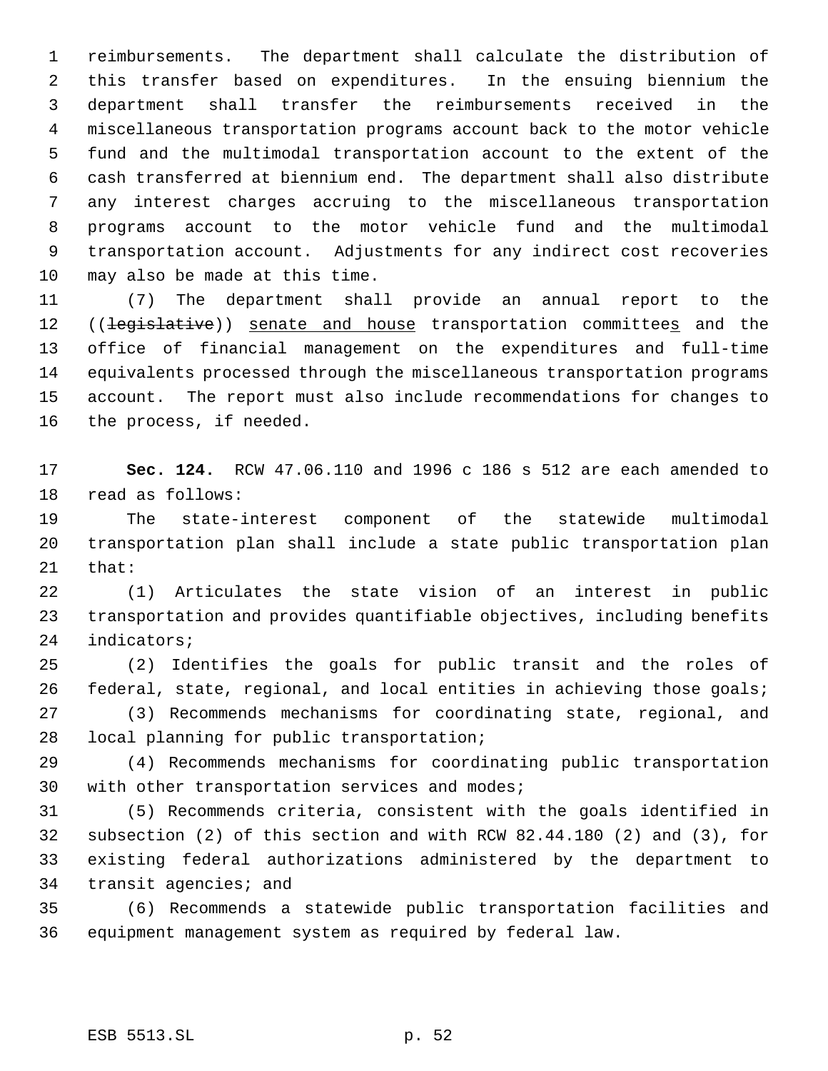reimbursements. The department shall calculate the distribution of this transfer based on expenditures. In the ensuing biennium the department shall transfer the reimbursements received in the miscellaneous transportation programs account back to the motor vehicle fund and the multimodal transportation account to the extent of the cash transferred at biennium end. The department shall also distribute any interest charges accruing to the miscellaneous transportation programs account to the motor vehicle fund and the multimodal transportation account. Adjustments for any indirect cost recoveries may also be made at this time.

(7) The department shall provide an annual report to the ((~~legislative~~)) senate and house transportation committees and the office of financial management on the expenditures and full-time equivalents processed through the miscellaneous transportation programs account. The report must also include recommendations for changes to the process, if needed.

**Sec. 124.** RCW 47.06.110 and 1996 c 186 s 512 are each amended to read as follows:

The state-interest component of the statewide multimodal transportation plan shall include a state public transportation plan that:

(1) Articulates the state vision of an interest in public transportation and provides quantifiable objectives, including benefits indicators;

(2) Identifies the goals for public transit and the roles of federal, state, regional, and local entities in achieving those goals;

(3) Recommends mechanisms for coordinating state, regional, and local planning for public transportation;

(4) Recommends mechanisms for coordinating public transportation with other transportation services and modes;

(5) Recommends criteria, consistent with the goals identified in subsection (2) of this section and with RCW 82.44.180 (2) and (3), for existing federal authorizations administered by the department to transit agencies; and

(6) Recommends a statewide public transportation facilities and equipment management system as required by federal law.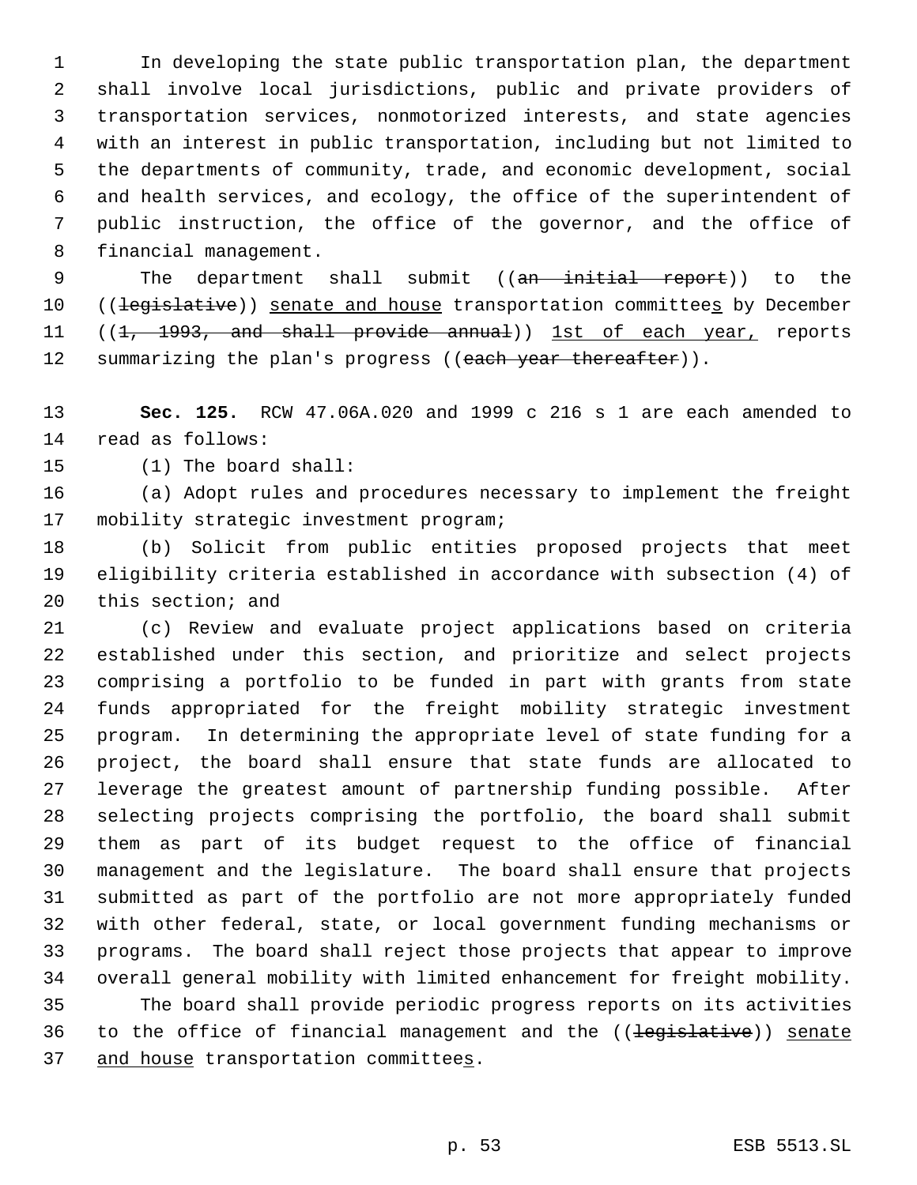In developing the state public transportation plan, the department shall involve local jurisdictions, public and private providers of transportation services, nonmotorized interests, and state agencies with an interest in public transportation, including but not limited to the departments of community, trade, and economic development, social and health services, and ecology, the office of the superintendent of public instruction, the office of the governor, and the office of financial management.

The department shall submit ((~~an initial report~~)) to the ((~~legislative~~)) <u>senate and house</u> transportation committee<u>s</u> by December ((~~1, 1993, and shall provide annual~~)) <u>1st of each year,</u> reports summarizing the plan's progress ((~~each year thereafter~~)).

**Sec. 125.** RCW 47.06A.020 and 1999 c 216 s 1 are each amended to read as follows:

(1) The board shall:

(a) Adopt rules and procedures necessary to implement the freight mobility strategic investment program;

(b) Solicit from public entities proposed projects that meet eligibility criteria established in accordance with subsection (4) of this section; and

(c) Review and evaluate project applications based on criteria established under this section, and prioritize and select projects comprising a portfolio to be funded in part with grants from state funds appropriated for the freight mobility strategic investment program. In determining the appropriate level of state funding for a project, the board shall ensure that state funds are allocated to leverage the greatest amount of partnership funding possible. After selecting projects comprising the portfolio, the board shall submit them as part of its budget request to the office of financial management and the legislature. The board shall ensure that projects submitted as part of the portfolio are not more appropriately funded with other federal, state, or local government funding mechanisms or programs. The board shall reject those projects that appear to improve overall general mobility with limited enhancement for freight mobility.

The board shall provide periodic progress reports on its activities to the office of financial management and the ((~~legislative~~)) <u>senate and house</u> transportation committee<u>s</u>.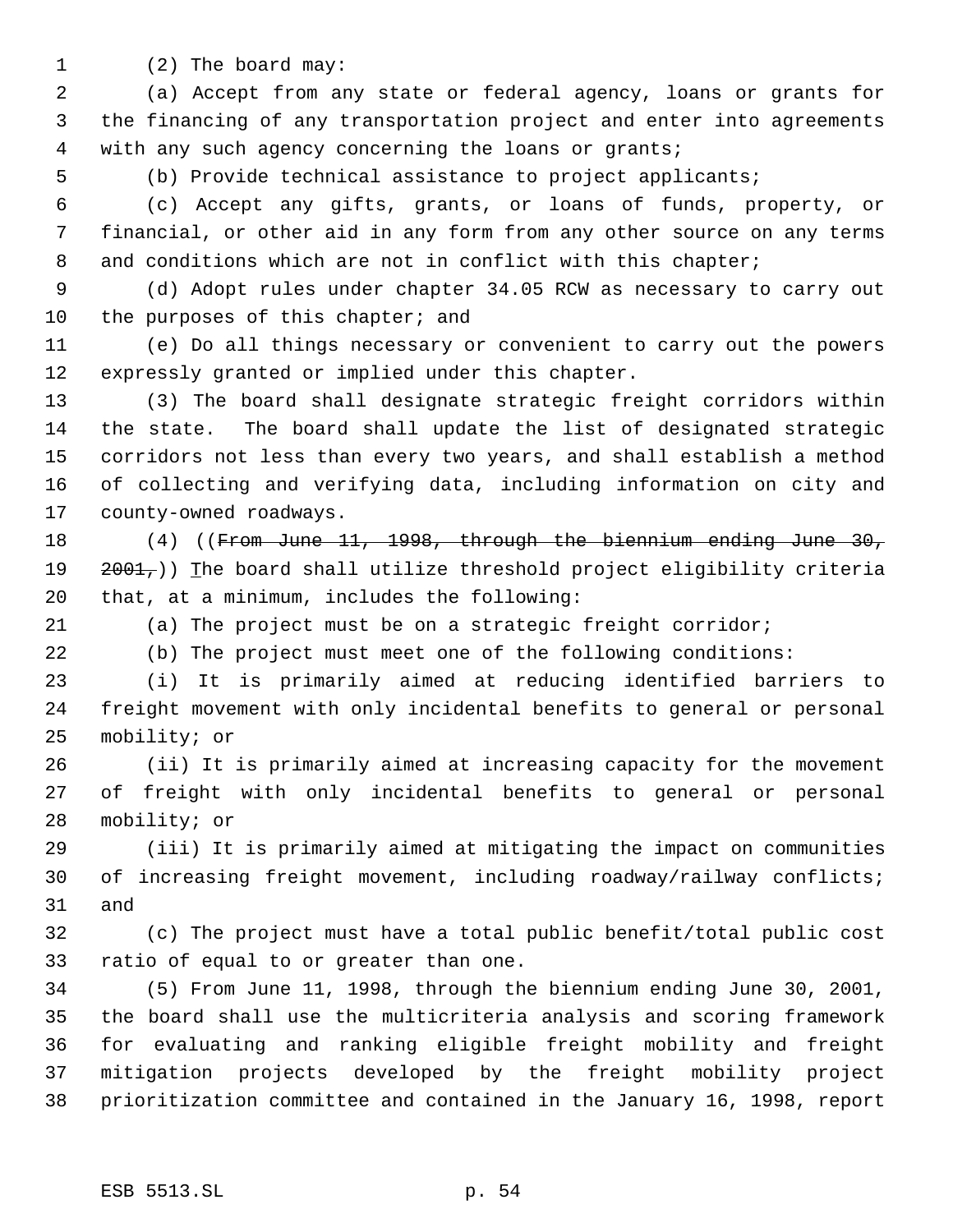(2) The board may:

(a) Accept from any state or federal agency, loans or grants for the financing of any transportation project and enter into agreements with any such agency concerning the loans or grants;

(b) Provide technical assistance to project applicants;

(c) Accept any gifts, grants, or loans of funds, property, or financial, or other aid in any form from any other source on any terms and conditions which are not in conflict with this chapter;

(d) Adopt rules under chapter 34.05 RCW as necessary to carry out the purposes of this chapter; and

(e) Do all things necessary or convenient to carry out the powers expressly granted or implied under this chapter.

(3) The board shall designate strategic freight corridors within the state. The board shall update the list of designated strategic corridors not less than every two years, and shall establish a method of collecting and verifying data, including information on city and county-owned roadways.

(4) ((~~From June 11, 1998, through the biennium ending June 30, 2001,~~)) The board shall utilize threshold project eligibility criteria that, at a minimum, includes the following:

(a) The project must be on a strategic freight corridor;

(b) The project must meet one of the following conditions:

(i) It is primarily aimed at reducing identified barriers to freight movement with only incidental benefits to general or personal mobility; or

(ii) It is primarily aimed at increasing capacity for the movement of freight with only incidental benefits to general or personal mobility; or

(iii) It is primarily aimed at mitigating the impact on communities of increasing freight movement, including roadway/railway conflicts; and

(c) The project must have a total public benefit/total public cost ratio of equal to or greater than one.

(5) From June 11, 1998, through the biennium ending June 30, 2001, the board shall use the multicriteria analysis and scoring framework for evaluating and ranking eligible freight mobility and freight mitigation projects developed by the freight mobility project prioritization committee and contained in the January 16, 1998, report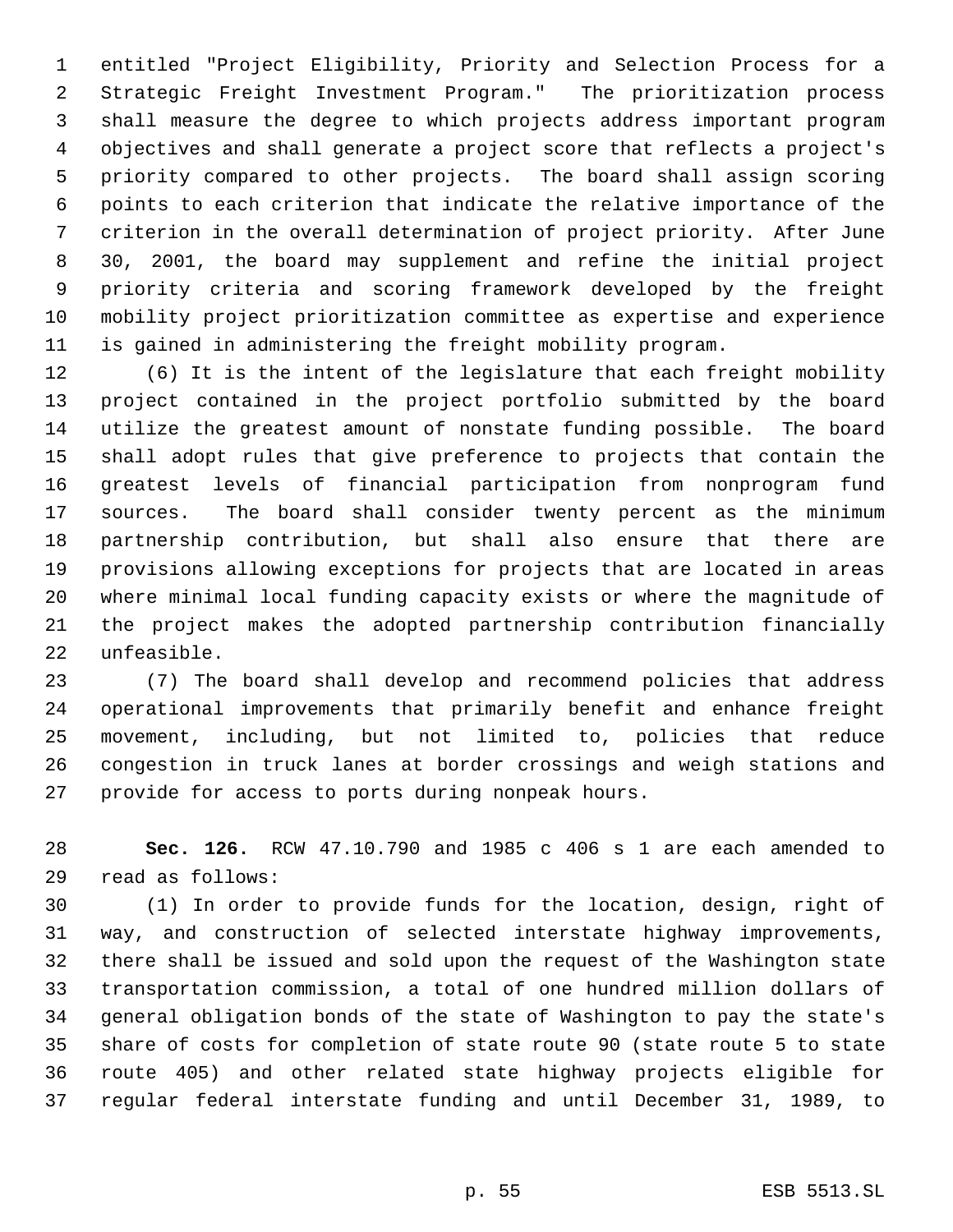entitled "Project Eligibility, Priority and Selection Process for a Strategic Freight Investment Program." The prioritization process shall measure the degree to which projects address important program objectives and shall generate a project score that reflects a project's priority compared to other projects. The board shall assign scoring points to each criterion that indicate the relative importance of the criterion in the overall determination of project priority. After June 30, 2001, the board may supplement and refine the initial project priority criteria and scoring framework developed by the freight mobility project prioritization committee as expertise and experience is gained in administering the freight mobility program.

(6) It is the intent of the legislature that each freight mobility project contained in the project portfolio submitted by the board utilize the greatest amount of nonstate funding possible. The board shall adopt rules that give preference to projects that contain the greatest levels of financial participation from nonprogram fund sources. The board shall consider twenty percent as the minimum partnership contribution, but shall also ensure that there are provisions allowing exceptions for projects that are located in areas where minimal local funding capacity exists or where the magnitude of the project makes the adopted partnership contribution financially unfeasible.

(7) The board shall develop and recommend policies that address operational improvements that primarily benefit and enhance freight movement, including, but not limited to, policies that reduce congestion in truck lanes at border crossings and weigh stations and provide for access to ports during nonpeak hours.

**Sec. 126.** RCW 47.10.790 and 1985 c 406 s 1 are each amended to read as follows:

(1) In order to provide funds for the location, design, right of way, and construction of selected interstate highway improvements, there shall be issued and sold upon the request of the Washington state transportation commission, a total of one hundred million dollars of general obligation bonds of the state of Washington to pay the state's share of costs for completion of state route 90 (state route 5 to state route 405) and other related state highway projects eligible for regular federal interstate funding and until December 31, 1989, to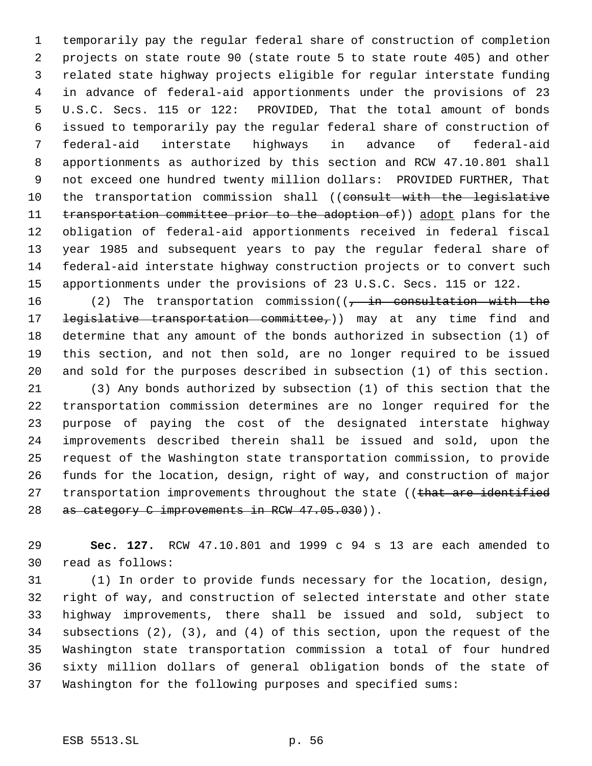temporarily pay the regular federal share of construction of completion projects on state route 90 (state route 5 to state route 405) and other related state highway projects eligible for regular interstate funding in advance of federal-aid apportionments under the provisions of 23 U.S.C. Secs. 115 or 122: PROVIDED, That the total amount of bonds issued to temporarily pay the regular federal share of construction of federal-aid interstate highways in advance of federal-aid apportionments as authorized by this section and RCW 47.10.801 shall not exceed one hundred twenty million dollars: PROVIDED FURTHER, That the transportation commission shall ((~~consult with the legislative transportation committee prior to the adoption of~~)) adopt plans for the obligation of federal-aid apportionments received in federal fiscal year 1985 and subsequent years to pay the regular federal share of federal-aid interstate highway construction projects or to convert such apportionments under the provisions of 23 U.S.C. Secs. 115 or 122.

(2) The transportation commission((~~, in consultation with the legislative transportation committee,~~)) may at any time find and determine that any amount of the bonds authorized in subsection (1) of this section, and not then sold, are no longer required to be issued and sold for the purposes described in subsection (1) of this section.

(3) Any bonds authorized by subsection (1) of this section that the transportation commission determines are no longer required for the purpose of paying the cost of the designated interstate highway improvements described therein shall be issued and sold, upon the request of the Washington state transportation commission, to provide funds for the location, design, right of way, and construction of major transportation improvements throughout the state ((~~that are identified as category C improvements in RCW 47.05.030~~)).

**Sec. 127.** RCW 47.10.801 and 1999 c 94 s 13 are each amended to read as follows:

(1) In order to provide funds necessary for the location, design, right of way, and construction of selected interstate and other state highway improvements, there shall be issued and sold, subject to subsections (2), (3), and (4) of this section, upon the request of the Washington state transportation commission a total of four hundred sixty million dollars of general obligation bonds of the state of Washington for the following purposes and specified sums: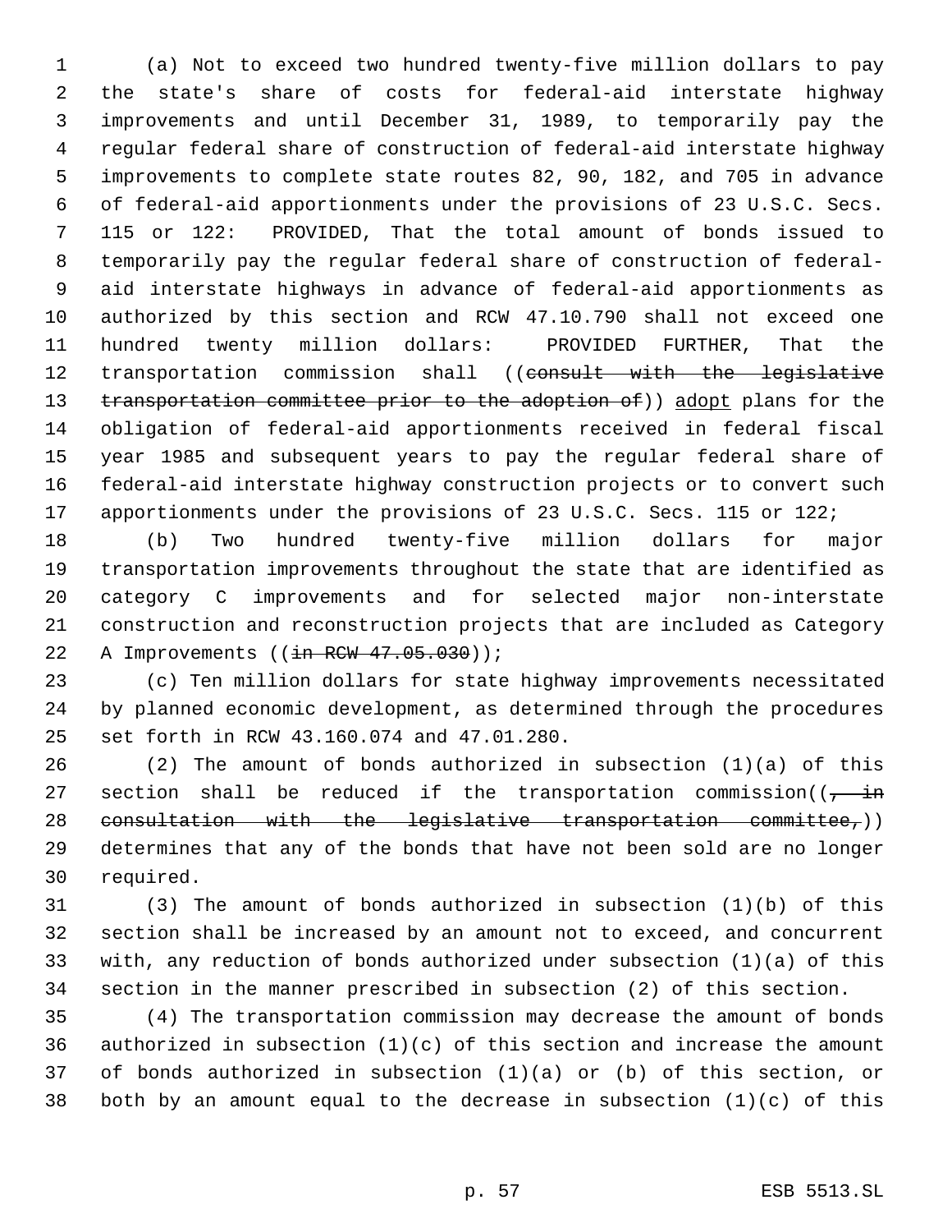(a) Not to exceed two hundred twenty-five million dollars to pay the state's share of costs for federal-aid interstate highway improvements and until December 31, 1989, to temporarily pay the regular federal share of construction of federal-aid interstate highway improvements to complete state routes 82, 90, 182, and 705 in advance of federal-aid apportionments under the provisions of 23 U.S.C. Secs. 115 or 122: PROVIDED, That the total amount of bonds issued to temporarily pay the regular federal share of construction of federal-aid interstate highways in advance of federal-aid apportionments as authorized by this section and RCW 47.10.790 shall not exceed one hundred twenty million dollars: PROVIDED FURTHER, That the transportation commission shall ((~~consult with the legislative transportation committee prior to the adoption of~~)) adopt plans for the obligation of federal-aid apportionments received in federal fiscal year 1985 and subsequent years to pay the regular federal share of federal-aid interstate highway construction projects or to convert such apportionments under the provisions of 23 U.S.C. Secs. 115 or 122;

(b) Two hundred twenty-five million dollars for major transportation improvements throughout the state that are identified as category C improvements and for selected major non-interstate construction and reconstruction projects that are included as Category A Improvements ((~~in RCW 47.05.030~~));

(c) Ten million dollars for state highway improvements necessitated by planned economic development, as determined through the procedures set forth in RCW 43.160.074 and 47.01.280.

(2) The amount of bonds authorized in subsection (1)(a) of this section shall be reduced if the transportation commission((~~, in consultation with the legislative transportation committee,~~)) determines that any of the bonds that have not been sold are no longer required.

(3) The amount of bonds authorized in subsection (1)(b) of this section shall be increased by an amount not to exceed, and concurrent with, any reduction of bonds authorized under subsection (1)(a) of this section in the manner prescribed in subsection (2) of this section.

(4) The transportation commission may decrease the amount of bonds authorized in subsection (1)(c) of this section and increase the amount of bonds authorized in subsection (1)(a) or (b) of this section, or both by an amount equal to the decrease in subsection (1)(c) of this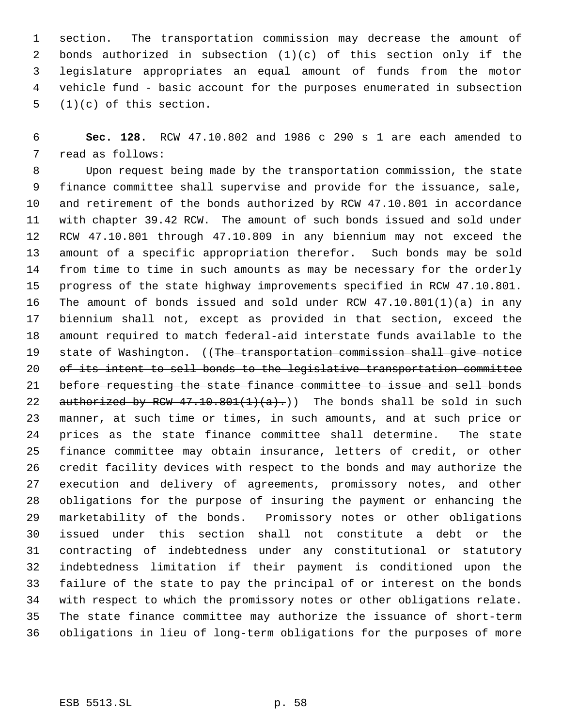section. The transportation commission may decrease the amount of bonds authorized in subsection (1)(c) of this section only if the legislature appropriates an equal amount of funds from the motor vehicle fund - basic account for the purposes enumerated in subsection (1)(c) of this section.

**Sec. 128.** RCW 47.10.802 and 1986 c 290 s 1 are each amended to read as follows:

Upon request being made by the transportation commission, the state finance committee shall supervise and provide for the issuance, sale, and retirement of the bonds authorized by RCW 47.10.801 in accordance with chapter 39.42 RCW. The amount of such bonds issued and sold under RCW 47.10.801 through 47.10.809 in any biennium may not exceed the amount of a specific appropriation therefor. Such bonds may be sold from time to time in such amounts as may be necessary for the orderly progress of the state highway improvements specified in RCW 47.10.801. The amount of bonds issued and sold under RCW 47.10.801(1)(a) in any biennium shall not, except as provided in that section, exceed the amount required to match federal-aid interstate funds available to the state of Washington. ((~~The transportation commission shall give notice of its intent to sell bonds to the legislative transportation committee before requesting the state finance committee to issue and sell bonds authorized by RCW 47.10.801(1)(a).~~)) The bonds shall be sold in such manner, at such time or times, in such amounts, and at such price or prices as the state finance committee shall determine. The state finance committee may obtain insurance, letters of credit, or other credit facility devices with respect to the bonds and may authorize the execution and delivery of agreements, promissory notes, and other obligations for the purpose of insuring the payment or enhancing the marketability of the bonds. Promissory notes or other obligations issued under this section shall not constitute a debt or the contracting of indebtedness under any constitutional or statutory indebtedness limitation if their payment is conditioned upon the failure of the state to pay the principal of or interest on the bonds with respect to which the promissory notes or other obligations relate. The state finance committee may authorize the issuance of short-term obligations in lieu of long-term obligations for the purposes of more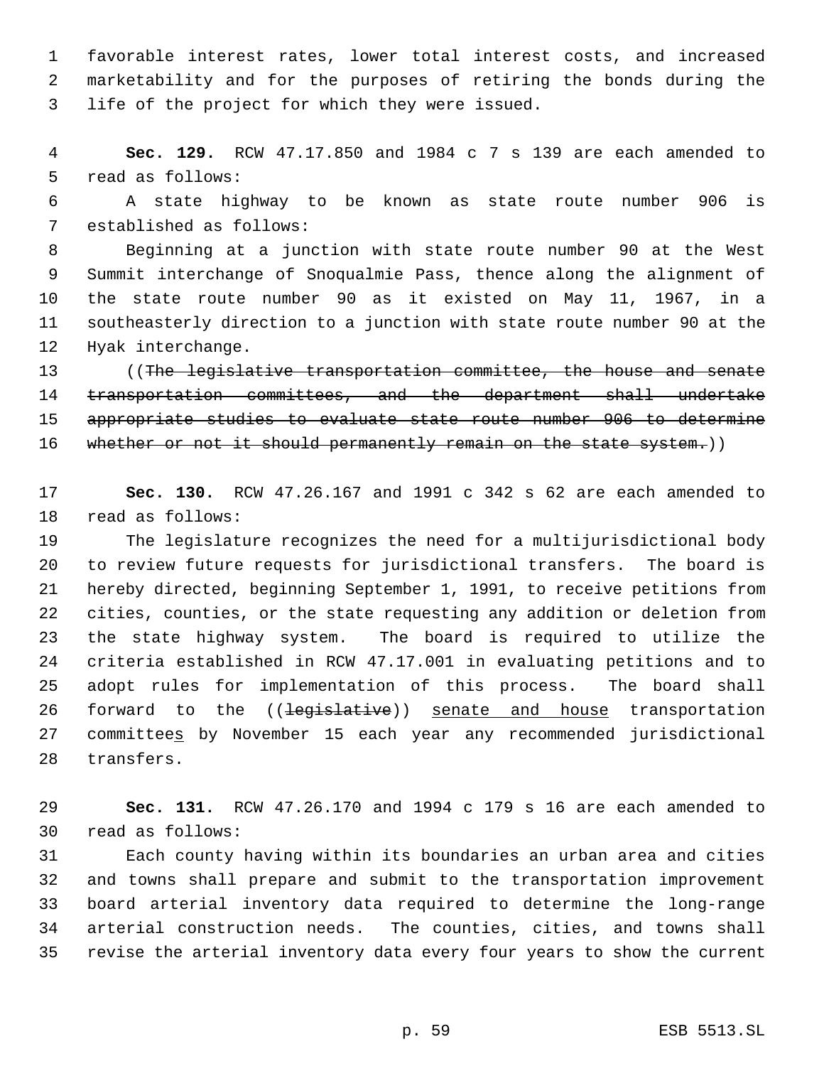favorable interest rates, lower total interest costs, and increased marketability and for the purposes of retiring the bonds during the life of the project for which they were issued.

**Sec. 129.** RCW 47.17.850 and 1984 c 7 s 139 are each amended to read as follows:

A state highway to be known as state route number 906 is established as follows:

Beginning at a junction with state route number 90 at the West Summit interchange of Snoqualmie Pass, thence along the alignment of the state route number 90 as it existed on May 11, 1967, in a southeasterly direction to a junction with state route number 90 at the Hyak interchange.

((~~The legislative transportation committee, the house and senate transportation committees, and the department shall undertake appropriate studies to evaluate state route number 906 to determine whether or not it should permanently remain on the state system.~~))

**Sec. 130.** RCW 47.26.167 and 1991 c 342 s 62 are each amended to read as follows:

The legislature recognizes the need for a multijurisdictional body to review future requests for jurisdictional transfers. The board is hereby directed, beginning September 1, 1991, to receive petitions from cities, counties, or the state requesting any addition or deletion from the state highway system. The board is required to utilize the criteria established in RCW 47.17.001 in evaluating petitions and to adopt rules for implementation of this process. The board shall forward to the ((~~legislative~~)) <u>senate and house</u> transportation committee<u>s</u> by November 15 each year any recommended jurisdictional transfers.

**Sec. 131.** RCW 47.26.170 and 1994 c 179 s 16 are each amended to read as follows:

Each county having within its boundaries an urban area and cities and towns shall prepare and submit to the transportation improvement board arterial inventory data required to determine the long-range arterial construction needs. The counties, cities, and towns shall revise the arterial inventory data every four years to show the current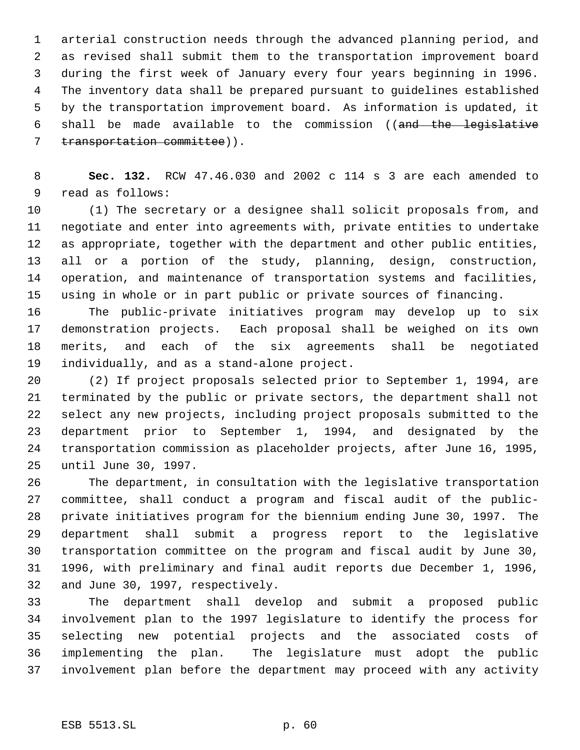arterial construction needs through the advanced planning period, and as revised shall submit them to the transportation improvement board during the first week of January every four years beginning in 1996. The inventory data shall be prepared pursuant to guidelines established by the transportation improvement board. As information is updated, it shall be made available to the commission ((~~and the legislative transportation committee~~)).

**Sec. 132.** RCW 47.46.030 and 2002 c 114 s 3 are each amended to read as follows:

(1) The secretary or a designee shall solicit proposals from, and negotiate and enter into agreements with, private entities to undertake as appropriate, together with the department and other public entities, all or a portion of the study, planning, design, construction, operation, and maintenance of transportation systems and facilities, using in whole or in part public or private sources of financing.

The public-private initiatives program may develop up to six demonstration projects. Each proposal shall be weighed on its own merits, and each of the six agreements shall be negotiated individually, and as a stand-alone project.

(2) If project proposals selected prior to September 1, 1994, are terminated by the public or private sectors, the department shall not select any new projects, including project proposals submitted to the department prior to September 1, 1994, and designated by the transportation commission as placeholder projects, after June 16, 1995, until June 30, 1997.

The department, in consultation with the legislative transportation committee, shall conduct a program and fiscal audit of the public-private initiatives program for the biennium ending June 30, 1997. The department shall submit a progress report to the legislative transportation committee on the program and fiscal audit by June 30, 1996, with preliminary and final audit reports due December 1, 1996, and June 30, 1997, respectively.

The department shall develop and submit a proposed public involvement plan to the 1997 legislature to identify the process for selecting new potential projects and the associated costs of implementing the plan. The legislature must adopt the public involvement plan before the department may proceed with any activity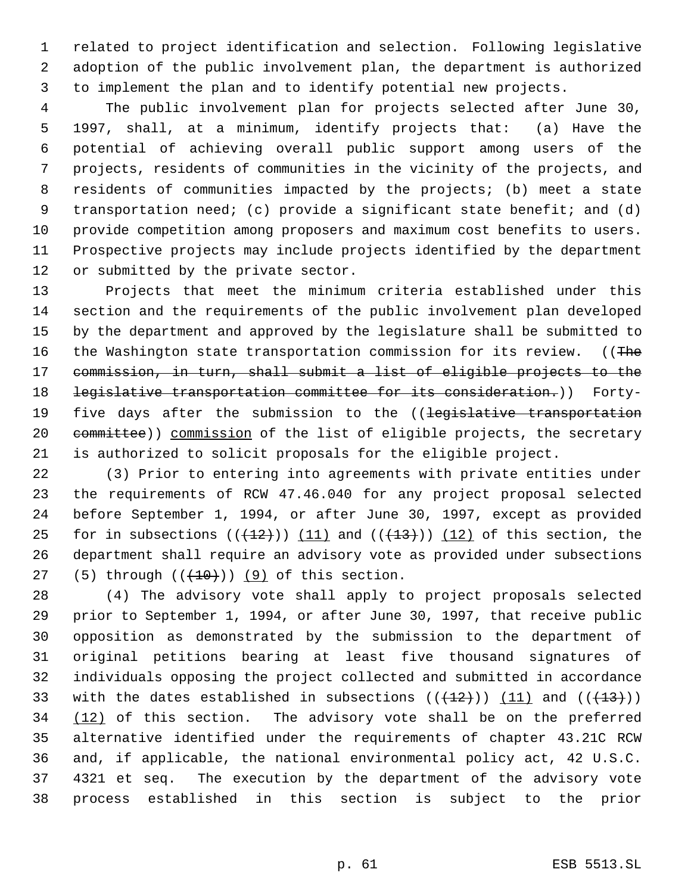related to project identification and selection. Following legislative adoption of the public involvement plan, the department is authorized to implement the plan and to identify potential new projects.

The public involvement plan for projects selected after June 30, 1997, shall, at a minimum, identify projects that: (a) Have the potential of achieving overall public support among users of the projects, residents of communities in the vicinity of the projects, and residents of communities impacted by the projects; (b) meet a state transportation need; (c) provide a significant state benefit; and (d) provide competition among proposers and maximum cost benefits to users. Prospective projects may include projects identified by the department or submitted by the private sector.

Projects that meet the minimum criteria established under this section and the requirements of the public involvement plan developed by the department and approved by the legislature shall be submitted to the Washington state transportation commission for its review. ((~~The commission, in turn, shall submit a list of eligible projects to the legislative transportation committee for its consideration.~~)) Forty-five days after the submission to the ((~~legislative transportation committee~~)) commission of the list of eligible projects, the secretary is authorized to solicit proposals for the eligible project.

(3) Prior to entering into agreements with private entities under the requirements of RCW 47.46.040 for any project proposal selected before September 1, 1994, or after June 30, 1997, except as provided for in subsections ((~~(12)~~)) (11) and ((~~(13)~~)) (12) of this section, the department shall require an advisory vote as provided under subsections (5) through ((~~(10)~~)) (9) of this section.

(4) The advisory vote shall apply to project proposals selected prior to September 1, 1994, or after June 30, 1997, that receive public opposition as demonstrated by the submission to the department of original petitions bearing at least five thousand signatures of individuals opposing the project collected and submitted in accordance with the dates established in subsections ((~~(12)~~)) (11) and ((~~(13)~~)) (12) of this section. The advisory vote shall be on the preferred alternative identified under the requirements of chapter 43.21C RCW and, if applicable, the national environmental policy act, 42 U.S.C. 4321 et seq. The execution by the department of the advisory vote process established in this section is subject to the prior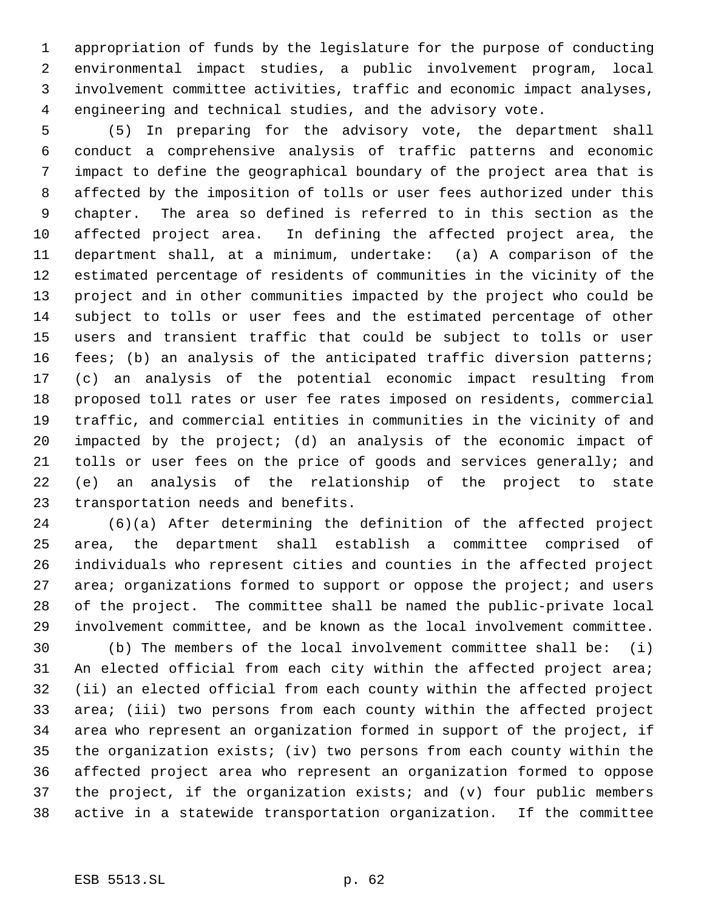appropriation of funds by the legislature for the purpose of conducting environmental impact studies, a public involvement program, local involvement committee activities, traffic and economic impact analyses, engineering and technical studies, and the advisory vote.

(5) In preparing for the advisory vote, the department shall conduct a comprehensive analysis of traffic patterns and economic impact to define the geographical boundary of the project area that is affected by the imposition of tolls or user fees authorized under this chapter. The area so defined is referred to in this section as the affected project area. In defining the affected project area, the department shall, at a minimum, undertake: (a) A comparison of the estimated percentage of residents of communities in the vicinity of the project and in other communities impacted by the project who could be subject to tolls or user fees and the estimated percentage of other users and transient traffic that could be subject to tolls or user fees; (b) an analysis of the anticipated traffic diversion patterns; (c) an analysis of the potential economic impact resulting from proposed toll rates or user fee rates imposed on residents, commercial traffic, and commercial entities in communities in the vicinity of and impacted by the project; (d) an analysis of the economic impact of tolls or user fees on the price of goods and services generally; and (e) an analysis of the relationship of the project to state transportation needs and benefits.

(6)(a) After determining the definition of the affected project area, the department shall establish a committee comprised of individuals who represent cities and counties in the affected project area; organizations formed to support or oppose the project; and users of the project. The committee shall be named the public-private local involvement committee, and be known as the local involvement committee.

(b) The members of the local involvement committee shall be: (i) An elected official from each city within the affected project area; (ii) an elected official from each county within the affected project area; (iii) two persons from each county within the affected project area who represent an organization formed in support of the project, if the organization exists; (iv) two persons from each county within the affected project area who represent an organization formed to oppose the project, if the organization exists; and (v) four public members active in a statewide transportation organization. If the committee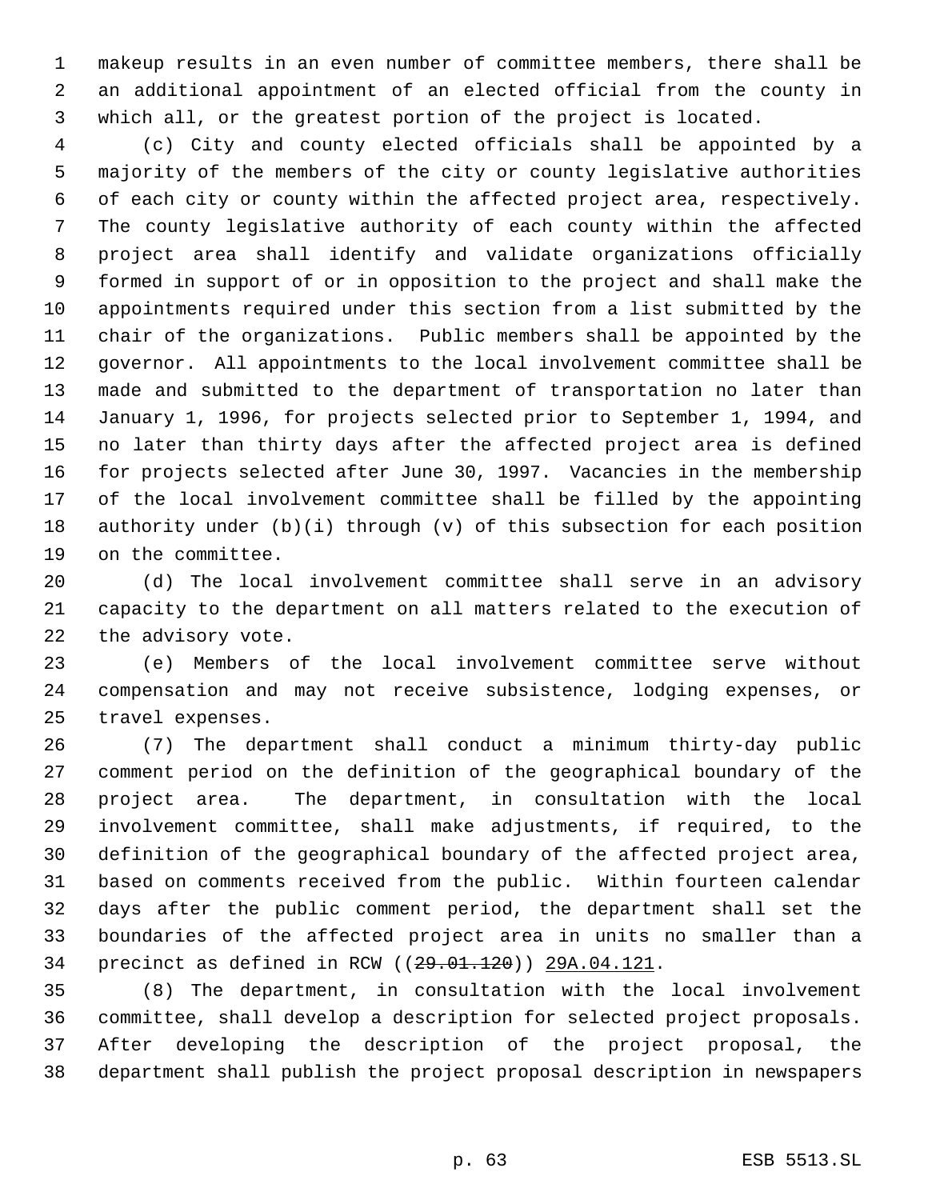makeup results in an even number of committee members, there shall be an additional appointment of an elected official from the county in which all, or the greatest portion of the project is located.

(c) City and county elected officials shall be appointed by a majority of the members of the city or county legislative authorities of each city or county within the affected project area, respectively. The county legislative authority of each county within the affected project area shall identify and validate organizations officially formed in support of or in opposition to the project and shall make the appointments required under this section from a list submitted by the chair of the organizations. Public members shall be appointed by the governor. All appointments to the local involvement committee shall be made and submitted to the department of transportation no later than January 1, 1996, for projects selected prior to September 1, 1994, and no later than thirty days after the affected project area is defined for projects selected after June 30, 1997. Vacancies in the membership of the local involvement committee shall be filled by the appointing authority under (b)(i) through (v) of this subsection for each position on the committee.

(d) The local involvement committee shall serve in an advisory capacity to the department on all matters related to the execution of the advisory vote.

(e) Members of the local involvement committee serve without compensation and may not receive subsistence, lodging expenses, or travel expenses.

(7) The department shall conduct a minimum thirty-day public comment period on the definition of the geographical boundary of the project area. The department, in consultation with the local involvement committee, shall make adjustments, if required, to the definition of the geographical boundary of the affected project area, based on comments received from the public. Within fourteen calendar days after the public comment period, the department shall set the boundaries of the affected project area in units no smaller than a precinct as defined in RCW ((~~29.01.120~~)) <u>29A.04.121</u>.

(8) The department, in consultation with the local involvement committee, shall develop a description for selected project proposals. After developing the description of the project proposal, the department shall publish the project proposal description in newspapers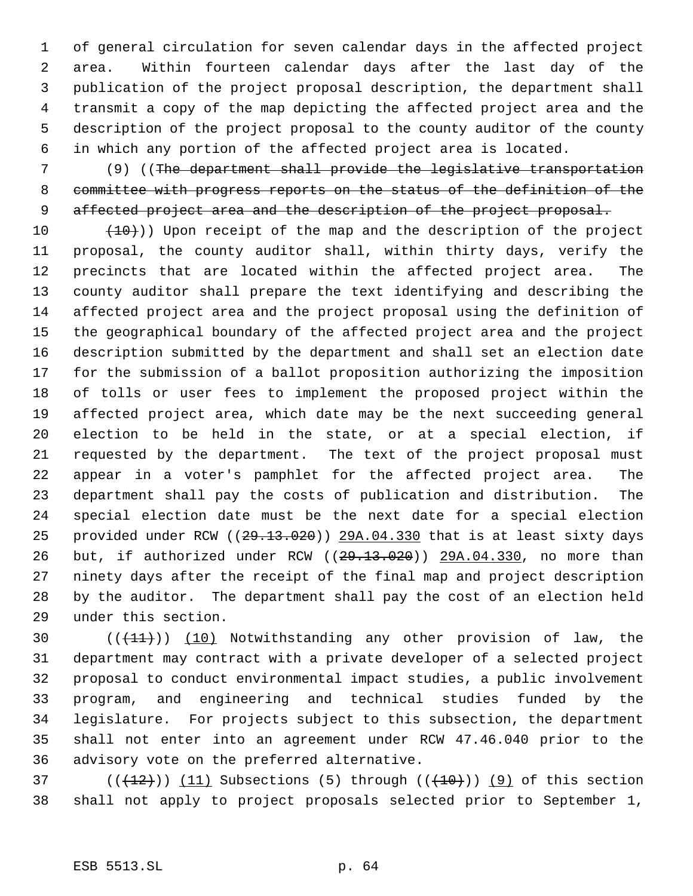of general circulation for seven calendar days in the affected project area. Within fourteen calendar days after the last day of the publication of the project proposal description, the department shall transmit a copy of the map depicting the affected project area and the description of the project proposal to the county auditor of the county in which any portion of the affected project area is located.

(9) ((~~The department shall provide the legislative transportation committee with progress reports on the status of the definition of the affected project area and the description of the project proposal.~~

~~(10)~~)) Upon receipt of the map and the description of the project proposal, the county auditor shall, within thirty days, verify the precincts that are located within the affected project area. The county auditor shall prepare the text identifying and describing the affected project area and the project proposal using the definition of the geographical boundary of the affected project area and the project description submitted by the department and shall set an election date for the submission of a ballot proposition authorizing the imposition of tolls or user fees to implement the proposed project within the affected project area, which date may be the next succeeding general election to be held in the state, or at a special election, if requested by the department. The text of the project proposal must appear in a voter's pamphlet for the affected project area. The department shall pay the costs of publication and distribution. The special election date must be the next date for a special election provided under RCW ((~~29.13.020~~)) 29A.04.330 that is at least sixty days but, if authorized under RCW ((~~29.13.020~~)) 29A.04.330, no more than ninety days after the receipt of the final map and project description by the auditor. The department shall pay the cost of an election held under this section.

((~~(11)~~)) (10) Notwithstanding any other provision of law, the department may contract with a private developer of a selected project proposal to conduct environmental impact studies, a public involvement program, and engineering and technical studies funded by the legislature. For projects subject to this subsection, the department shall not enter into an agreement under RCW 47.46.040 prior to the advisory vote on the preferred alternative.

((~~(12)~~)) (11) Subsections (5) through ((~~(10)~~)) (9) of this section shall not apply to project proposals selected prior to September 1,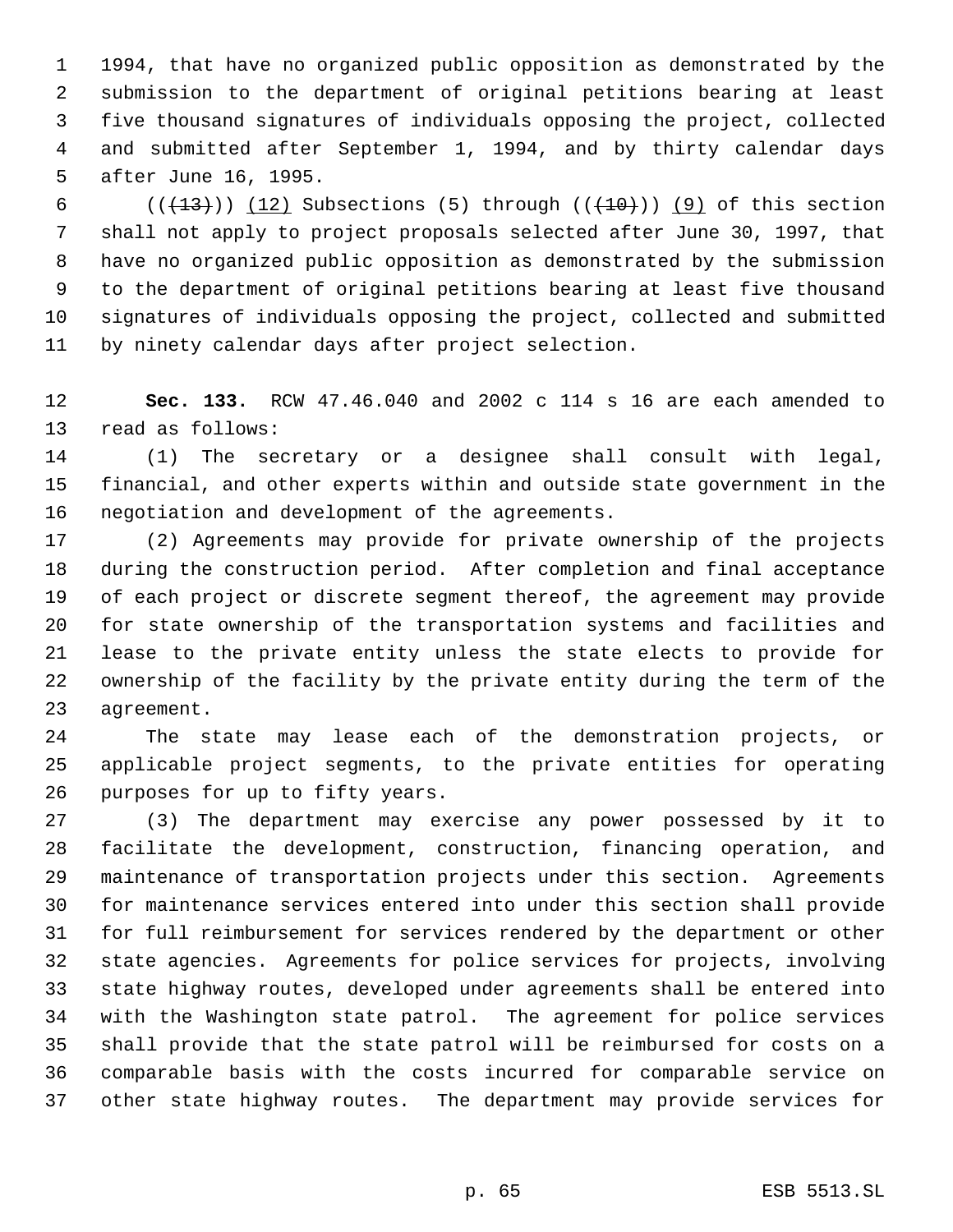1994, that have no organized public opposition as demonstrated by the submission to the department of original petitions bearing at least five thousand signatures of individuals opposing the project, collected and submitted after September 1, 1994, and by thirty calendar days after June 16, 1995.

((~~(13)~~)) (12) Subsections (5) through ((~~(10)~~)) (9) of this section shall not apply to project proposals selected after June 30, 1997, that have no organized public opposition as demonstrated by the submission to the department of original petitions bearing at least five thousand signatures of individuals opposing the project, collected and submitted by ninety calendar days after project selection.

**Sec. 133.** RCW 47.46.040 and 2002 c 114 s 16 are each amended to read as follows:

(1) The secretary or a designee shall consult with legal, financial, and other experts within and outside state government in the negotiation and development of the agreements.

(2) Agreements may provide for private ownership of the projects during the construction period. After completion and final acceptance of each project or discrete segment thereof, the agreement may provide for state ownership of the transportation systems and facilities and lease to the private entity unless the state elects to provide for ownership of the facility by the private entity during the term of the agreement.

The state may lease each of the demonstration projects, or applicable project segments, to the private entities for operating purposes for up to fifty years.

(3) The department may exercise any power possessed by it to facilitate the development, construction, financing operation, and maintenance of transportation projects under this section. Agreements for maintenance services entered into under this section shall provide for full reimbursement for services rendered by the department or other state agencies. Agreements for police services for projects, involving state highway routes, developed under agreements shall be entered into with the Washington state patrol. The agreement for police services shall provide that the state patrol will be reimbursed for costs on a comparable basis with the costs incurred for comparable service on other state highway routes. The department may provide services for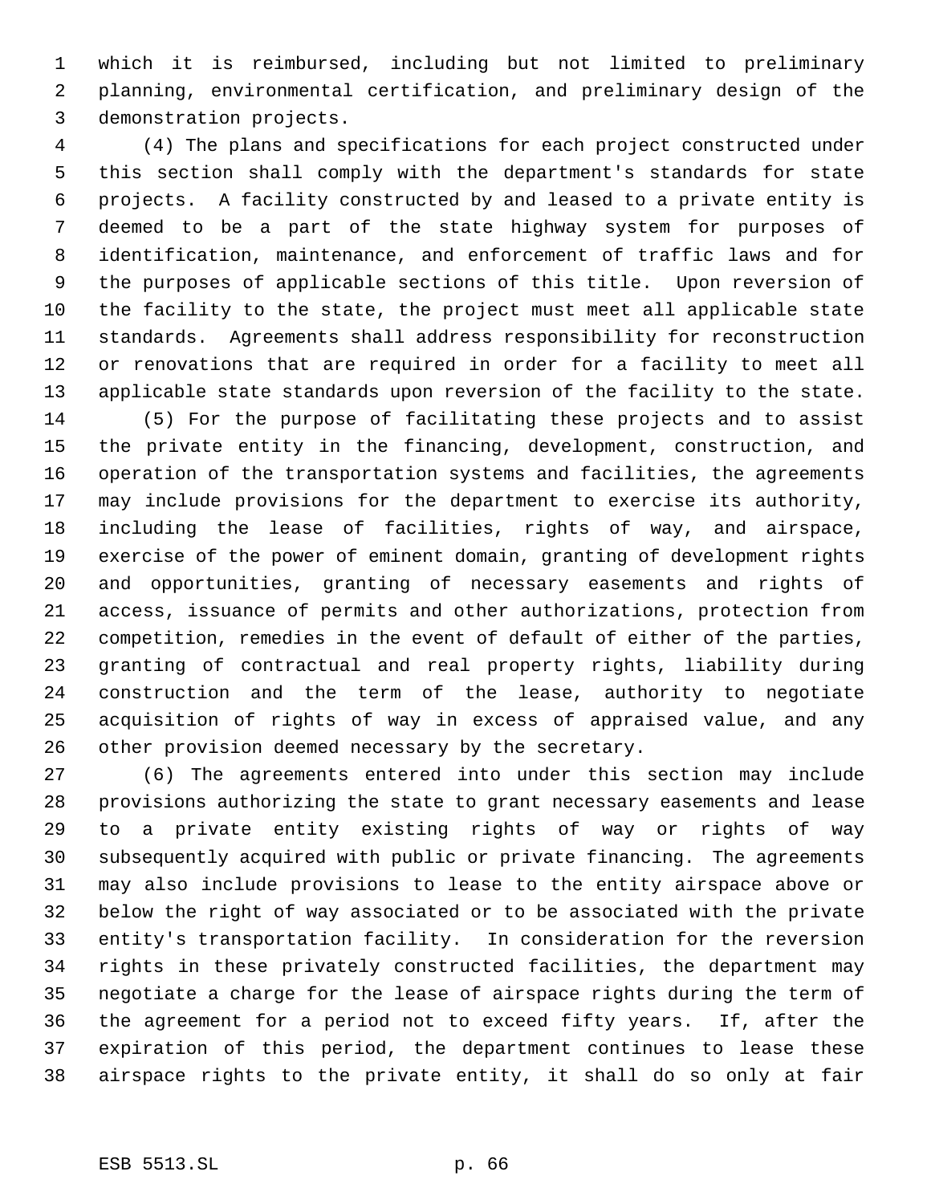which it is reimbursed, including but not limited to preliminary planning, environmental certification, and preliminary design of the demonstration projects.

(4) The plans and specifications for each project constructed under this section shall comply with the department's standards for state projects. A facility constructed by and leased to a private entity is deemed to be a part of the state highway system for purposes of identification, maintenance, and enforcement of traffic laws and for the purposes of applicable sections of this title. Upon reversion of the facility to the state, the project must meet all applicable state standards. Agreements shall address responsibility for reconstruction or renovations that are required in order for a facility to meet all applicable state standards upon reversion of the facility to the state.

(5) For the purpose of facilitating these projects and to assist the private entity in the financing, development, construction, and operation of the transportation systems and facilities, the agreements may include provisions for the department to exercise its authority, including the lease of facilities, rights of way, and airspace, exercise of the power of eminent domain, granting of development rights and opportunities, granting of necessary easements and rights of access, issuance of permits and other authorizations, protection from competition, remedies in the event of default of either of the parties, granting of contractual and real property rights, liability during construction and the term of the lease, authority to negotiate acquisition of rights of way in excess of appraised value, and any other provision deemed necessary by the secretary.

(6) The agreements entered into under this section may include provisions authorizing the state to grant necessary easements and lease to a private entity existing rights of way or rights of way subsequently acquired with public or private financing. The agreements may also include provisions to lease to the entity airspace above or below the right of way associated or to be associated with the private entity's transportation facility. In consideration for the reversion rights in these privately constructed facilities, the department may negotiate a charge for the lease of airspace rights during the term of the agreement for a period not to exceed fifty years. If, after the expiration of this period, the department continues to lease these airspace rights to the private entity, it shall do so only at fair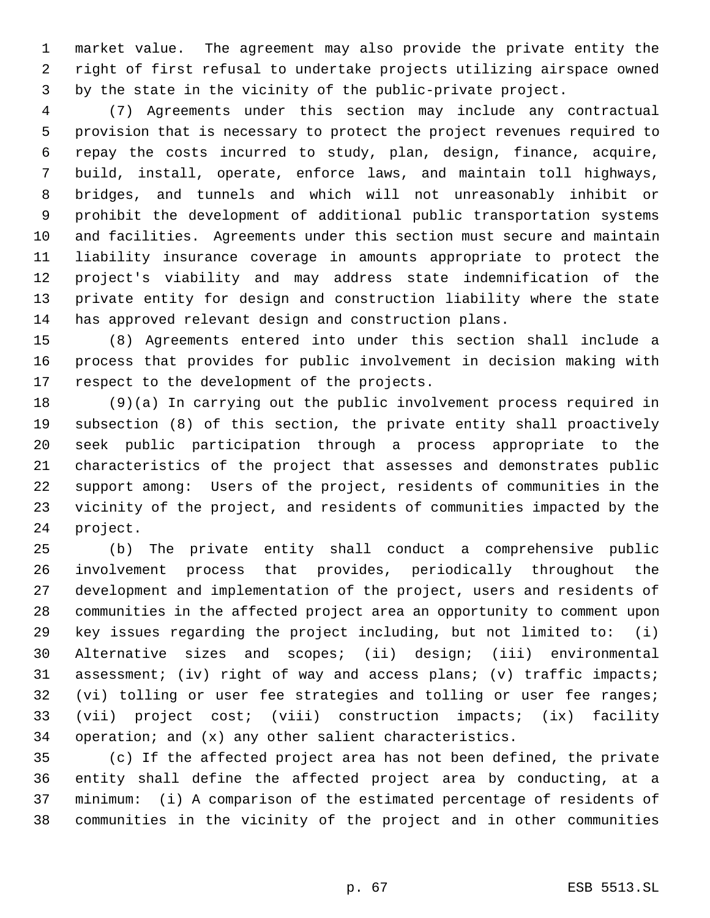market value. The agreement may also provide the private entity the right of first refusal to undertake projects utilizing airspace owned by the state in the vicinity of the public-private project.

(7) Agreements under this section may include any contractual provision that is necessary to protect the project revenues required to repay the costs incurred to study, plan, design, finance, acquire, build, install, operate, enforce laws, and maintain toll highways, bridges, and tunnels and which will not unreasonably inhibit or prohibit the development of additional public transportation systems and facilities. Agreements under this section must secure and maintain liability insurance coverage in amounts appropriate to protect the project's viability and may address state indemnification of the private entity for design and construction liability where the state has approved relevant design and construction plans.

(8) Agreements entered into under this section shall include a process that provides for public involvement in decision making with respect to the development of the projects.

(9)(a) In carrying out the public involvement process required in subsection (8) of this section, the private entity shall proactively seek public participation through a process appropriate to the characteristics of the project that assesses and demonstrates public support among: Users of the project, residents of communities in the vicinity of the project, and residents of communities impacted by the project.

(b) The private entity shall conduct a comprehensive public involvement process that provides, periodically throughout the development and implementation of the project, users and residents of communities in the affected project area an opportunity to comment upon key issues regarding the project including, but not limited to: (i) Alternative sizes and scopes; (ii) design; (iii) environmental assessment; (iv) right of way and access plans; (v) traffic impacts; (vi) tolling or user fee strategies and tolling or user fee ranges; (vii) project cost; (viii) construction impacts; (ix) facility operation; and (x) any other salient characteristics.

(c) If the affected project area has not been defined, the private entity shall define the affected project area by conducting, at a minimum: (i) A comparison of the estimated percentage of residents of communities in the vicinity of the project and in other communities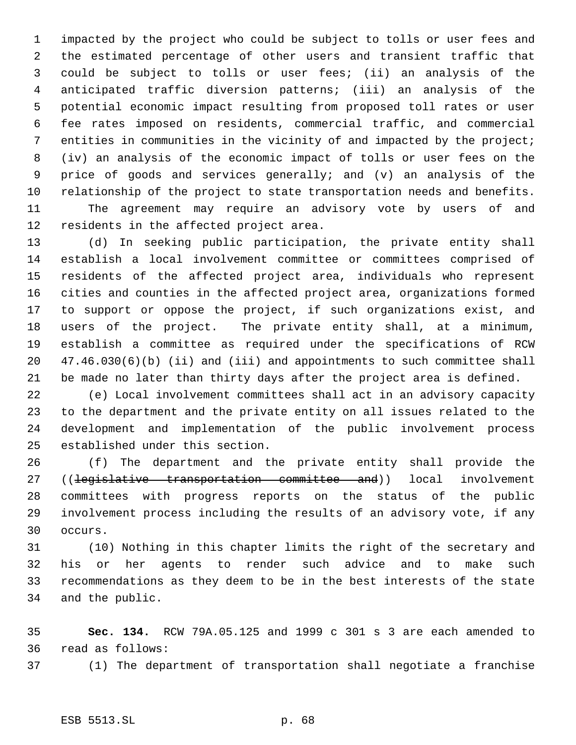impacted by the project who could be subject to tolls or user fees and the estimated percentage of other users and transient traffic that could be subject to tolls or user fees; (ii) an analysis of the anticipated traffic diversion patterns; (iii) an analysis of the potential economic impact resulting from proposed toll rates or user fee rates imposed on residents, commercial traffic, and commercial entities in communities in the vicinity of and impacted by the project; (iv) an analysis of the economic impact of tolls or user fees on the price of goods and services generally; and (v) an analysis of the relationship of the project to state transportation needs and benefits. The agreement may require an advisory vote by users of and residents in the affected project area.

(d) In seeking public participation, the private entity shall establish a local involvement committee or committees comprised of residents of the affected project area, individuals who represent cities and counties in the affected project area, organizations formed to support or oppose the project, if such organizations exist, and users of the project. The private entity shall, at a minimum, establish a committee as required under the specifications of RCW 47.46.030(6)(b) (ii) and (iii) and appointments to such committee shall be made no later than thirty days after the project area is defined.

(e) Local involvement committees shall act in an advisory capacity to the department and the private entity on all issues related to the development and implementation of the public involvement process established under this section.

(f) The department and the private entity shall provide the ((~~legislative transportation committee and~~)) local involvement committees with progress reports on the status of the public involvement process including the results of an advisory vote, if any occurs.

(10) Nothing in this chapter limits the right of the secretary and his or her agents to render such advice and to make such recommendations as they deem to be in the best interests of the state and the public.

**Sec. 134.** RCW 79A.05.125 and 1999 c 301 s 3 are each amended to read as follows:

(1) The department of transportation shall negotiate a franchise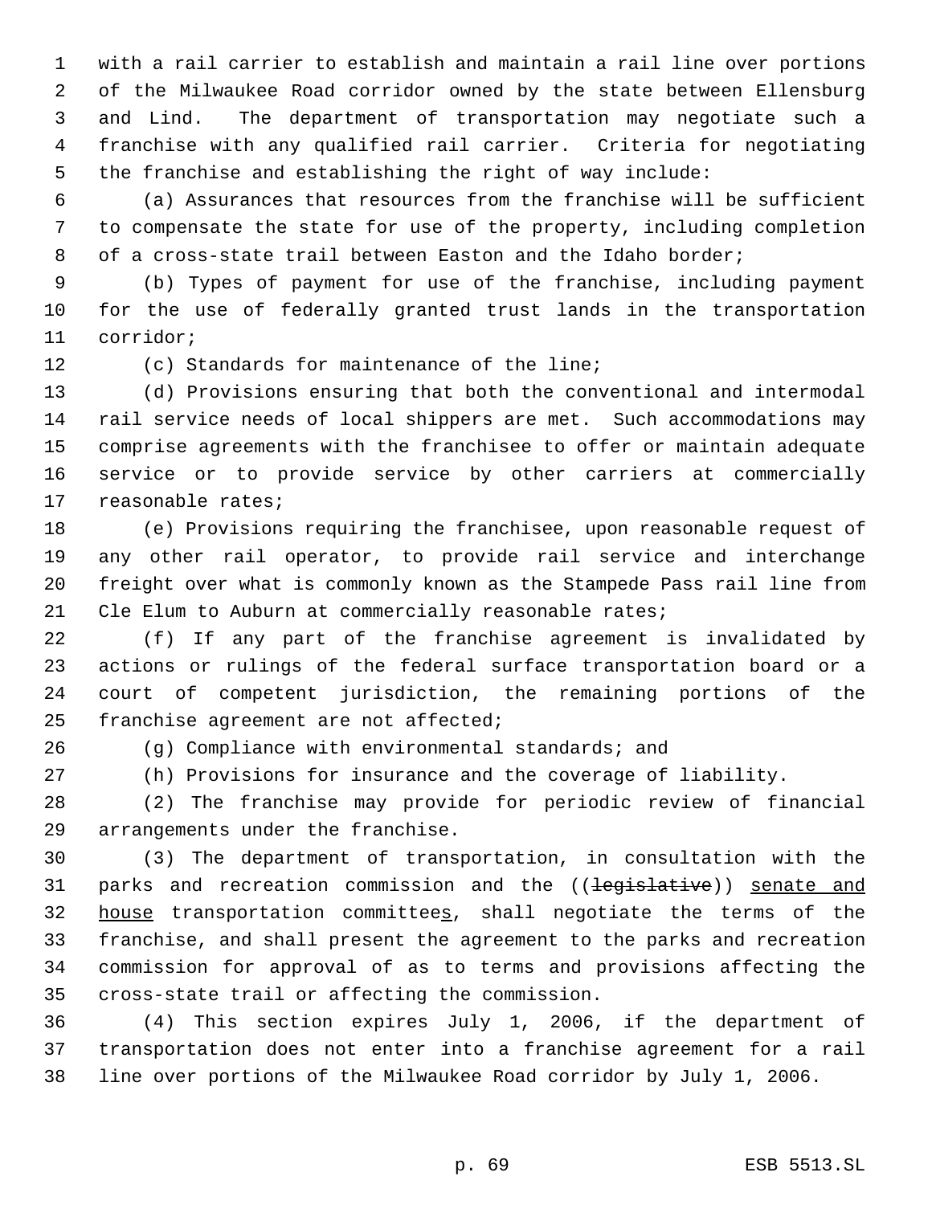with a rail carrier to establish and maintain a rail line over portions of the Milwaukee Road corridor owned by the state between Ellensburg and Lind. The department of transportation may negotiate such a franchise with any qualified rail carrier. Criteria for negotiating the franchise and establishing the right of way include:

(a) Assurances that resources from the franchise will be sufficient to compensate the state for use of the property, including completion of a cross-state trail between Easton and the Idaho border;

(b) Types of payment for use of the franchise, including payment for the use of federally granted trust lands in the transportation corridor;

(c) Standards for maintenance of the line;

(d) Provisions ensuring that both the conventional and intermodal rail service needs of local shippers are met. Such accommodations may comprise agreements with the franchisee to offer or maintain adequate service or to provide service by other carriers at commercially reasonable rates;

(e) Provisions requiring the franchisee, upon reasonable request of any other rail operator, to provide rail service and interchange freight over what is commonly known as the Stampede Pass rail line from Cle Elum to Auburn at commercially reasonable rates;

(f) If any part of the franchise agreement is invalidated by actions or rulings of the federal surface transportation board or a court of competent jurisdiction, the remaining portions of the franchise agreement are not affected;

(g) Compliance with environmental standards; and

(h) Provisions for insurance and the coverage of liability.

(2) The franchise may provide for periodic review of financial arrangements under the franchise.

(3) The department of transportation, in consultation with the parks and recreation commission and the ((~~legislative~~)) <u>senate and house</u> transportation committee<u>s</u>, shall negotiate the terms of the franchise, and shall present the agreement to the parks and recreation commission for approval of as to terms and provisions affecting the cross-state trail or affecting the commission.

(4) This section expires July 1, 2006, if the department of transportation does not enter into a franchise agreement for a rail line over portions of the Milwaukee Road corridor by July 1, 2006.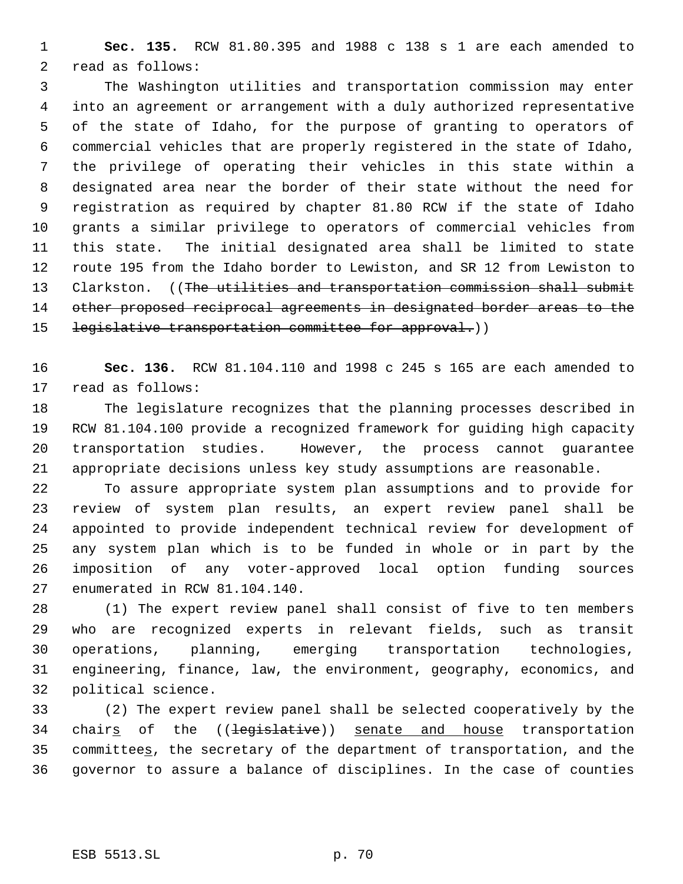**Sec. 135.** RCW 81.80.395 and 1988 c 138 s 1 are each amended to read as follows:

The Washington utilities and transportation commission may enter into an agreement or arrangement with a duly authorized representative of the state of Idaho, for the purpose of granting to operators of commercial vehicles that are properly registered in the state of Idaho, the privilege of operating their vehicles in this state within a designated area near the border of their state without the need for registration as required by chapter 81.80 RCW if the state of Idaho grants a similar privilege to operators of commercial vehicles from this state. The initial designated area shall be limited to state route 195 from the Idaho border to Lewiston, and SR 12 from Lewiston to Clarkston. ((~~The utilities and transportation commission shall submit other proposed reciprocal agreements in designated border areas to the legislative transportation committee for approval.~~))

**Sec. 136.** RCW 81.104.110 and 1998 c 245 s 165 are each amended to read as follows:

The legislature recognizes that the planning processes described in RCW 81.104.100 provide a recognized framework for guiding high capacity transportation studies. However, the process cannot guarantee appropriate decisions unless key study assumptions are reasonable.

To assure appropriate system plan assumptions and to provide for review of system plan results, an expert review panel shall be appointed to provide independent technical review for development of any system plan which is to be funded in whole or in part by the imposition of any voter-approved local option funding sources enumerated in RCW 81.104.140.

(1) The expert review panel shall consist of five to ten members who are recognized experts in relevant fields, such as transit operations, planning, emerging transportation technologies, engineering, finance, law, the environment, geography, economics, and political science.

(2) The expert review panel shall be selected cooperatively by the chair<u>s</u> of the ((~~legislative~~)) <u>senate and house</u> transportation committee<u>s</u>, the secretary of the department of transportation, and the governor to assure a balance of disciplines. In the case of counties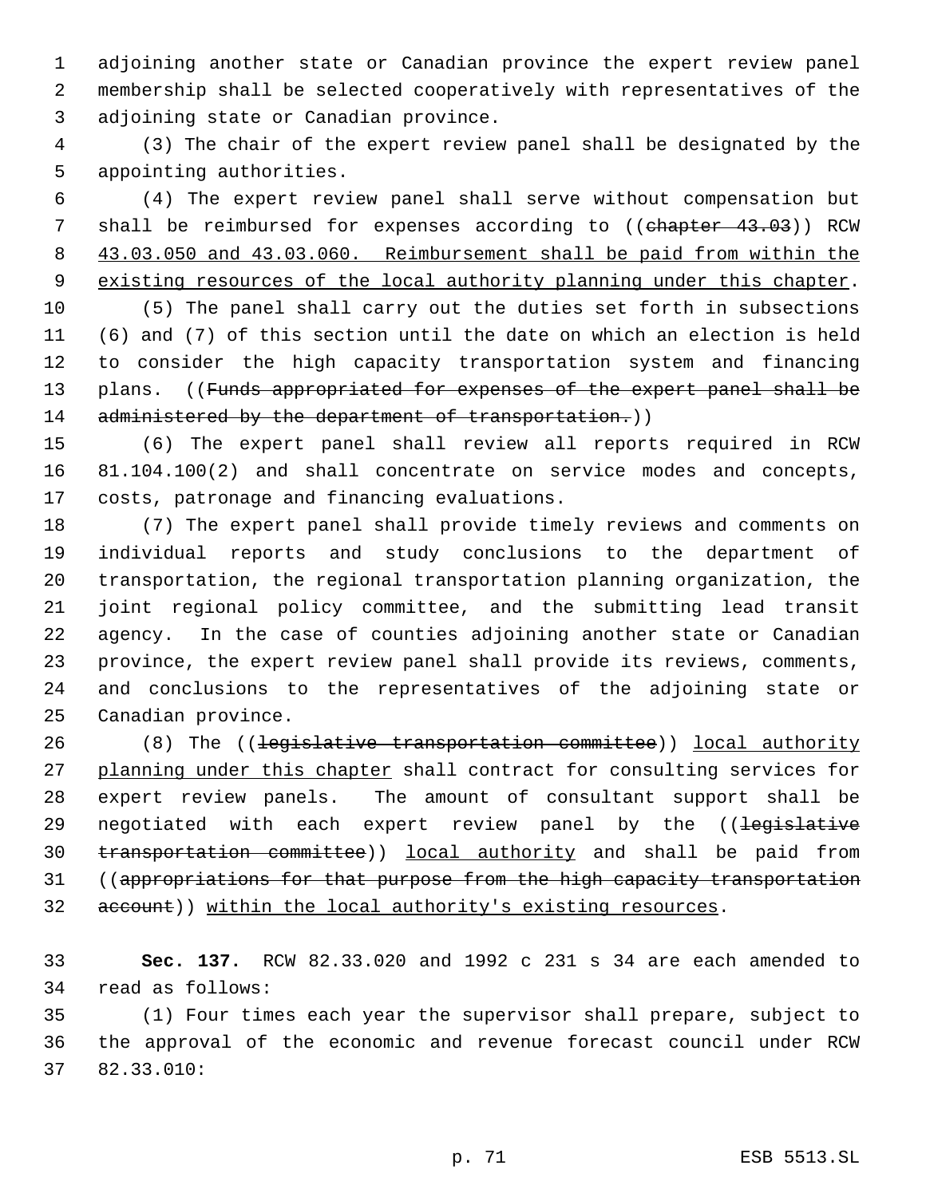adjoining another state or Canadian province the expert review panel membership shall be selected cooperatively with representatives of the adjoining state or Canadian province.

(3) The chair of the expert review panel shall be designated by the appointing authorities.

(4) The expert review panel shall serve without compensation but shall be reimbursed for expenses according to ((~~chapter 43.03~~)) RCW 43.03.050 and 43.03.060. Reimbursement shall be paid from within the existing resources of the local authority planning under this chapter.

(5) The panel shall carry out the duties set forth in subsections (6) and (7) of this section until the date on which an election is held to consider the high capacity transportation system and financing plans. ((~~Funds appropriated for expenses of the expert panel shall be administered by the department of transportation.~~))

(6) The expert panel shall review all reports required in RCW 81.104.100(2) and shall concentrate on service modes and concepts, costs, patronage and financing evaluations.

(7) The expert panel shall provide timely reviews and comments on individual reports and study conclusions to the department of transportation, the regional transportation planning organization, the joint regional policy committee, and the submitting lead transit agency. In the case of counties adjoining another state or Canadian province, the expert review panel shall provide its reviews, comments, and conclusions to the representatives of the adjoining state or Canadian province.

(8) The ((~~legislative transportation committee~~)) local authority planning under this chapter shall contract for consulting services for expert review panels. The amount of consultant support shall be negotiated with each expert review panel by the ((~~legislative transportation committee~~)) local authority and shall be paid from ((~~appropriations for that purpose from the high capacity transportation account~~)) within the local authority's existing resources.

**Sec. 137.** RCW 82.33.020 and 1992 c 231 s 34 are each amended to read as follows:

(1) Four times each year the supervisor shall prepare, subject to the approval of the economic and revenue forecast council under RCW 82.33.010: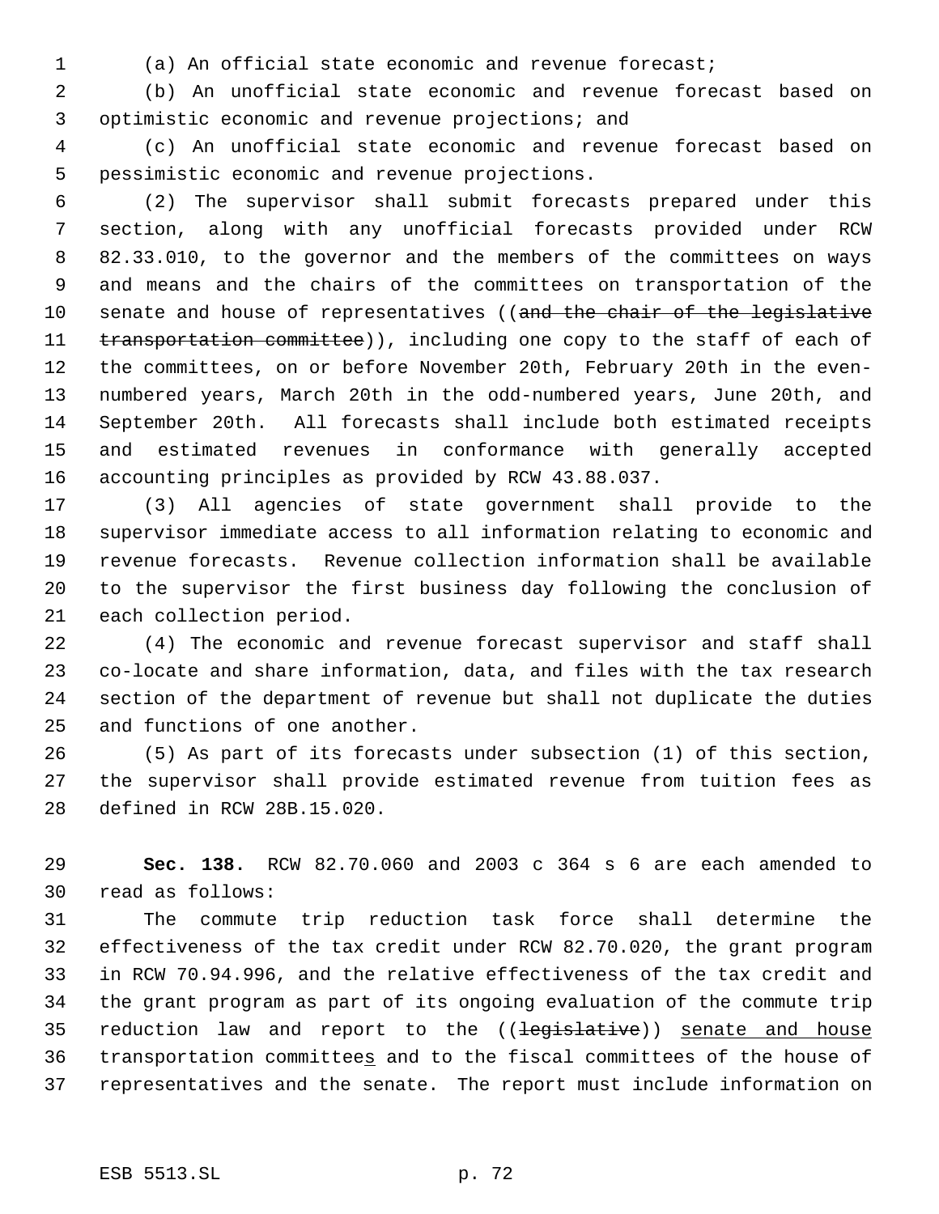(a) An official state economic and revenue forecast;

(b) An unofficial state economic and revenue forecast based on optimistic economic and revenue projections; and

(c) An unofficial state economic and revenue forecast based on pessimistic economic and revenue projections.

(2) The supervisor shall submit forecasts prepared under this section, along with any unofficial forecasts provided under RCW 82.33.010, to the governor and the members of the committees on ways and means and the chairs of the committees on transportation of the senate and house of representatives ((~~and the chair of the legislative transportation committee~~)), including one copy to the staff of each of the committees, on or before November 20th, February 20th in the even-numbered years, March 20th in the odd-numbered years, June 20th, and September 20th. All forecasts shall include both estimated receipts and estimated revenues in conformance with generally accepted accounting principles as provided by RCW 43.88.037.

(3) All agencies of state government shall provide to the supervisor immediate access to all information relating to economic and revenue forecasts. Revenue collection information shall be available to the supervisor the first business day following the conclusion of each collection period.

(4) The economic and revenue forecast supervisor and staff shall co-locate and share information, data, and files with the tax research section of the department of revenue but shall not duplicate the duties and functions of one another.

(5) As part of its forecasts under subsection (1) of this section, the supervisor shall provide estimated revenue from tuition fees as defined in RCW 28B.15.020.

**Sec. 138.** RCW 82.70.060 and 2003 c 364 s 6 are each amended to read as follows:

The commute trip reduction task force shall determine the effectiveness of the tax credit under RCW 82.70.020, the grant program in RCW 70.94.996, and the relative effectiveness of the tax credit and the grant program as part of its ongoing evaluation of the commute trip reduction law and report to the ((~~legislative~~)) <u>senate and house</u> transportation committee<u>s</u> and to the fiscal committees of the house of representatives and the senate. The report must include information on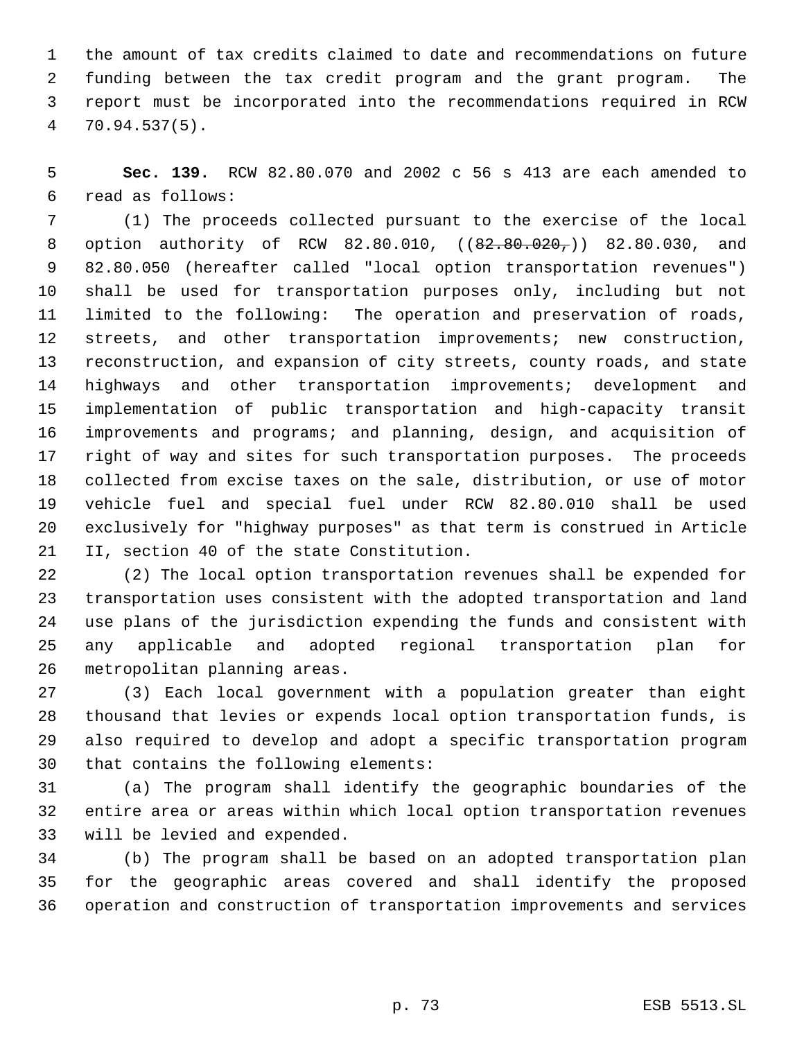the amount of tax credits claimed to date and recommendations on future funding between the tax credit program and the grant program. The report must be incorporated into the recommendations required in RCW 70.94.537(5).

**Sec. 139.** RCW 82.80.070 and 2002 c 56 s 413 are each amended to read as follows:

(1) The proceeds collected pursuant to the exercise of the local option authority of RCW 82.80.010, ((~~82.80.020,~~)) 82.80.030, and 82.80.050 (hereafter called "local option transportation revenues") shall be used for transportation purposes only, including but not limited to the following: The operation and preservation of roads, streets, and other transportation improvements; new construction, reconstruction, and expansion of city streets, county roads, and state highways and other transportation improvements; development and implementation of public transportation and high-capacity transit improvements and programs; and planning, design, and acquisition of right of way and sites for such transportation purposes. The proceeds collected from excise taxes on the sale, distribution, or use of motor vehicle fuel and special fuel under RCW 82.80.010 shall be used exclusively for "highway purposes" as that term is construed in Article II, section 40 of the state Constitution.

(2) The local option transportation revenues shall be expended for transportation uses consistent with the adopted transportation and land use plans of the jurisdiction expending the funds and consistent with any applicable and adopted regional transportation plan for metropolitan planning areas.

(3) Each local government with a population greater than eight thousand that levies or expends local option transportation funds, is also required to develop and adopt a specific transportation program that contains the following elements:

(a) The program shall identify the geographic boundaries of the entire area or areas within which local option transportation revenues will be levied and expended.

(b) The program shall be based on an adopted transportation plan for the geographic areas covered and shall identify the proposed operation and construction of transportation improvements and services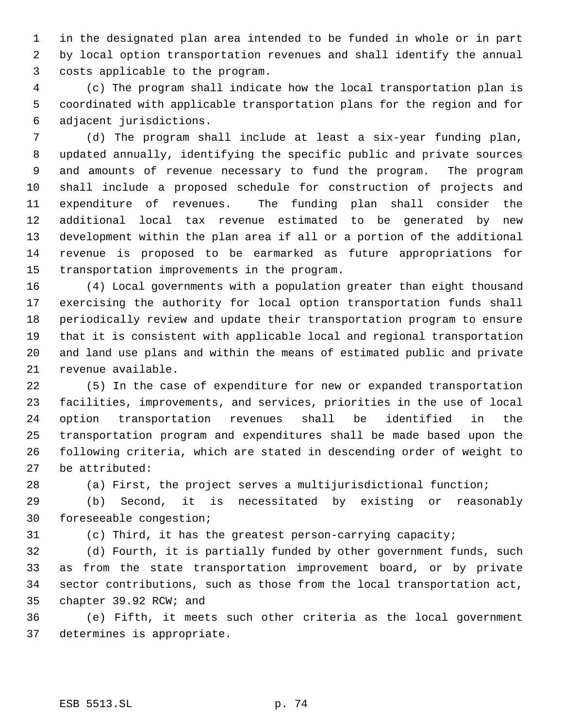in the designated plan area intended to be funded in whole or in part by local option transportation revenues and shall identify the annual costs applicable to the program.

(c) The program shall indicate how the local transportation plan is coordinated with applicable transportation plans for the region and for adjacent jurisdictions.

(d) The program shall include at least a six-year funding plan, updated annually, identifying the specific public and private sources and amounts of revenue necessary to fund the program. The program shall include a proposed schedule for construction of projects and expenditure of revenues. The funding plan shall consider the additional local tax revenue estimated to be generated by new development within the plan area if all or a portion of the additional revenue is proposed to be earmarked as future appropriations for transportation improvements in the program.

(4) Local governments with a population greater than eight thousand exercising the authority for local option transportation funds shall periodically review and update their transportation program to ensure that it is consistent with applicable local and regional transportation and land use plans and within the means of estimated public and private revenue available.

(5) In the case of expenditure for new or expanded transportation facilities, improvements, and services, priorities in the use of local option transportation revenues shall be identified in the transportation program and expenditures shall be made based upon the following criteria, which are stated in descending order of weight to be attributed:

(a) First, the project serves a multijurisdictional function;

(b) Second, it is necessitated by existing or reasonably foreseeable congestion;

(c) Third, it has the greatest person-carrying capacity;

(d) Fourth, it is partially funded by other government funds, such as from the state transportation improvement board, or by private sector contributions, such as those from the local transportation act, chapter 39.92 RCW; and

(e) Fifth, it meets such other criteria as the local government determines is appropriate.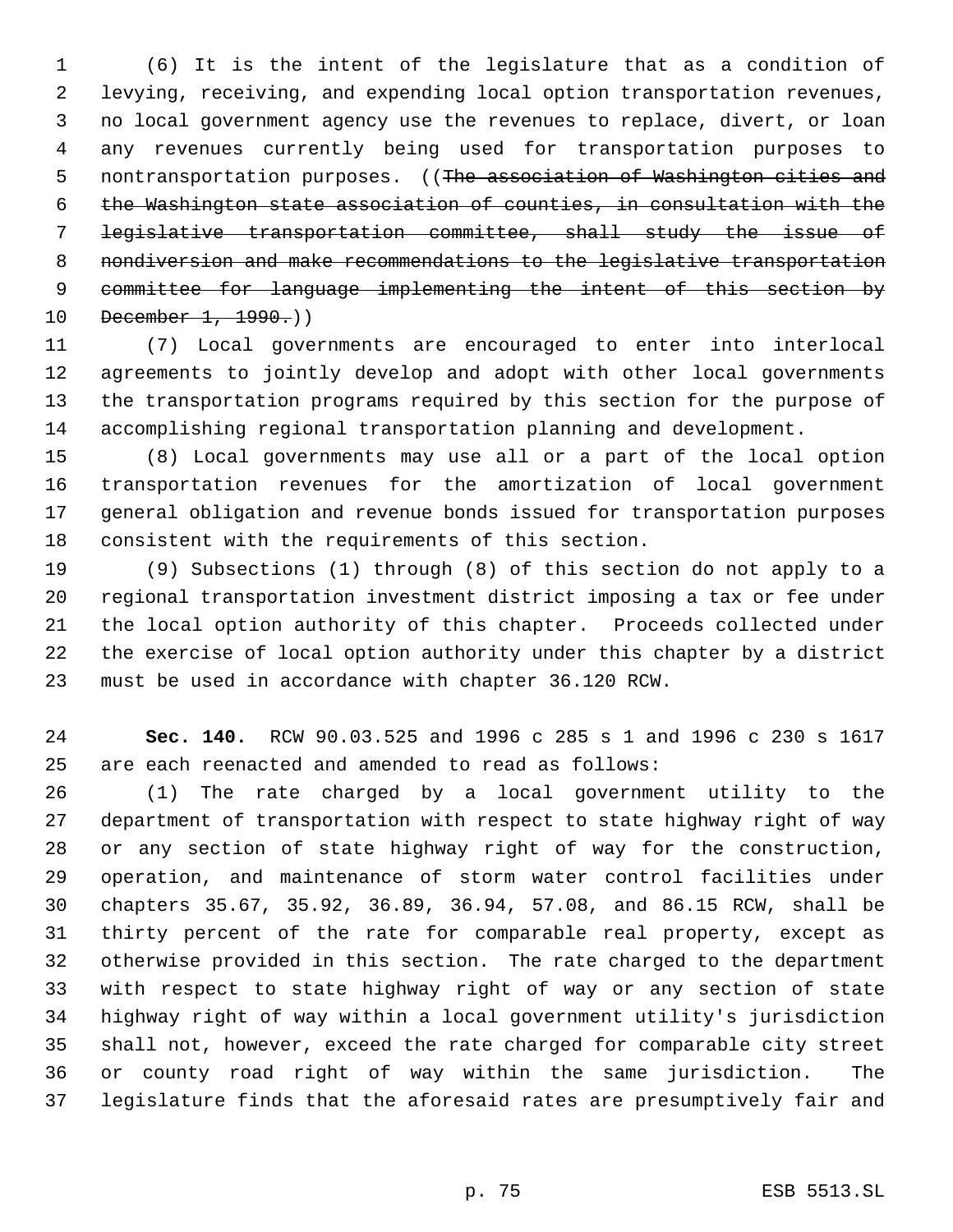(6) It is the intent of the legislature that as a condition of levying, receiving, and expending local option transportation revenues, no local government agency use the revenues to replace, divert, or loan any revenues currently being used for transportation purposes to nontransportation purposes. ((~~The association of Washington cities and the Washington state association of counties, in consultation with the legislative transportation committee, shall study the issue of nondiversion and make recommendations to the legislative transportation committee for language implementing the intent of this section by December 1, 1990.~~))

(7) Local governments are encouraged to enter into interlocal agreements to jointly develop and adopt with other local governments the transportation programs required by this section for the purpose of accomplishing regional transportation planning and development.

(8) Local governments may use all or a part of the local option transportation revenues for the amortization of local government general obligation and revenue bonds issued for transportation purposes consistent with the requirements of this section.

(9) Subsections (1) through (8) of this section do not apply to a regional transportation investment district imposing a tax or fee under the local option authority of this chapter. Proceeds collected under the exercise of local option authority under this chapter by a district must be used in accordance with chapter 36.120 RCW.

**Sec. 140.** RCW 90.03.525 and 1996 c 285 s 1 and 1996 c 230 s 1617 are each reenacted and amended to read as follows:

(1) The rate charged by a local government utility to the department of transportation with respect to state highway right of way or any section of state highway right of way for the construction, operation, and maintenance of storm water control facilities under chapters 35.67, 35.92, 36.89, 36.94, 57.08, and 86.15 RCW, shall be thirty percent of the rate for comparable real property, except as otherwise provided in this section. The rate charged to the department with respect to state highway right of way or any section of state highway right of way within a local government utility's jurisdiction shall not, however, exceed the rate charged for comparable city street or county road right of way within the same jurisdiction. The legislature finds that the aforesaid rates are presumptively fair and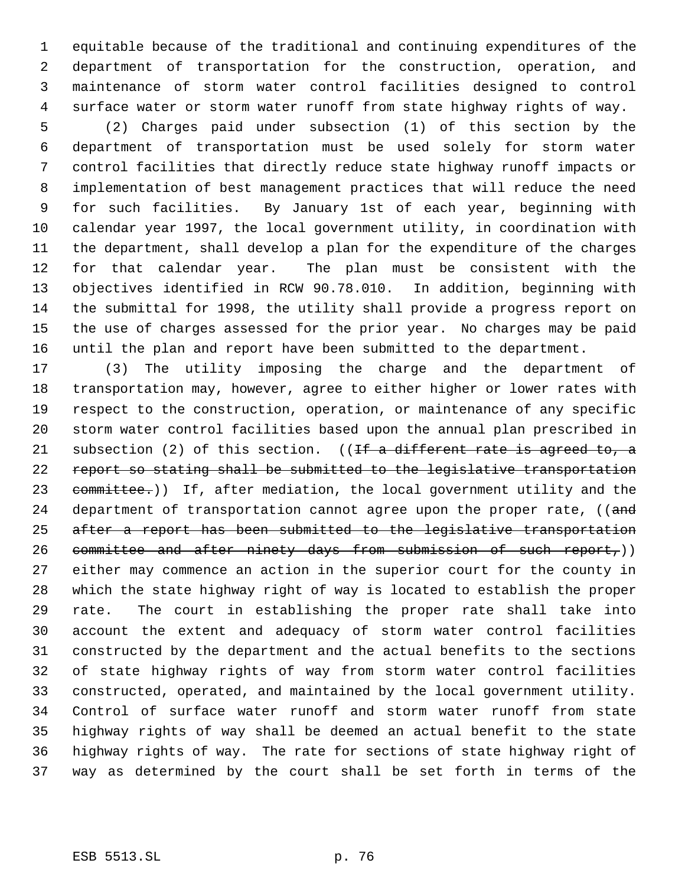equitable because of the traditional and continuing expenditures of the department of transportation for the construction, operation, and maintenance of storm water control facilities designed to control surface water or storm water runoff from state highway rights of way.

(2) Charges paid under subsection (1) of this section by the department of transportation must be used solely for storm water control facilities that directly reduce state highway runoff impacts or implementation of best management practices that will reduce the need for such facilities. By January 1st of each year, beginning with calendar year 1997, the local government utility, in coordination with the department, shall develop a plan for the expenditure of the charges for that calendar year. The plan must be consistent with the objectives identified in RCW 90.78.010. In addition, beginning with the submittal for 1998, the utility shall provide a progress report on the use of charges assessed for the prior year. No charges may be paid until the plan and report have been submitted to the department.

(3) The utility imposing the charge and the department of transportation may, however, agree to either higher or lower rates with respect to the construction, operation, or maintenance of any specific storm water control facilities based upon the annual plan prescribed in subsection (2) of this section. ((~~If a different rate is agreed to, a report so stating shall be submitted to the legislative transportation committee.~~)) If, after mediation, the local government utility and the department of transportation cannot agree upon the proper rate, ((~~and after a report has been submitted to the legislative transportation committee and after ninety days from submission of such report,~~)) either may commence an action in the superior court for the county in which the state highway right of way is located to establish the proper rate. The court in establishing the proper rate shall take into account the extent and adequacy of storm water control facilities constructed by the department and the actual benefits to the sections of state highway rights of way from storm water control facilities constructed, operated, and maintained by the local government utility. Control of surface water runoff and storm water runoff from state highway rights of way shall be deemed an actual benefit to the state highway rights of way. The rate for sections of state highway right of way as determined by the court shall be set forth in terms of the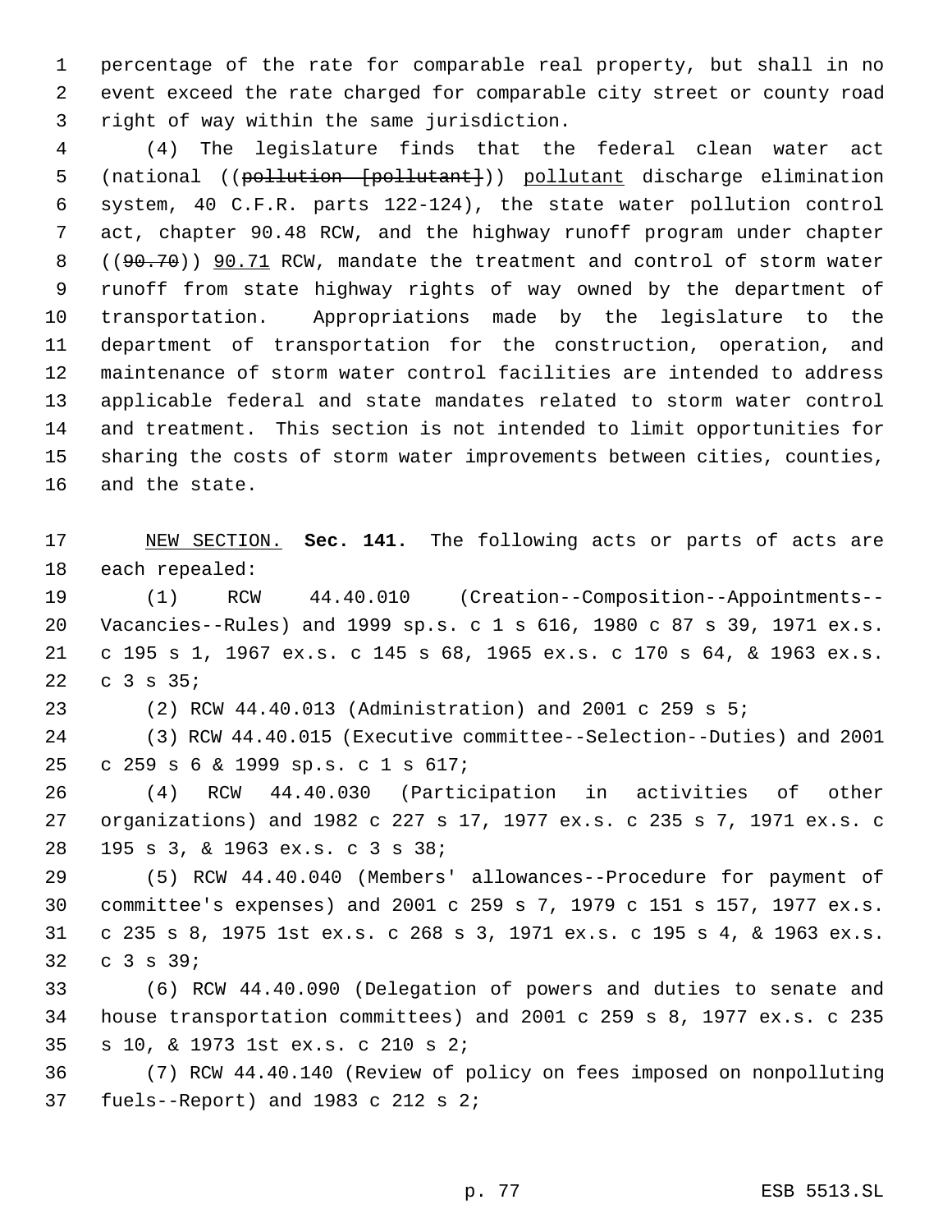percentage of the rate for comparable real property, but shall in no event exceed the rate charged for comparable city street or county road right of way within the same jurisdiction.

(4) The legislature finds that the federal clean water act (national ((~~pollution [pollutant]~~)) <u>pollutant</u> discharge elimination system, 40 C.F.R. parts 122-124), the state water pollution control act, chapter 90.48 RCW, and the highway runoff program under chapter ((~~90.70~~)) <u>90.71</u> RCW, mandate the treatment and control of storm water runoff from state highway rights of way owned by the department of transportation. Appropriations made by the legislature to the department of transportation for the construction, operation, and maintenance of storm water control facilities are intended to address applicable federal and state mandates related to storm water control and treatment. This section is not intended to limit opportunities for sharing the costs of storm water improvements between cities, counties, and the state.

<u>NEW SECTION.</u> **Sec. 141.** The following acts or parts of acts are each repealed:

(1) RCW 44.40.010 (Creation--Composition--Appointments--Vacancies--Rules) and 1999 sp.s. c 1 s 616, 1980 c 87 s 39, 1971 ex.s. c 195 s 1, 1967 ex.s. c 145 s 68, 1965 ex.s. c 170 s 64, & 1963 ex.s. c 3 s 35;

(2) RCW 44.40.013 (Administration) and 2001 c 259 s 5;

(3) RCW 44.40.015 (Executive committee--Selection--Duties) and 2001 c 259 s 6 & 1999 sp.s. c 1 s 617;

(4) RCW 44.40.030 (Participation in activities of other organizations) and 1982 c 227 s 17, 1977 ex.s. c 235 s 7, 1971 ex.s. c 195 s 3, & 1963 ex.s. c 3 s 38;

(5) RCW 44.40.040 (Members' allowances--Procedure for payment of committee's expenses) and 2001 c 259 s 7, 1979 c 151 s 157, 1977 ex.s. c 235 s 8, 1975 1st ex.s. c 268 s 3, 1971 ex.s. c 195 s 4, & 1963 ex.s. c 3 s 39;

(6) RCW 44.40.090 (Delegation of powers and duties to senate and house transportation committees) and 2001 c 259 s 8, 1977 ex.s. c 235 s 10, & 1973 1st ex.s. c 210 s 2;

(7) RCW 44.40.140 (Review of policy on fees imposed on nonpolluting fuels--Report) and 1983 c 212 s 2;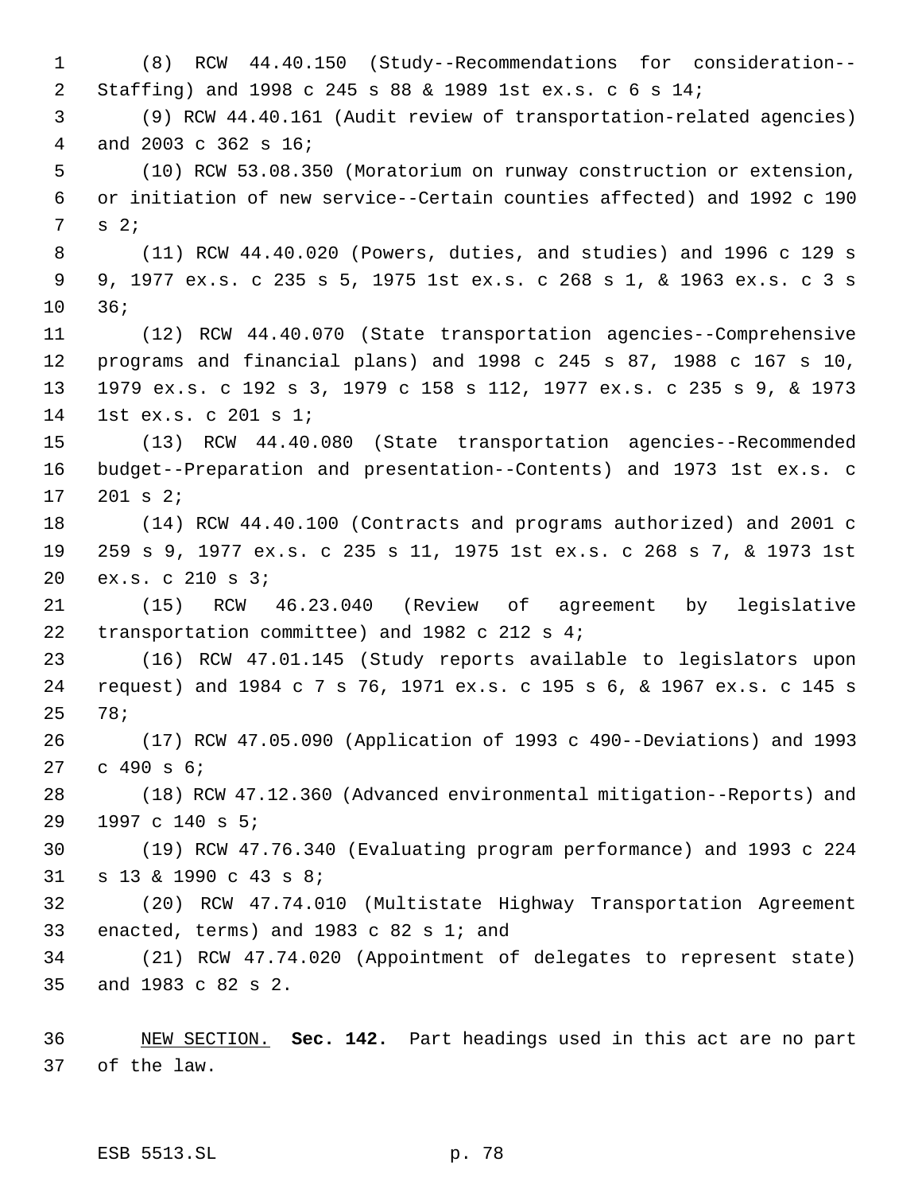(8) RCW 44.40.150 (Study--Recommendations for consideration--Staffing) and 1998 c 245 s 88 & 1989 1st ex.s. c 6 s 14;

(9) RCW 44.40.161 (Audit review of transportation-related agencies) and 2003 c 362 s 16;

(10) RCW 53.08.350 (Moratorium on runway construction or extension, or initiation of new service--Certain counties affected) and 1992 c 190 s 2;

(11) RCW 44.40.020 (Powers, duties, and studies) and 1996 c 129 s 9, 1977 ex.s. c 235 s 5, 1975 1st ex.s. c 268 s 1, & 1963 ex.s. c 3 s 36;

(12) RCW 44.40.070 (State transportation agencies--Comprehensive programs and financial plans) and 1998 c 245 s 87, 1988 c 167 s 10, 1979 ex.s. c 192 s 3, 1979 c 158 s 112, 1977 ex.s. c 235 s 9, & 1973 1st ex.s. c 201 s 1;

(13) RCW 44.40.080 (State transportation agencies--Recommended budget--Preparation and presentation--Contents) and 1973 1st ex.s. c 201 s 2;

(14) RCW 44.40.100 (Contracts and programs authorized) and 2001 c 259 s 9, 1977 ex.s. c 235 s 11, 1975 1st ex.s. c 268 s 7, & 1973 1st ex.s. c 210 s 3;

(15) RCW 46.23.040 (Review of agreement by legislative transportation committee) and 1982 c 212 s 4;

(16) RCW 47.01.145 (Study reports available to legislators upon request) and 1984 c 7 s 76, 1971 ex.s. c 195 s 6, & 1967 ex.s. c 145 s 78;

(17) RCW 47.05.090 (Application of 1993 c 490--Deviations) and 1993 c 490 s 6;

(18) RCW 47.12.360 (Advanced environmental mitigation--Reports) and 1997 c 140 s 5;

(19) RCW 47.76.340 (Evaluating program performance) and 1993 c 224 s 13 & 1990 c 43 s 8;

(20) RCW 47.74.010 (Multistate Highway Transportation Agreement enacted, terms) and 1983 c 82 s 1; and

(21) RCW 47.74.020 (Appointment of delegates to represent state) and 1983 c 82 s 2.

NEW SECTION. **Sec. 142.** Part headings used in this act are no part of the law.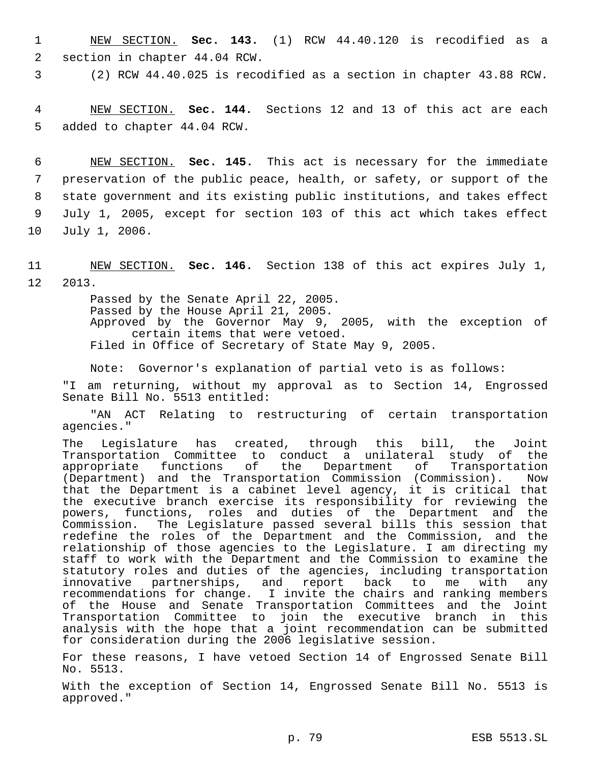NEW SECTION. **Sec. 143.** (1) RCW 44.40.120 is recodified as a section in chapter 44.04 RCW.

(2) RCW 44.40.025 is recodified as a section in chapter 43.88 RCW.

NEW SECTION. **Sec. 144.** Sections 12 and 13 of this act are each added to chapter 44.04 RCW.

NEW SECTION. **Sec. 145.** This act is necessary for the immediate preservation of the public peace, health, or safety, or support of the state government and its existing public institutions, and takes effect July 1, 2005, except for section 103 of this act which takes effect July 1, 2006.

NEW SECTION. **Sec. 146.** Section 138 of this act expires July 1, 2013.

Passed by the Senate April 22, 2005.
Passed by the House April 21, 2005.
Approved by the Governor May 9, 2005, with the exception of certain items that were vetoed.
Filed in Office of Secretary of State May 9, 2005.

Note: Governor's explanation of partial veto is as follows:

"I am returning, without my approval as to Section 14, Engrossed Senate Bill No. 5513 entitled:

"AN ACT Relating to restructuring of certain transportation agencies."

The Legislature has created, through this bill, the Joint Transportation Committee to conduct a unilateral study of the appropriate functions of the Department of Transportation (Department) and the Transportation Commission (Commission). Now that the Department is a cabinet level agency, it is critical that the executive branch exercise its responsibility for reviewing the powers, functions, roles and duties of the Department and the Commission. The Legislature passed several bills this session that redefine the roles of the Department and the Commission, and the relationship of those agencies to the Legislature. I am directing my staff to work with the Department and the Commission to examine the statutory roles and duties of the agencies, including transportation innovative partnerships, and report back to me with any recommendations for change. I invite the chairs and ranking members of the House and Senate Transportation Committees and the Joint Transportation Committee to join the executive branch in this analysis with the hope that a joint recommendation can be submitted for consideration during the 2006 legislative session.

For these reasons, I have vetoed Section 14 of Engrossed Senate Bill No. 5513.

With the exception of Section 14, Engrossed Senate Bill No. 5513 is approved."